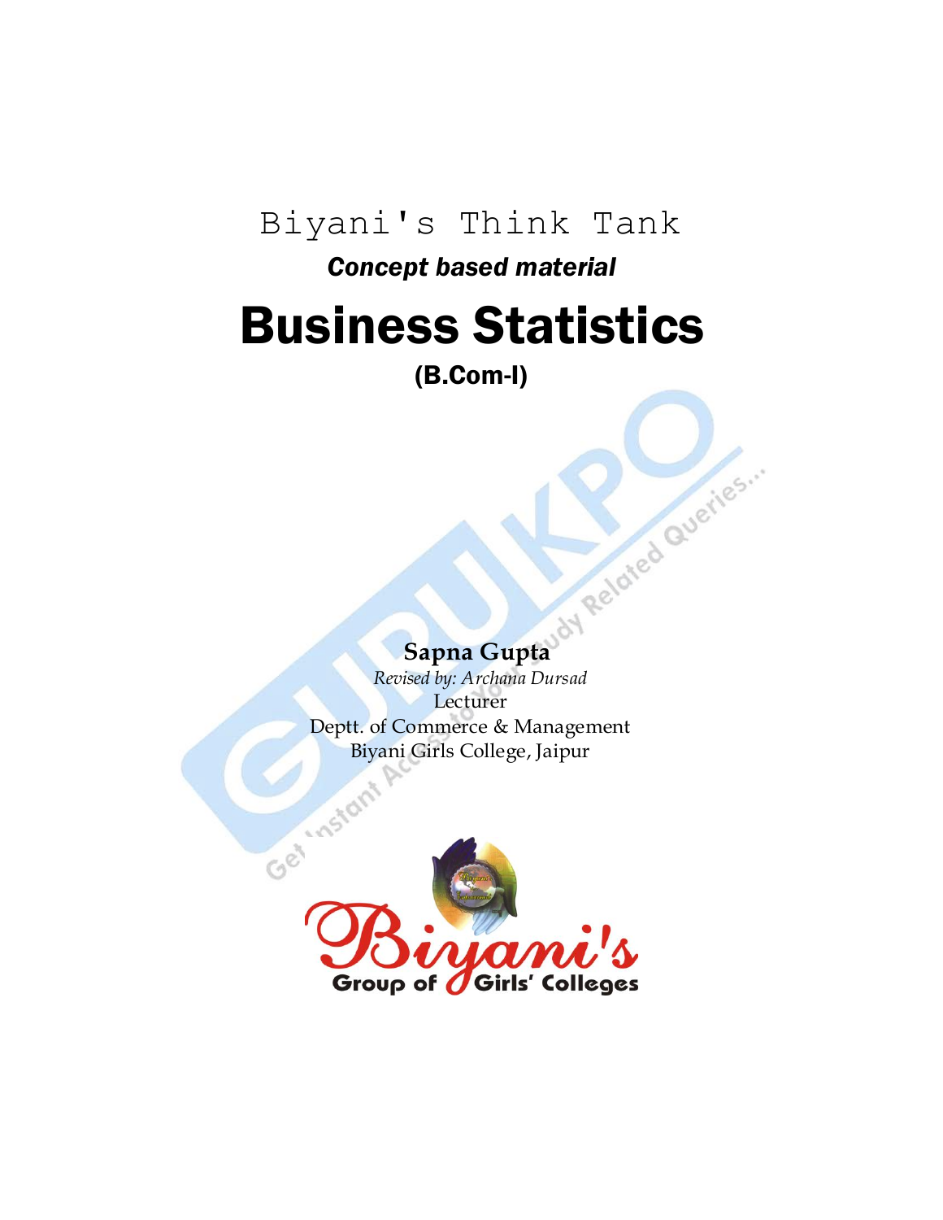Biyani's Think Tank

***Concept based material***

# Business Statistics

## (B.Com-I)

**Sapna Gupta**

*Revised by: Archana Dursad*

Lecturer

Deptt. of Commerce & Management

Biyani Girls College, Jaipur

Biyani's Group of Girls' Colleges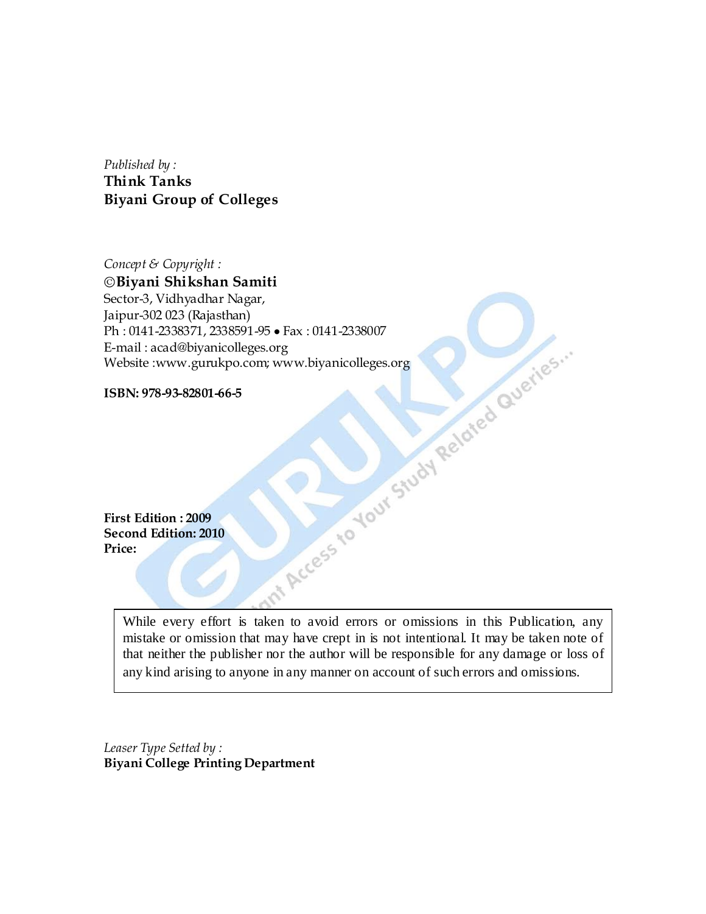*Published by :*
**Think Tanks**
**Biyani Group of Colleges**

*Concept & Copyright :*
**©Biyani Shikshan Samiti**
Sector-3, Vidhyadhar Nagar,
Jaipur-302 023 (Rajasthan)
Ph : 0141-2338371, 2338591-95 • Fax : 0141-2338007
E-mail : acad@biyanicolleges.org
Website :www.gurukpo.com; www.biyanicolleges.org

**ISBN: 978-93-82801-66-5**

**First Edition : 2009**
**Second Edition: 2010**
**Price:**

While every effort is taken to avoid errors or omissions in this Publication, any mistake or omission that may have crept in is not intentional. It may be taken note of that neither the publisher nor the author will be responsible for any damage or loss of any kind arising to anyone in any manner on account of such errors and omissions.

*Leaser Type Setted by :*
**Biyani College Printing Department**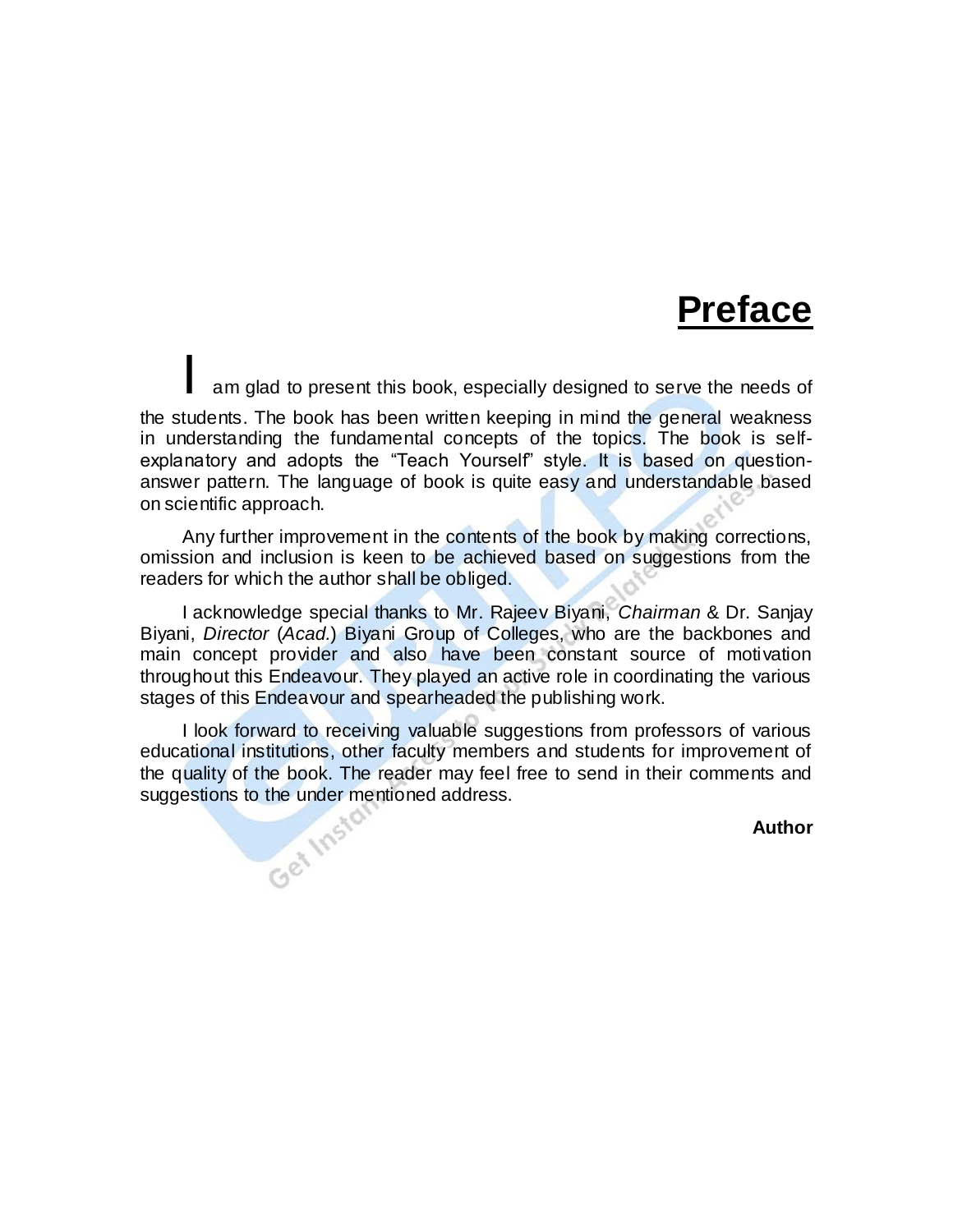# Preface

I am glad to present this book, especially designed to serve the needs of the students. The book has been written keeping in mind the general weakness in understanding the fundamental concepts of the topics. The book is self-explanatory and adopts the "Teach Yourself" style. It is based on question-answer pattern. The language of book is quite easy and understandable based on scientific approach.

Any further improvement in the contents of the book by making corrections, omission and inclusion is keen to be achieved based on suggestions from the readers for which the author shall be obliged.

I acknowledge special thanks to Mr. Rajeev Biyani, *Chairman* & Dr. Sanjay Biyani, *Director* (*Acad.*) Biyani Group of Colleges, who are the backbones and main concept provider and also have been constant source of motivation throughout this Endeavour. They played an active role in coordinating the various stages of this Endeavour and spearheaded the publishing work.

I look forward to receiving valuable suggestions from professors of various educational institutions, other faculty members and students for improvement of the quality of the book. The reader may feel free to send in their comments and suggestions to the under mentioned address.

**Author**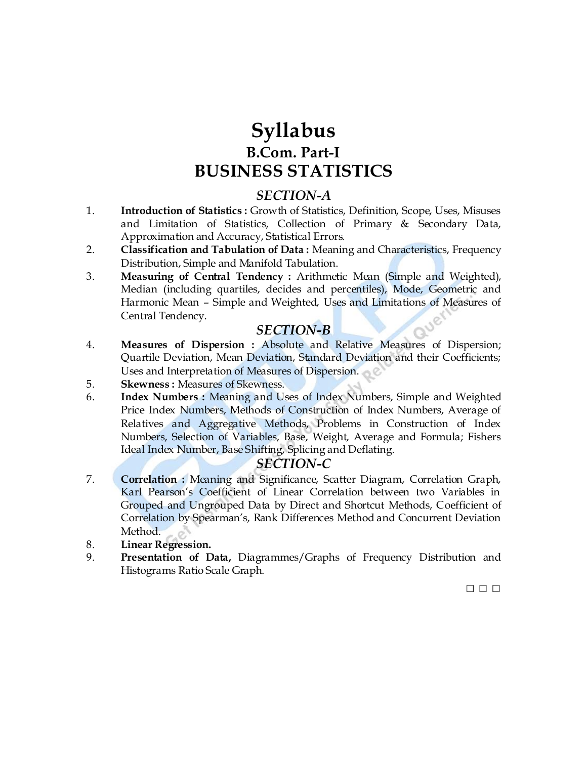# Syllabus

## B.Com. Part-I

## BUSINESS STATISTICS

### *SECTION-A*

1. **Introduction of Statistics :** Growth of Statistics, Definition, Scope, Uses, Misuses and Limitation of Statistics, Collection of Primary & Secondary Data, Approximation and Accuracy, Statistical Errors.
2. **Classification and Tabulation of Data :** Meaning and Characteristics, Frequency Distribution, Simple and Manifold Tabulation.
3. **Measuring of Central Tendency :** Arithmetic Mean (Simple and Weighted), Median (including quartiles, decides and percentiles), Mode, Geometric and Harmonic Mean – Simple and Weighted, Uses and Limitations of Measures of Central Tendency.

### *SECTION-B*

4. **Measures of Dispersion :** Absolute and Relative Measures of Dispersion; Quartile Deviation, Mean Deviation, Standard Deviation and their Coefficients; Uses and Interpretation of Measures of Dispersion.
5. **Skewness :** Measures of Skewness.
6. **Index Numbers :** Meaning and Uses of Index Numbers, Simple and Weighted Price Index Numbers, Methods of Construction of Index Numbers, Average of Relatives and Aggregative Methods, Problems in Construction of Index Numbers, Selection of Variables, Base, Weight, Average and Formula; Fishers Ideal Index Number, Base Shifting, Splicing and Deflating.

### *SECTION-C*

7. **Correlation :** Meaning and Significance, Scatter Diagram, Correlation Graph, Karl Pearson's Coefficient of Linear Correlation between two Variables in Grouped and Ungrouped Data by Direct and Shortcut Methods, Coefficient of Correlation by Spearman's, Rank Differences Method and Concurrent Deviation Method.
8. **Linear Regression.**
9. **Presentation of Data,** Diagrammes/Graphs of Frequency Distribution and Histograms Ratio Scale Graph.

□ □ □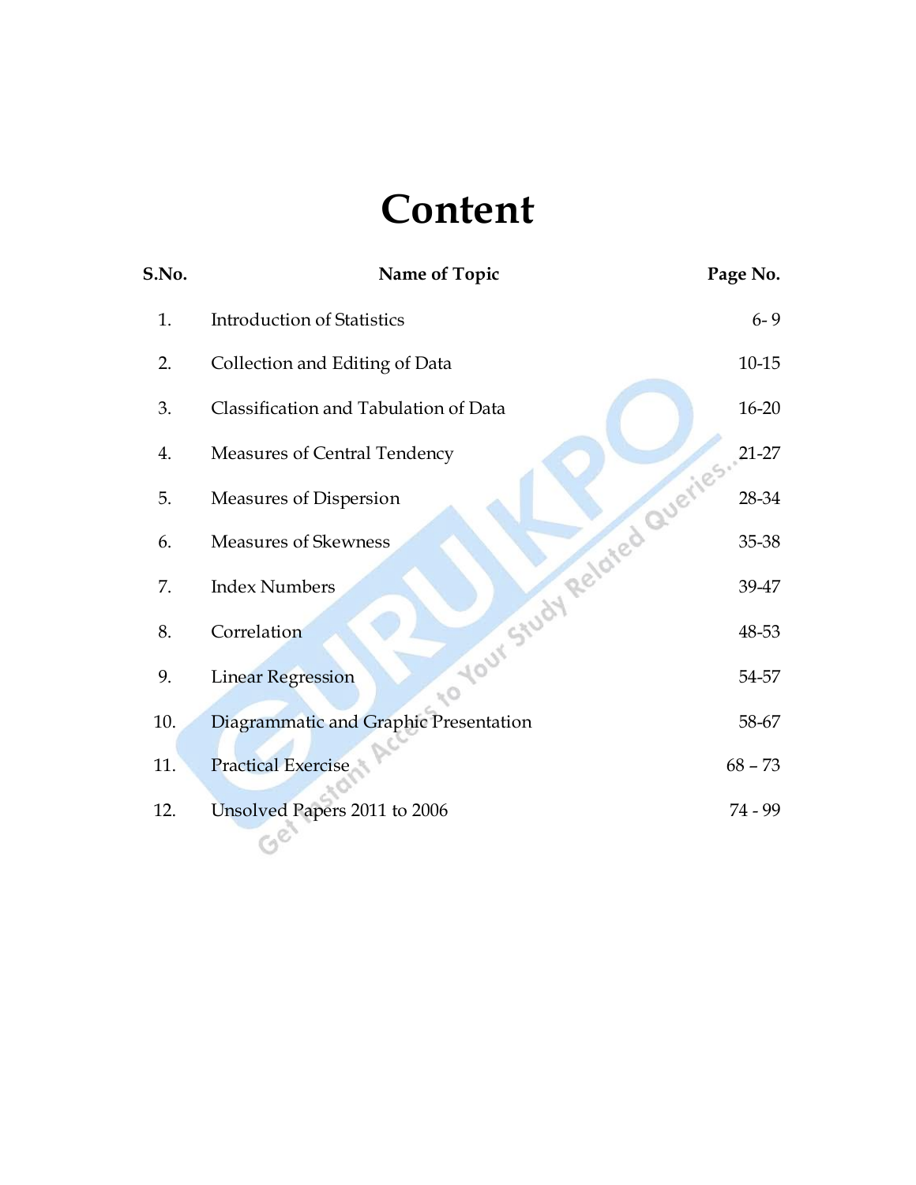# Content

| S.No. | Name of Topic | Page No. |
|---|---|---|
| 1. | Introduction of Statistics | 6- 9 |
| 2. | Collection and Editing of Data | 10-15 |
| 3. | Classification and Tabulation of Data | 16-20 |
| 4. | Measures of Central Tendency | 21-27 |
| 5. | Measures of Dispersion | 28-34 |
| 6. | Measures of Skewness | 35-38 |
| 7. | Index Numbers | 39-47 |
| 8. | Correlation | 48-53 |
| 9. | Linear Regression | 54-57 |
| 10. | Diagrammatic and Graphic Presentation | 58-67 |
| 11. | Practical Exercise | 68 – 73 |
| 12. | Unsolved Papers 2011 to 2006 | 74 - 99 |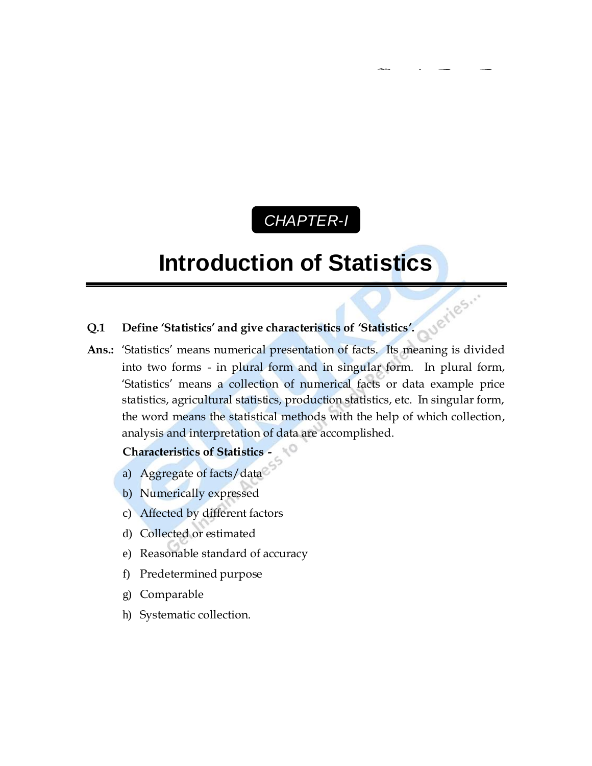CHAPTER-I

# Introduction of Statistics

**Q.1 Define 'Statistics' and give characteristics of 'Statistics'.**

**Ans.:** 'Statistics' means numerical presentation of facts. Its meaning is divided into two forms - in plural form and in singular form. In plural form, 'Statistics' means a collection of numerical facts or data example price statistics, agricultural statistics, production statistics, etc. In singular form, the word means the statistical methods with the help of which collection, analysis and interpretation of data are accomplished.

**Characteristics of Statistics -**

a) Aggregate of facts/data

b) Numerically expressed

c) Affected by different factors

d) Collected or estimated

e) Reasonable standard of accuracy

f) Predetermined purpose

g) Comparable

h) Systematic collection.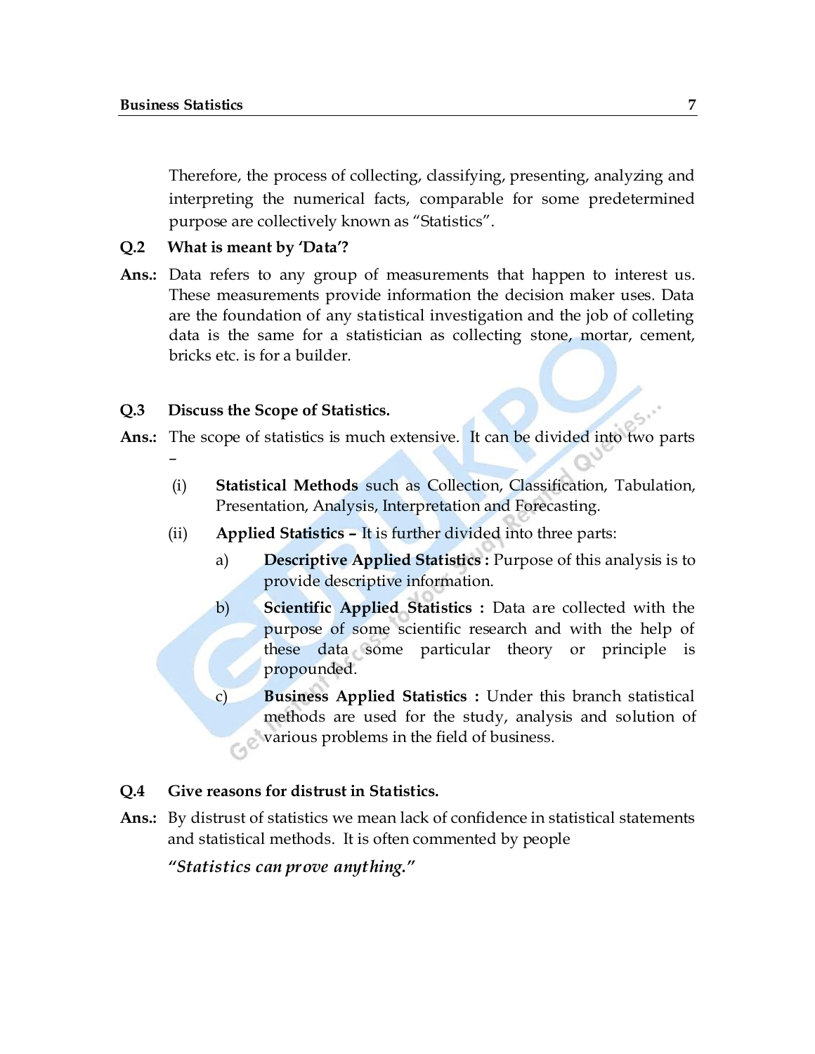Therefore, the process of collecting, classifying, presenting, analyzing and interpreting the numerical facts, comparable for some predetermined purpose are collectively known as "Statistics".

**Q.2 What is meant by 'Data'?**

**Ans.:** Data refers to any group of measurements that happen to interest us. These measurements provide information the decision maker uses. Data are the foundation of any statistical investigation and the job of colleting data is the same for a statistician as collecting stone, mortar, cement, bricks etc. is for a builder.

**Q.3 Discuss the Scope of Statistics.**

**Ans.:** The scope of statistics is much extensive. It can be divided into two parts –

(i) **Statistical Methods** such as Collection, Classification, Tabulation, Presentation, Analysis, Interpretation and Forecasting.

(ii) **Applied Statistics –** It is further divided into three parts:

a) **Descriptive Applied Statistics :** Purpose of this analysis is to provide descriptive information.

b) **Scientific Applied Statistics :** Data are collected with the purpose of some scientific research and with the help of these data some particular theory or principle is propounded.

c) **Business Applied Statistics :** Under this branch statistical methods are used for the study, analysis and solution of various problems in the field of business.

**Q.4 Give reasons for distrust in Statistics.**

**Ans.:** By distrust of statistics we mean lack of confidence in statistical statements and statistical methods. It is often commented by people

*"Statistics can prove anything."*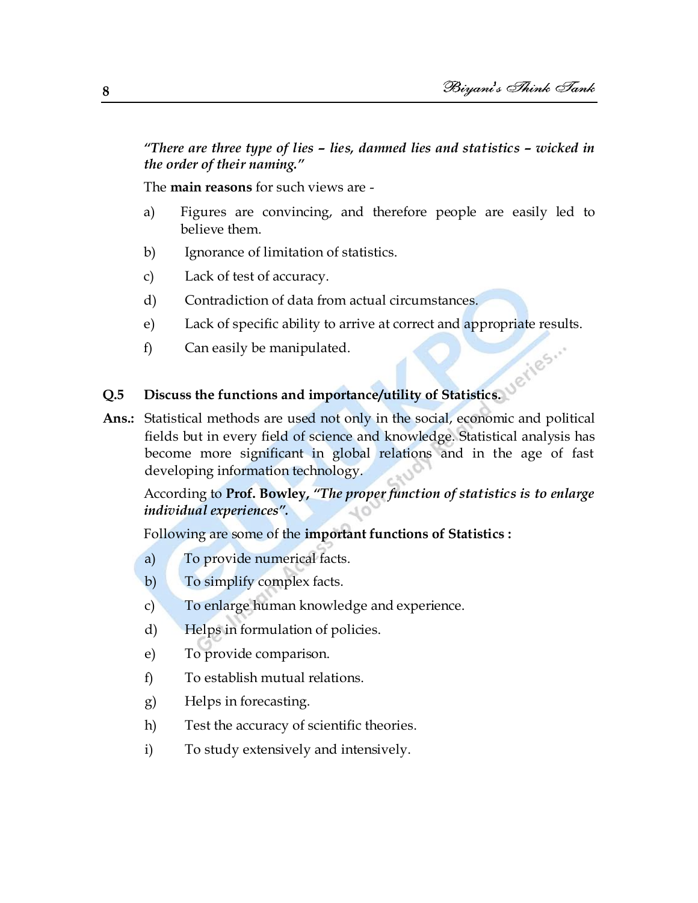*"There are three type of lies – lies, damned lies and statistics – wicked in the order of their naming."*

The **main reasons** for such views are -

a) Figures are convincing, and therefore people are easily led to believe them.

b) Ignorance of limitation of statistics.

c) Lack of test of accuracy.

d) Contradiction of data from actual circumstances.

e) Lack of specific ability to arrive at correct and appropriate results.

f) Can easily be manipulated.

**Q.5 Discuss the functions and importance/utility of Statistics.**

**Ans.:** Statistical methods are used not only in the social, economic and political fields but in every field of science and knowledge. Statistical analysis has become more significant in global relations and in the age of fast developing information technology.

According to **Prof. Bowley,** ***"The proper function of statistics is to enlarge individual experiences".***

Following are some of the **important functions of Statistics :**

a) To provide numerical facts.

b) To simplify complex facts.

c) To enlarge human knowledge and experience.

d) Helps in formulation of policies.

e) To provide comparison.

f) To establish mutual relations.

g) Helps in forecasting.

h) Test the accuracy of scientific theories.

i) To study extensively and intensively.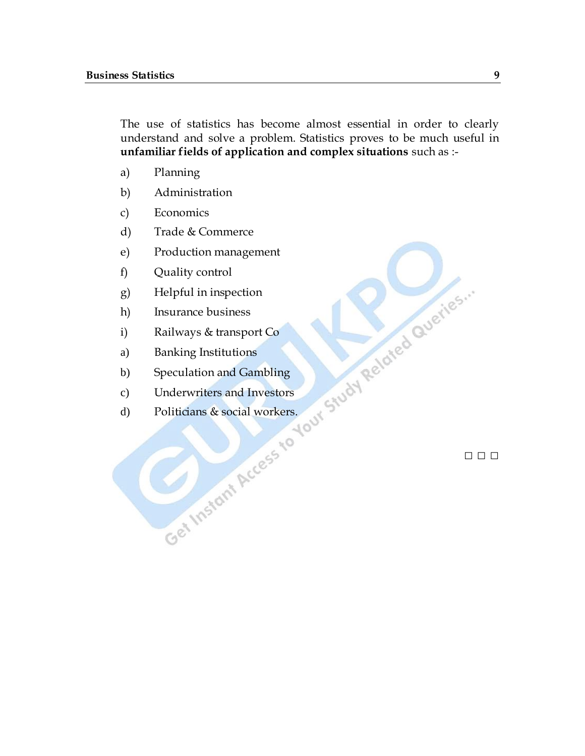The use of statistics has become almost essential in order to clearly understand and solve a problem. Statistics proves to be much useful in **unfamiliar fields of application and complex situations** such as :-

a) Planning

b) Administration

c) Economics

d) Trade & Commerce

e) Production management

f) Quality control

g) Helpful in inspection

h) Insurance business

i) Railways & transport Co

a) Banking Institutions

b) Speculation and Gambling

c) Underwriters and Investors

d) Politicians & social workers.

□ □ □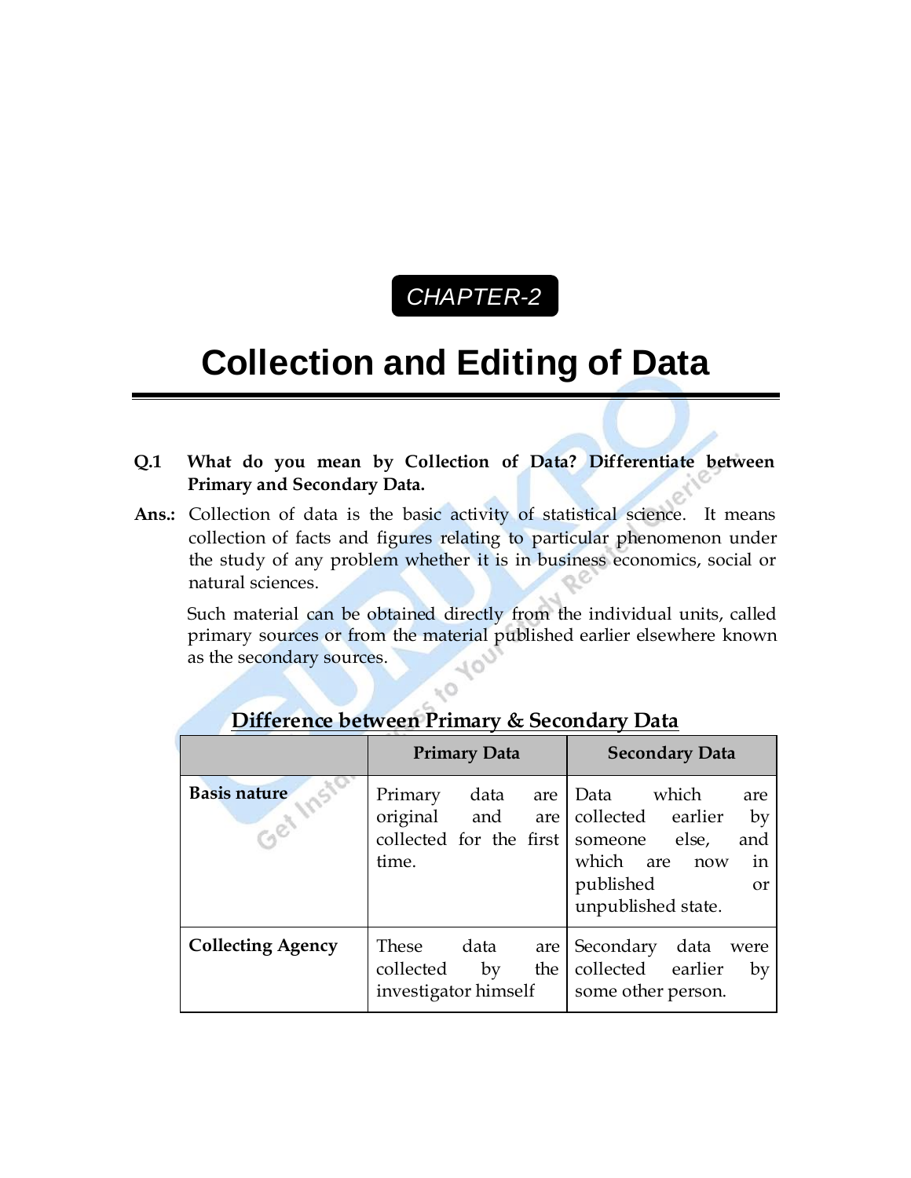CHAPTER-2

# Collection and Editing of Data

**Q.1 What do you mean by Collection of Data? Differentiate between Primary and Secondary Data.**

**Ans.:** Collection of data is the basic activity of statistical science. It means collection of facts and figures relating to particular phenomenon under the study of any problem whether it is in business economics, social or natural sciences.

Such material can be obtained directly from the individual units, called primary sources or from the material published earlier elsewhere known as the secondary sources.

**<u>Difference between Primary & Secondary Data</u>**

| | **Primary Data** | **Secondary Data** |
|---|---|---|
| **Basis nature** | Primary data are original and are collected for the first time. | Data which are collected earlier by someone else, and which are now in published or unpublished state. |
| **Collecting Agency** | These data are collected by the investigator himself | Secondary data were collected earlier by some other person. |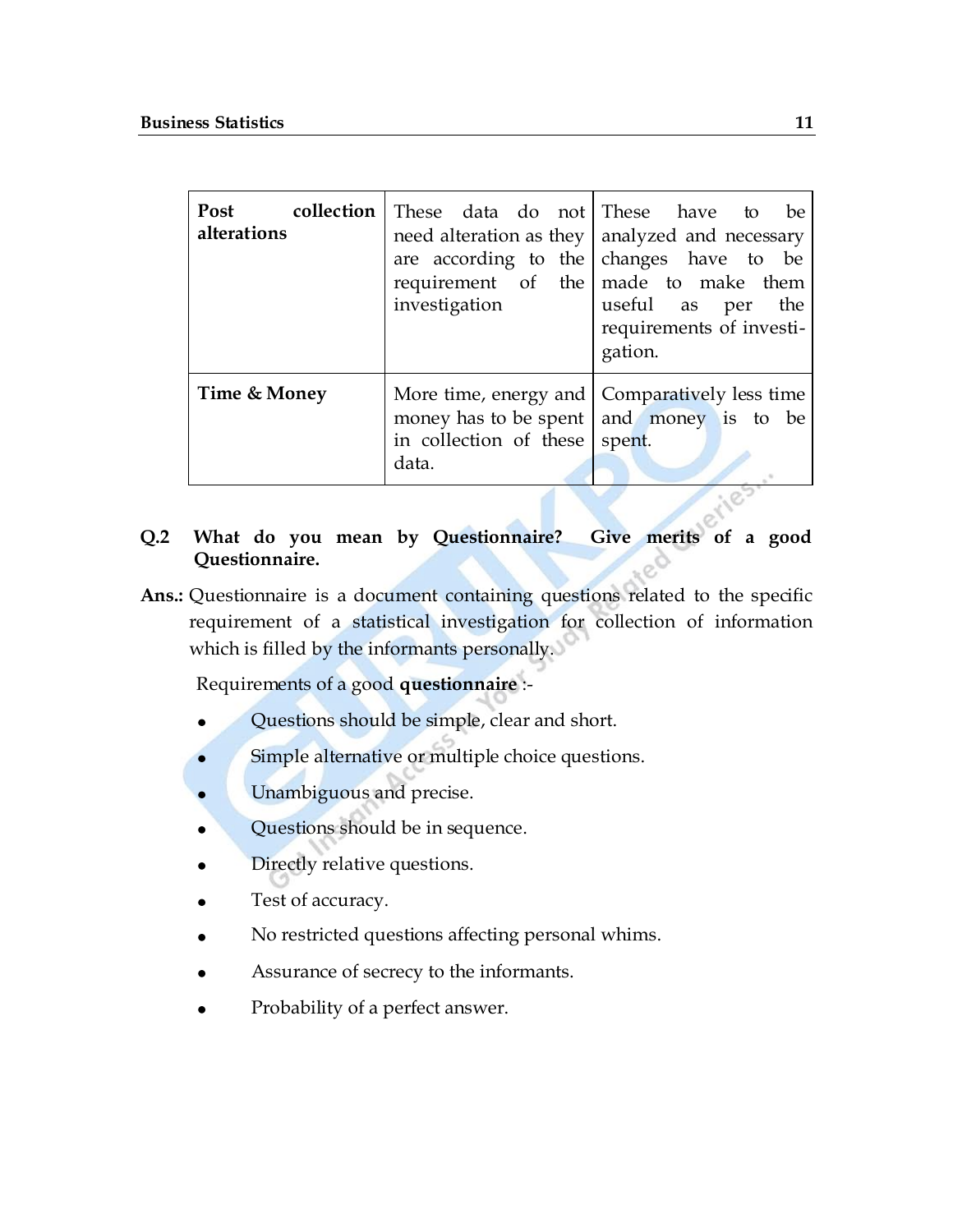| Post collection alterations | These data do not need alteration as they are according to the requirement of the investigation | These have to be analyzed and necessary changes have to be made to make them useful as per the requirements of investi-gation. |
|---|---|---|
| **Time & Money** | More time, energy and money has to be spent in collection of these data. | Comparatively less time and money is to be spent. |

**Q.2 What do you mean by Questionnaire? Give merits of a good Questionnaire.**

**Ans.:** Questionnaire is a document containing questions related to the specific requirement of a statistical investigation for collection of information which is filled by the informants personally.

Requirements of a good **questionnaire** :-

- Questions should be simple, clear and short.
- Simple alternative or multiple choice questions.
- Unambiguous and precise.
- Questions should be in sequence.
- Directly relative questions.
- Test of accuracy.
- No restricted questions affecting personal whims.
- Assurance of secrecy to the informants.
- Probability of a perfect answer.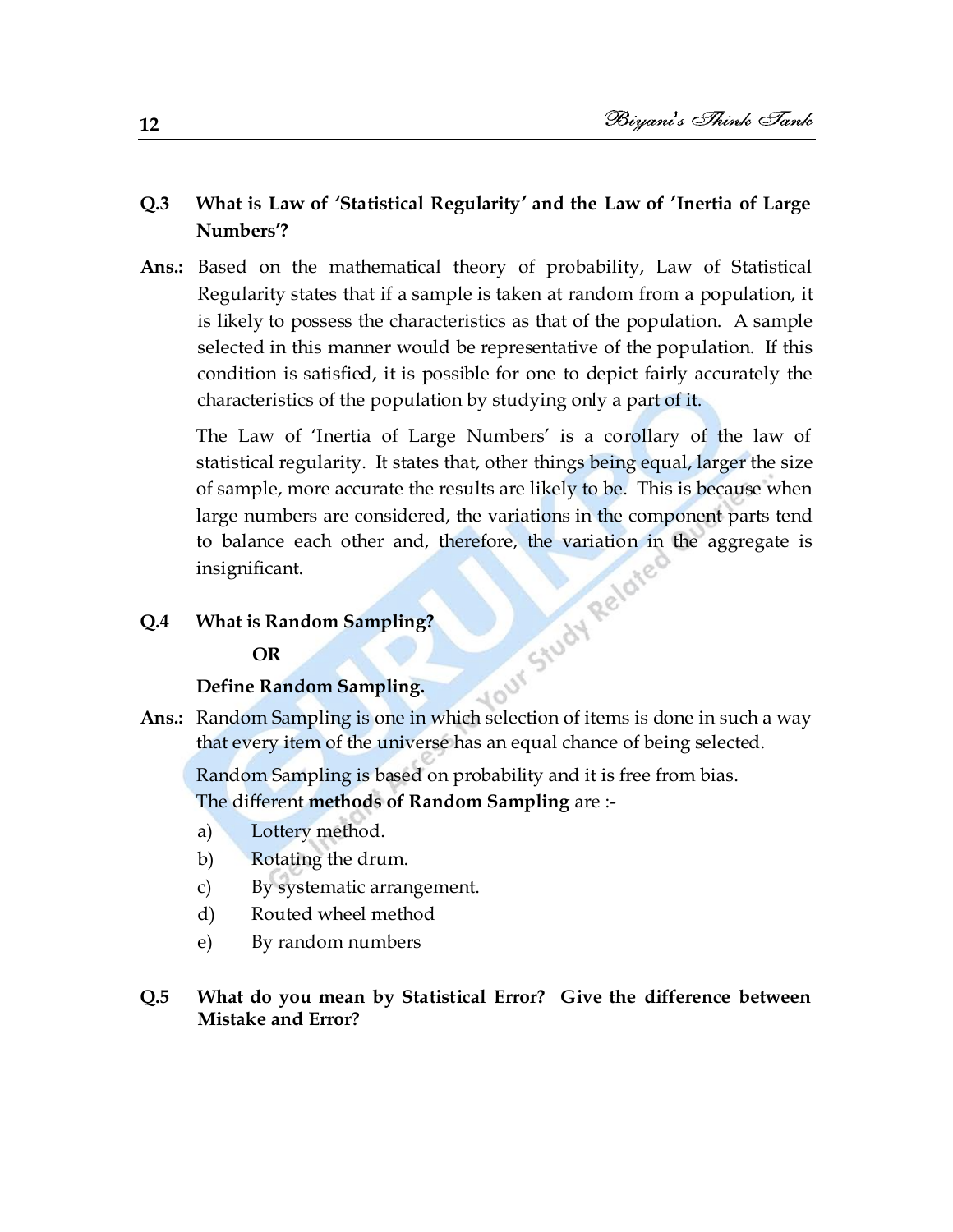**Q.3 What is Law of 'Statistical Regularity' and the Law of 'Inertia of Large Numbers'?**

**Ans.:** Based on the mathematical theory of probability, Law of Statistical Regularity states that if a sample is taken at random from a population, it is likely to possess the characteristics as that of the population. A sample selected in this manner would be representative of the population. If this condition is satisfied, it is possible for one to depict fairly accurately the characteristics of the population by studying only a part of it.

The Law of 'Inertia of Large Numbers' is a corollary of the law of statistical regularity. It states that, other things being equal, larger the size of sample, more accurate the results are likely to be. This is because when large numbers are considered, the variations in the component parts tend to balance each other and, therefore, the variation in the aggregate is insignificant.

**Q.4 What is Random Sampling?**

**OR**

**Define Random Sampling.**

**Ans.:** Random Sampling is one in which selection of items is done in such a way that every item of the universe has an equal chance of being selected.

Random Sampling is based on probability and it is free from bias.

The different **methods of Random Sampling** are :-

a) Lottery method.
b) Rotating the drum.
c) By systematic arrangement.
d) Routed wheel method
e) By random numbers

**Q.5 What do you mean by Statistical Error? Give the difference between Mistake and Error?**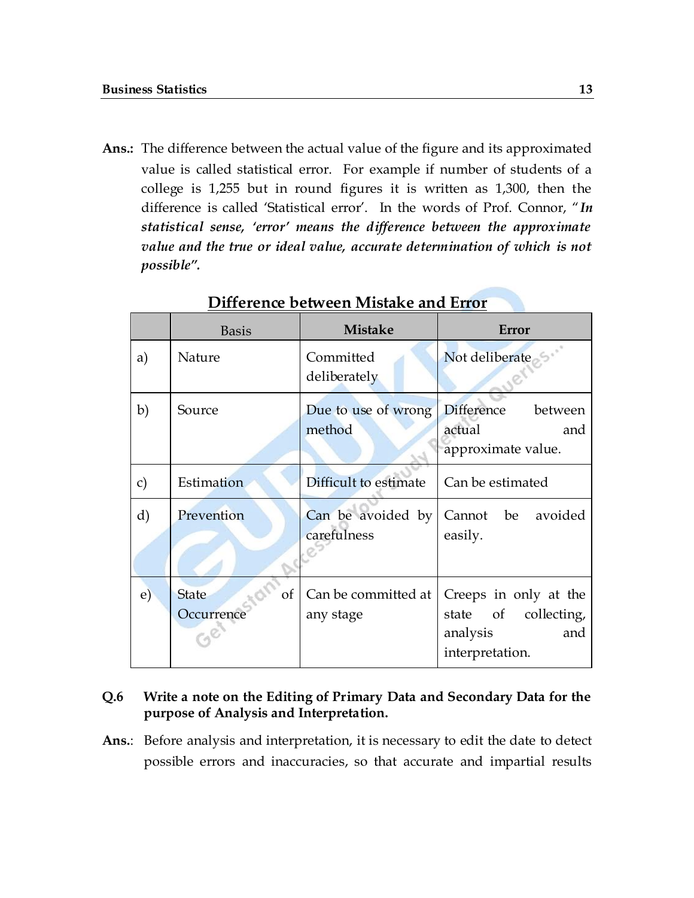**Ans.:** The difference between the actual value of the figure and its approximated value is called statistical error. For example if number of students of a college is 1,255 but in round figures it is written as 1,300, then the difference is called 'Statistical error'. In the words of Prof. Connor, "***In statistical sense, 'error' means the difference between the approximate value and the true or ideal value, accurate determination of which is not possible".***

## Difference between Mistake and Error

| | Basis | Mistake | Error |
|---|---|---|---|
| a) | Nature | Committed deliberately | Not deliberate |
| b) | Source | Due to use of wrong method | Difference between actual and approximate value. |
| c) | Estimation | Difficult to estimate | Can be estimated |
| d) | Prevention | Can be avoided by carefulness | Cannot be avoided easily. |
| e) | State of Occurrence | Can be committed at any stage | Creeps in only at the state of collecting, analysis and interpretation. |

**Q.6 Write a note on the Editing of Primary Data and Secondary Data for the purpose of Analysis and Interpretation.**

**Ans.:** Before analysis and interpretation, it is necessary to edit the date to detect possible errors and inaccuracies, so that accurate and impartial results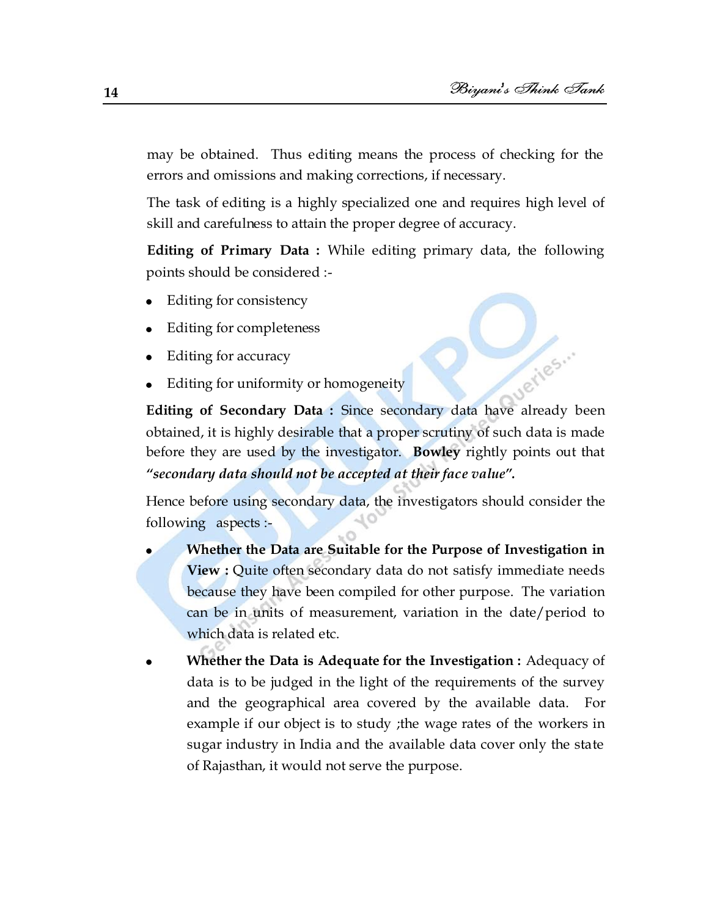may be obtained. Thus editing means the process of checking for the errors and omissions and making corrections, if necessary.

The task of editing is a highly specialized one and requires high level of skill and carefulness to attain the proper degree of accuracy.

**Editing of Primary Data :** While editing primary data, the following points should be considered :-

- Editing for consistency
- Editing for completeness
- Editing for accuracy
- Editing for uniformity or homogeneity

**Editing of Secondary Data :** Since secondary data have already been obtained, it is highly desirable that a proper scrutiny of such data is made before they are used by the investigator. **Bowley** rightly points out that ***"secondary data should not be accepted at their face value".***

Hence before using secondary data, the investigators should consider the following aspects :-

- **Whether the Data are Suitable for the Purpose of Investigation in View :** Quite often secondary data do not satisfy immediate needs because they have been compiled for other purpose. The variation can be in units of measurement, variation in the date/period to which data is related etc.
- **Whether the Data is Adequate for the Investigation :** Adequacy of data is to be judged in the light of the requirements of the survey and the geographical area covered by the available data. For example if our object is to study ;the wage rates of the workers in sugar industry in India and the available data cover only the state of Rajasthan, it would not serve the purpose.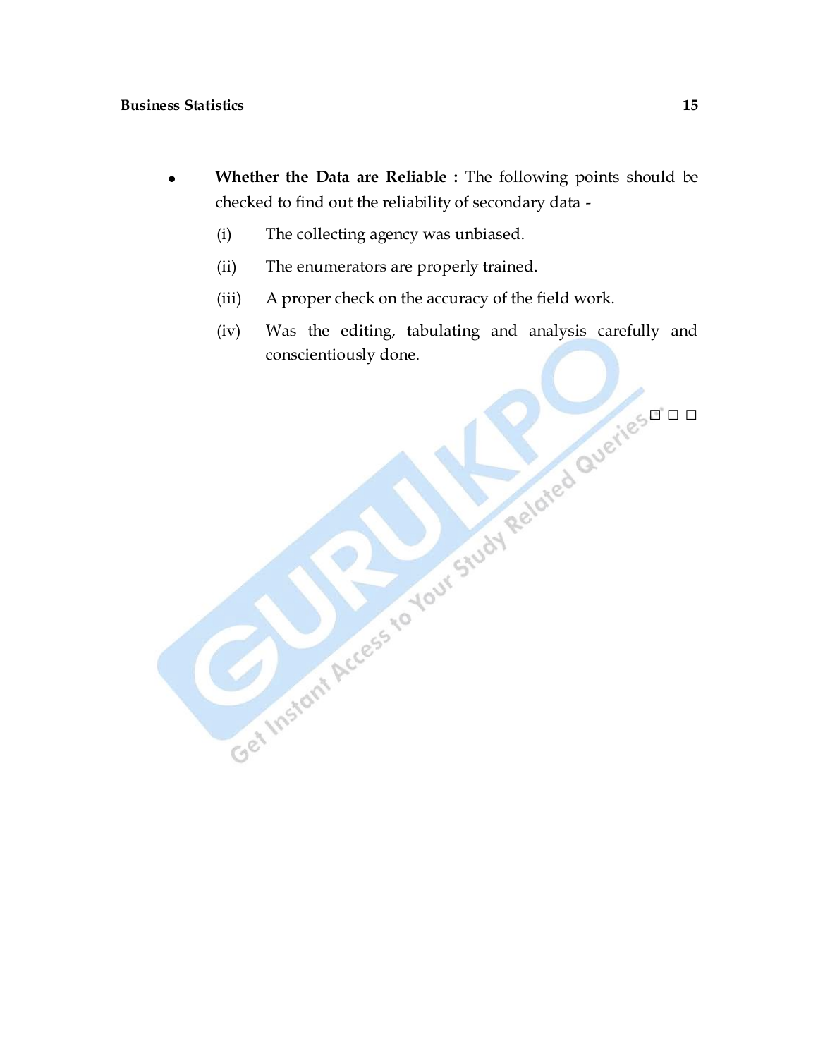- **Whether the Data are Reliable :** The following points should be checked to find out the reliability of secondary data -
  - (i) The collecting agency was unbiased.
  - (ii) The enumerators are properly trained.
  - (iii) A proper check on the accuracy of the field work.
  - (iv) Was the editing, tabulating and analysis carefully and conscientiously done.

□ □ □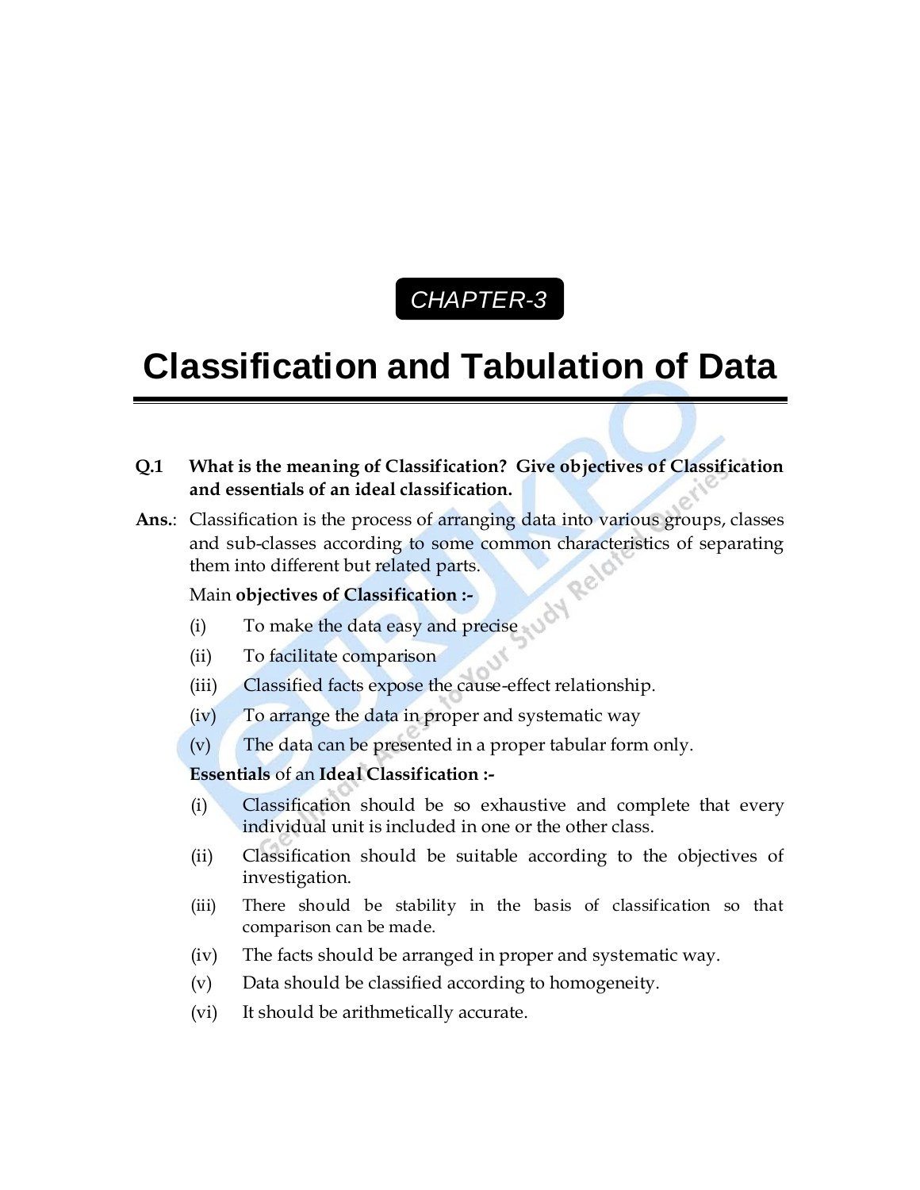CHAPTER-3

# Classification and Tabulation of Data

**Q.1 What is the meaning of Classification? Give objectives of Classification and essentials of an ideal classification.**

**Ans.**: Classification is the process of arranging data into various groups, classes and sub-classes according to some common characteristics of separating them into different but related parts.

Main **objectives of Classification :-**

- (i) To make the data easy and precise
- (ii) To facilitate comparison
- (iii) Classified facts expose the cause-effect relationship.
- (iv) To arrange the data in proper and systematic way
- (v) The data can be presented in a proper tabular form only.

**Essentials** of an **Ideal Classification :-**

- (i) Classification should be so exhaustive and complete that every individual unit is included in one or the other class.
- (ii) Classification should be suitable according to the objectives of investigation.
- (iii) There should be stability in the basis of classification so that comparison can be made.
- (iv) The facts should be arranged in proper and systematic way.
- (v) Data should be classified according to homogeneity.
- (vi) It should be arithmetically accurate.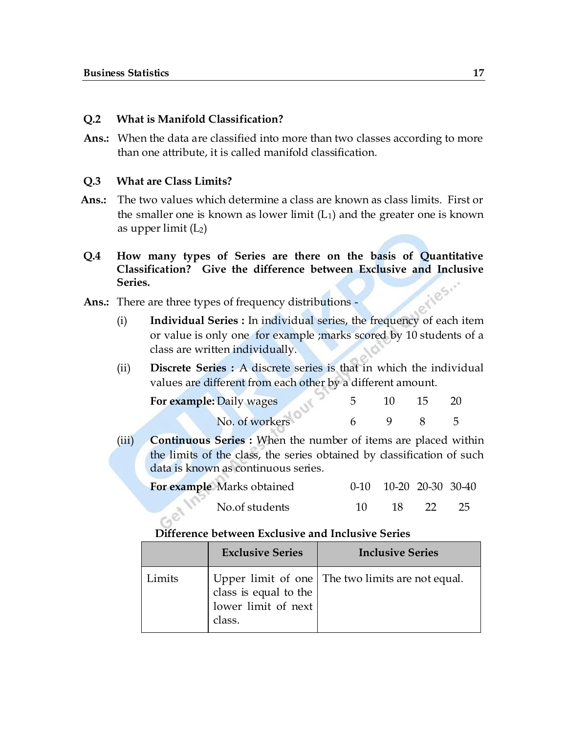**Q.2 What is Manifold Classification?**

**Ans.:** When the data are classified into more than two classes according to more than one attribute, it is called manifold classification.

**Q.3 What are Class Limits?**

**Ans.:** The two values which determine a class are known as class limits. First or the smaller one is known as lower limit ($L_1$) and the greater one is known as upper limit ($L_2$)

**Q.4 How many types of Series are there on the basis of Quantitative Classification? Give the difference between Exclusive and Inclusive Series.**

**Ans.:** There are three types of frequency distributions -

(i) **Individual Series :** In individual series, the frequency of each item or value is only one for example ;marks scored by 10 students of a class are written individually.

(ii) **Discrete Series :** A discrete series is that in which the individual values are different from each other by a different amount.

**For example:**

| Daily wages | 5 | 10 | 15 | 20 |
|---|---|---|---|---|
| No. of workers | 6 | 9 | 8 | 5 |

(iii) **Continuous Series :** When the number of items are placed within the limits of the class, the series obtained by classification of such data is known as continuous series.

**For example**

| Marks obtained | 0-10 | 10-20 | 20-30 | 30-40 |
|---|---|---|---|---|
| No.of students | 10 | 18 | 22 | 25 |

**Difference between Exclusive and Inclusive Series**

| | Exclusive Series | Inclusive Series |
|---|---|---|
| Limits | Upper limit of one class is equal to the lower limit of next class. | The two limits are not equal. |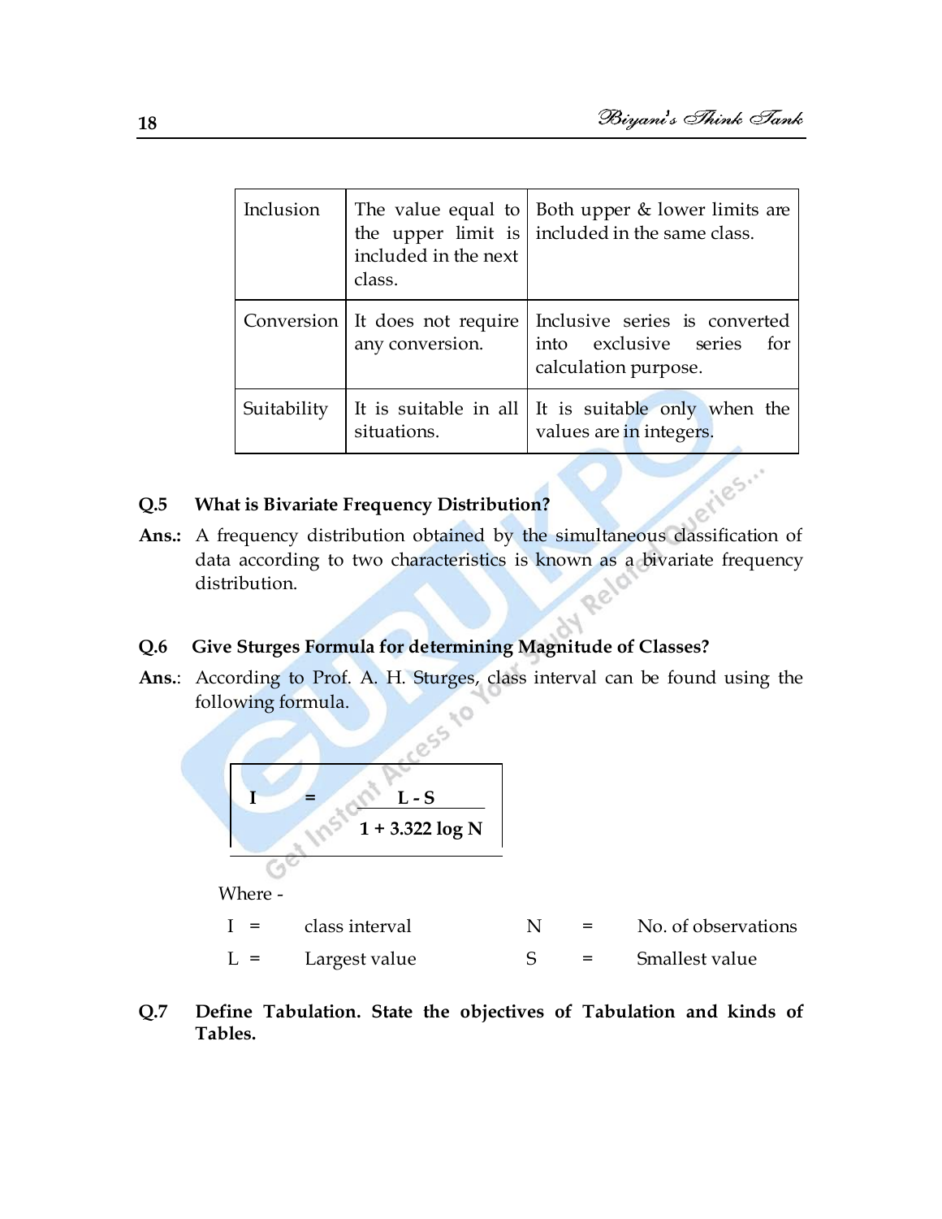| Inclusion | The value equal to the upper limit is included in the next class. | Both upper & lower limits are included in the same class. |
|---|---|---|
| Conversion | It does not require any conversion. | Inclusive series is converted into exclusive series for calculation purpose. |
| Suitability | It is suitable in all situations. | It is suitable only when the values are in integers. |

**Q.5 What is Bivariate Frequency Distribution?**

**Ans.:** A frequency distribution obtained by the simultaneous classification of data according to two characteristics is known as a bivariate frequency distribution.

**Q.6 Give Sturges Formula for determining Magnitude of Classes?**

**Ans.:** According to Prof. A. H. Sturges, class interval can be found using the following formula.

$$I = \frac{L - S}{1 + 3.322 \log N}$$

Where -

| | | | |
|---|---|---|---|
| I = | class interval | N = | No. of observations |
| L = | Largest value | S = | Smallest value |

**Q.7 Define Tabulation. State the objectives of Tabulation and kinds of Tables.**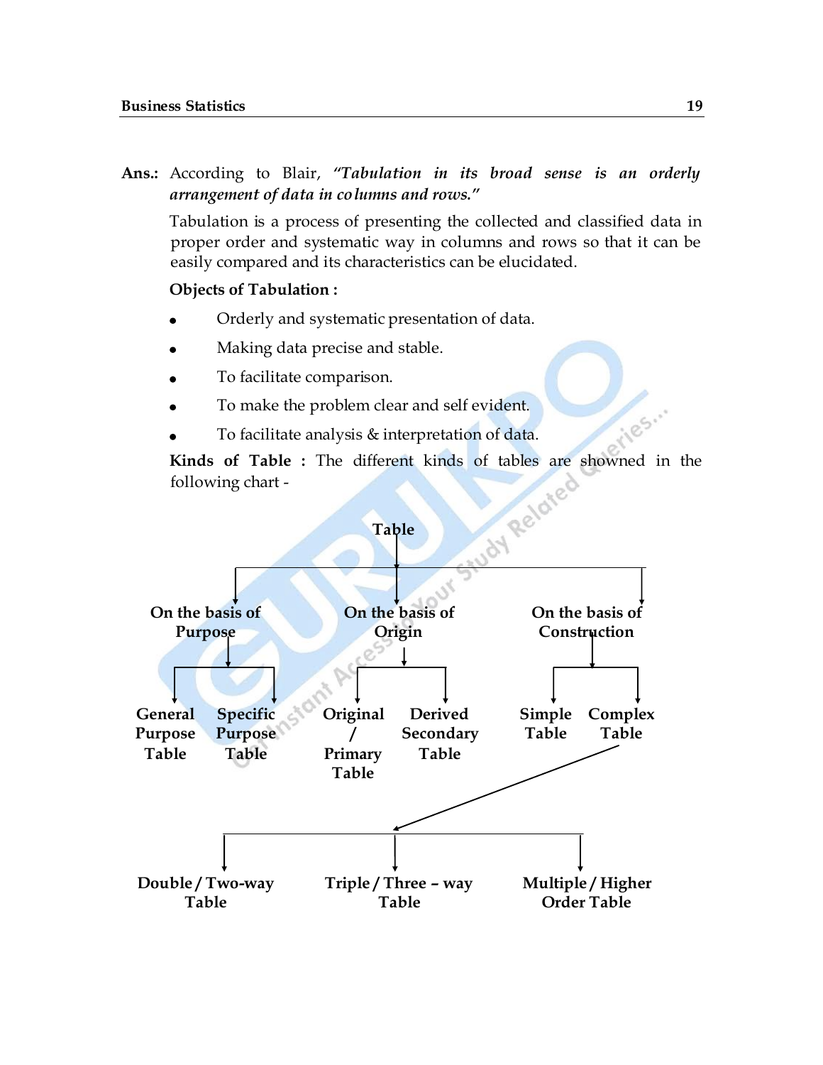**Ans.:** According to Blair, *"Tabulation in its broad sense is an orderly arrangement of data in columns and rows."*

Tabulation is a process of presenting the collected and classified data in proper order and systematic way in columns and rows so that it can be easily compared and its characteristics can be elucidated.

**Objects of Tabulation :**

- Orderly and systematic presentation of data.
- Making data precise and stable.
- To facilitate comparison.
- To make the problem clear and self evident.
- To facilitate analysis & interpretation of data.

**Kinds of Table :** The different kinds of tables are showned in the following chart -

- **Table**
  - **On the basis of Purpose**
    - **General Purpose Table**
    - **Specific Purpose Table**
  - **On the basis of Origin**
    - **Original / Primary Table**
    - **Derived Secondary Table**
  - **On the basis of Construction**
    - **Simple Table**
    - **Complex Table**
      - **Double / Two-way Table**
      - **Triple / Three – way Table**
      - **Multiple / Higher Order Table**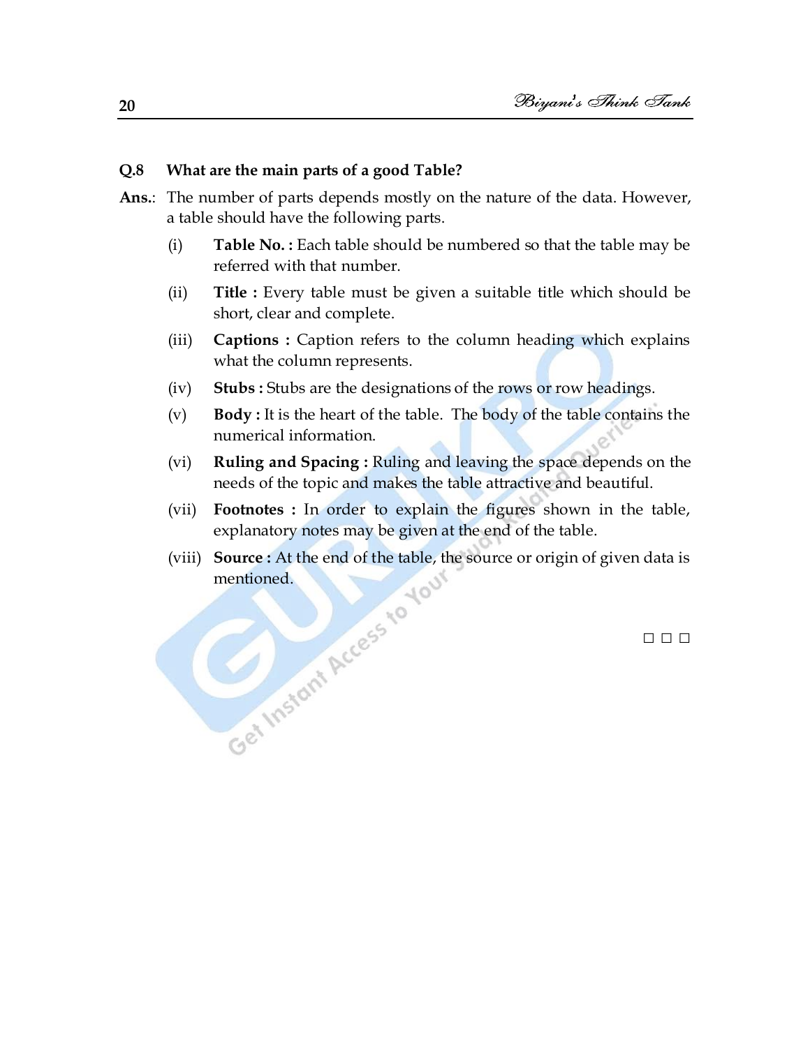**Q.8 What are the main parts of a good Table?**

**Ans.**: The number of parts depends mostly on the nature of the data. However, a table should have the following parts.

(i) **Table No. :** Each table should be numbered so that the table may be referred with that number.

(ii) **Title :** Every table must be given a suitable title which should be short, clear and complete.

(iii) **Captions :** Caption refers to the column heading which explains what the column represents.

(iv) **Stubs :** Stubs are the designations of the rows or row headings.

(v) **Body :** It is the heart of the table. The body of the table contains the numerical information.

(vi) **Ruling and Spacing :** Ruling and leaving the space depends on the needs of the topic and makes the table attractive and beautiful.

(vii) **Footnotes :** In order to explain the figures shown in the table, explanatory notes may be given at the end of the table.

(viii) **Source :** At the end of the table, the source or origin of given data is mentioned.

□ □ □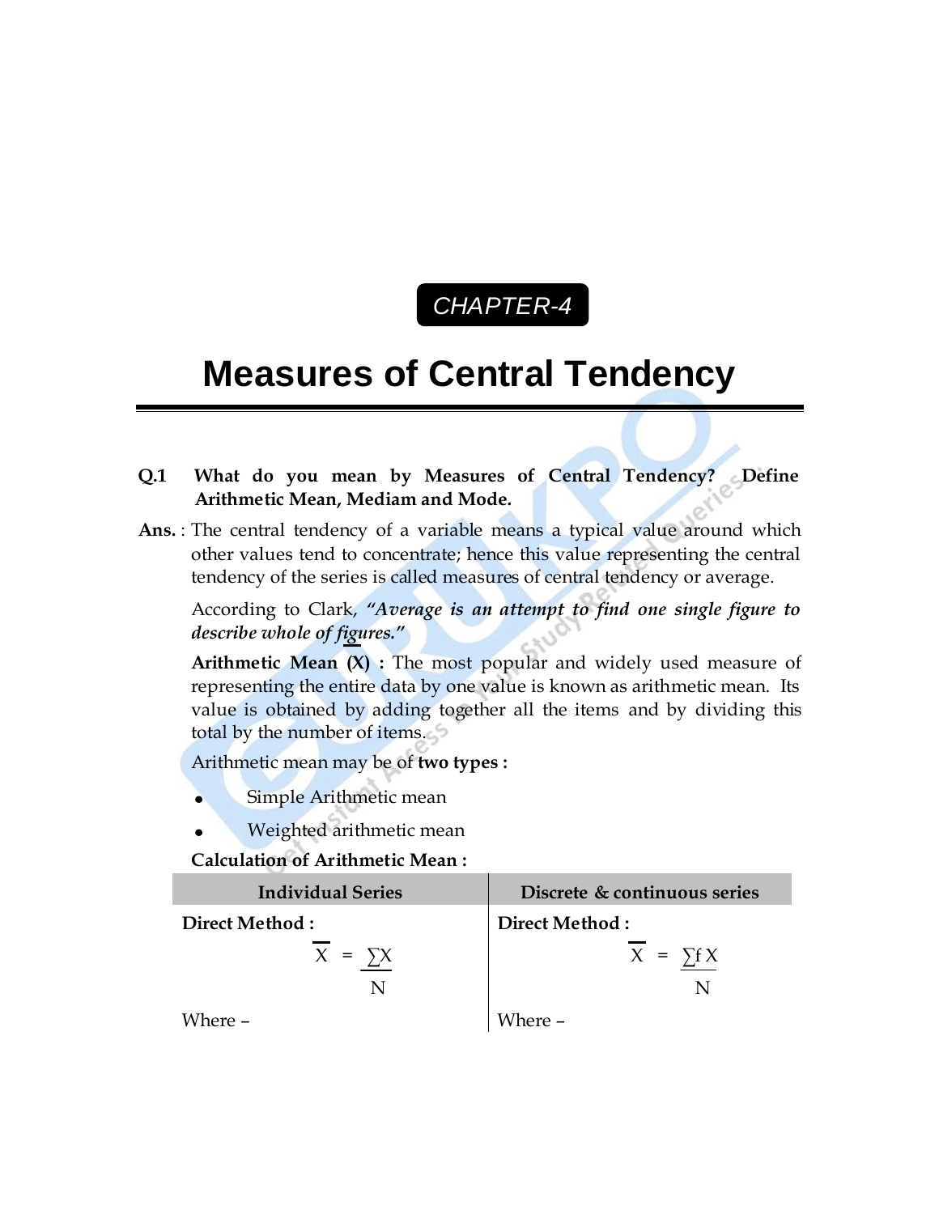CHAPTER-4

# Measures of Central Tendency

**Q.1 What do you mean by Measures of Central Tendency? Define Arithmetic Mean, Mediam and Mode.**

**Ans.** : The central tendency of a variable means a typical value around which other values tend to concentrate; hence this value representing the central tendency of the series is called measures of central tendency or average.

According to Clark, ***"Average is an attempt to find one single figure to describe whole of figures."***

**Arithmetic Mean ($\overline{X}$) :** The most popular and widely used measure of representing the entire data by one value is known as arithmetic mean. Its value is obtained by adding together all the items and by dividing this total by the number of items.

Arithmetic mean may be of **two types :**

- Simple Arithmetic mean
- Weighted arithmetic mean

**Calculation of Arithmetic Mean :**

| Individual Series | Discrete & continuous series |
|---|---|
| **Direct Method :** | **Direct Method :** |
| $\overline{X} = \frac{\sum X}{N}$ | $\overline{X} = \frac{\sum fX}{N}$ |
| Where – | Where – |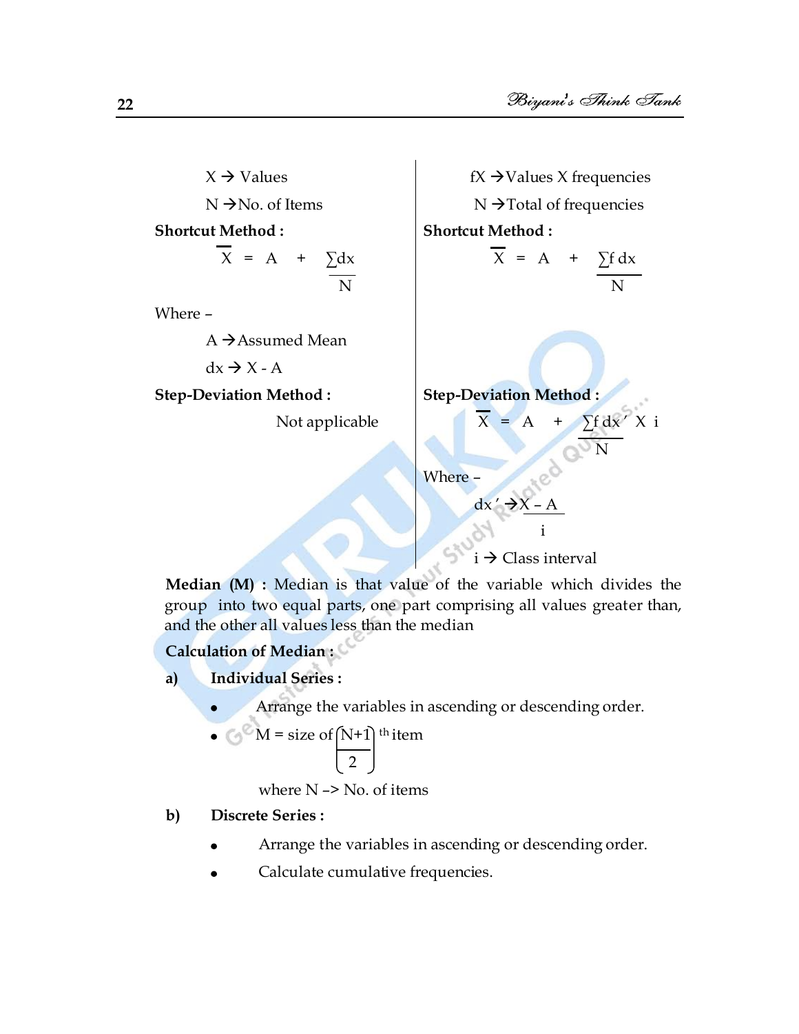$X \rightarrow$ Values

$N \rightarrow$ No. of Items

**Shortcut Method :**

$$\bar{X} = A + \frac{\sum dx}{N}$$

Where –

$A \rightarrow$ Assumed Mean

$dx \rightarrow X - A$

**Step-Deviation Method :**

Not applicable

$fX \rightarrow$ Values X frequencies

$N \rightarrow$ Total of frequencies

**Shortcut Method :**

$$\bar{X} = A + \frac{\sum f\,dx}{N}$$

**Step-Deviation Method :**

$$\bar{X} = A + \frac{\sum f\,dx'}{N} \times i$$

Where –

$dx' \rightarrow \frac{X - A}{i}$

$i \rightarrow$ Class interval

**Median (M) :** Median is that value of the variable which divides the group into two equal parts, one part comprising all values greater than, and the other all values less than the median

**Calculation of Median :**

**a) Individual Series :**

- Arrange the variables in ascending or descending order.
- $M = \text{size of} \left(\frac{N+1}{2}\right)^{th}$ item

  where N –> No. of items

**b) Discrete Series :**

- Arrange the variables in ascending or descending order.
- Calculate cumulative frequencies.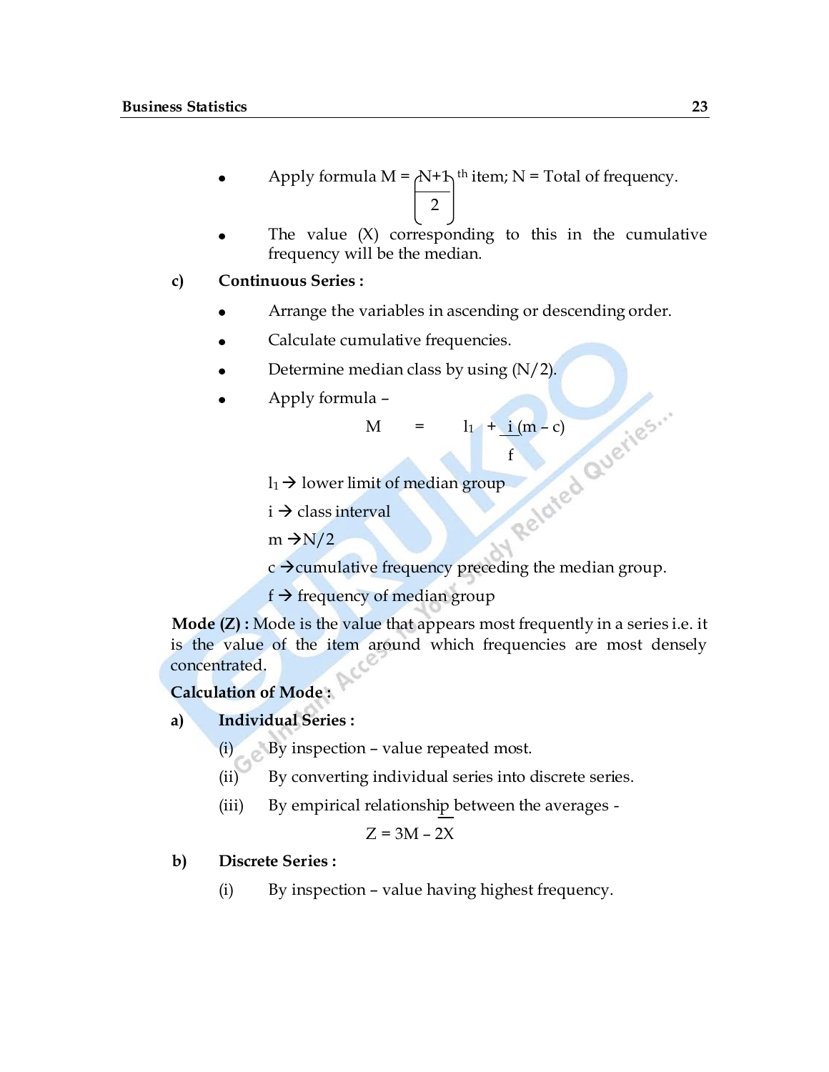- Apply formula $M = \left(\frac{N+1}{2}\right)^{th}$ item; N = Total of frequency.
- The value (X) corresponding to this in the cumulative frequency will be the median.

**c) Continuous Series :**

- Arrange the variables in ascending or descending order.
- Calculate cumulative frequencies.
- Determine median class by using (N/2).
- Apply formula –

$$M = l_1 + \frac{i}{f}(m - c)$$

$l_1$ → lower limit of median group

i → class interval

m → N/2

c → cumulative frequency preceding the median group.

f → frequency of median group

**Mode (Z) :** Mode is the value that appears most frequently in a series i.e. it is the value of the item around which frequencies are most densely concentrated.

**Calculation of Mode :**

**a) Individual Series :**

(i) By inspection – value repeated most.

(ii) By converting individual series into discrete series.

(iii) By empirical relationship between the averages -

$$Z = 3M - 2\bar{X}$$

**b) Discrete Series :**

(i) By inspection – value having highest frequency.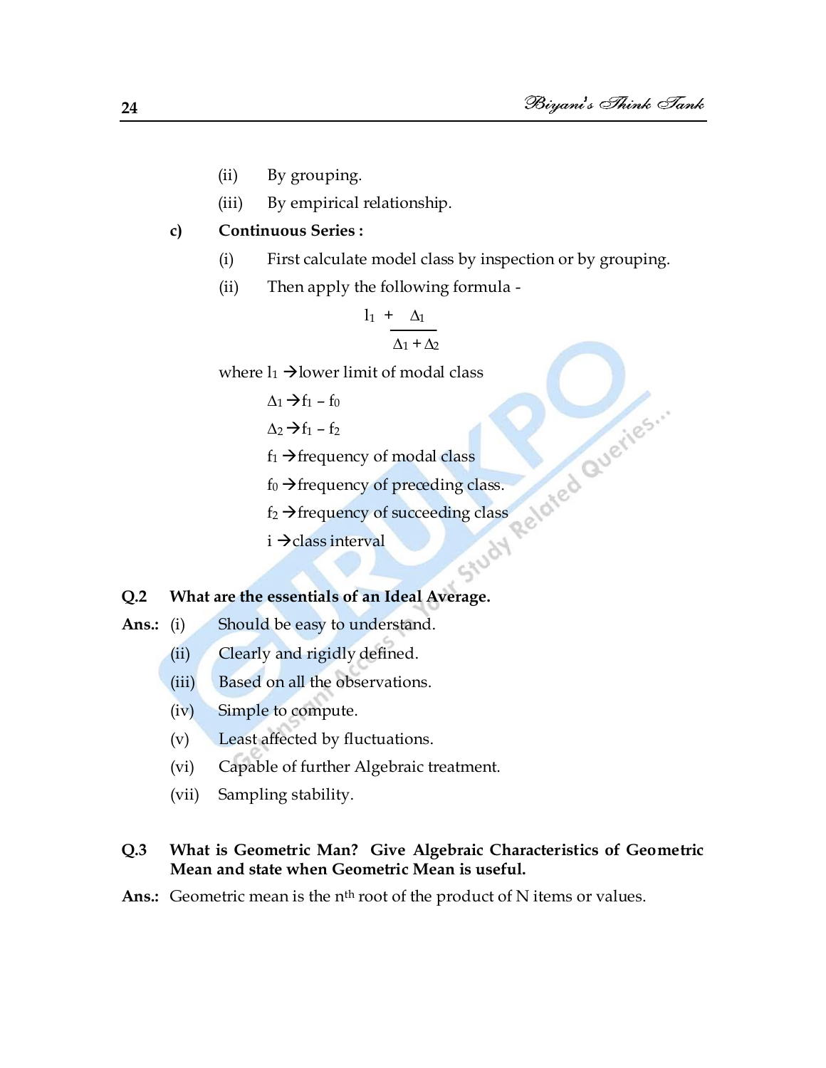(ii) By grouping.

(iii) By empirical relationship.

**c) Continuous Series :**

(i) First calculate model class by inspection or by grouping.

(ii) Then apply the following formula -

$$l_1 + \frac{\Delta_1}{\Delta_1 + \Delta_2}$$

where $l_1$ →lower limit of modal class

$\Delta_1$ → $f_1 - f_0$

$\Delta_2$ → $f_1 - f_2$

$f_1$ →frequency of modal class

$f_0$ →frequency of preceding class.

$f_2$ →frequency of succeeding class

$i$ →class interval

**Q.2 What are the essentials of an Ideal Average.**

**Ans.:** (i) Should be easy to understand.

(ii) Clearly and rigidly defined.

(iii) Based on all the observations.

(iv) Simple to compute.

(v) Least affected by fluctuations.

(vi) Capable of further Algebraic treatment.

(vii) Sampling stability.

**Q.3 What is Geometric Man? Give Algebraic Characteristics of Geometric Mean and state when Geometric Mean is useful.**

**Ans.:** Geometric mean is the $n^{th}$ root of the product of N items or values.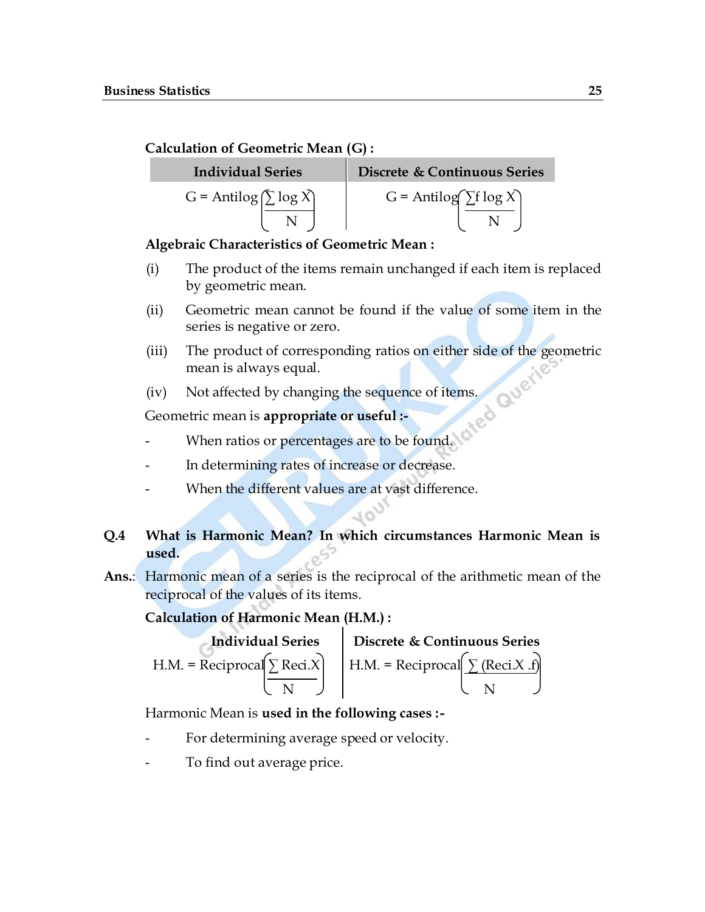**Calculation of Geometric Mean (G) :**

| Individual Series | Discrete & Continuous Series |
|---|---|
| $G = \text{Antilog}\left(\frac{\sum \log X}{N}\right)$ | $G = \text{Antilog}\left(\frac{\sum f \log X}{N}\right)$ |

**Algebraic Characteristics of Geometric Mean :**

(i) The product of the items remain unchanged if each item is replaced by geometric mean.

(ii) Geometric mean cannot be found if the value of some item in the series is negative or zero.

(iii) The product of corresponding ratios on either side of the geometric mean is always equal.

(iv) Not affected by changing the sequence of items.

Geometric mean is **appropriate or useful :-**

- When ratios or percentages are to be found.
- In determining rates of increase or decrease.
- When the different values are at vast difference.

**Q.4 What is Harmonic Mean? In which circumstances Harmonic Mean is used.**

**Ans.:** Harmonic mean of a series is the reciprocal of the arithmetic mean of the reciprocal of the values of its items.

**Calculation of Harmonic Mean (H.M.) :**

| Individual Series | Discrete & Continuous Series |
|---|---|
| $\text{H.M.} = \text{Reciprocal}\left(\frac{\sum \text{Reci.}X}{N}\right)$ | $\text{H.M.} = \text{Reciprocal}\left(\frac{\sum (\text{Reci.}X \cdot f)}{N}\right)$ |

Harmonic Mean is **used in the following cases :-**

- For determining average speed or velocity.
- To find out average price.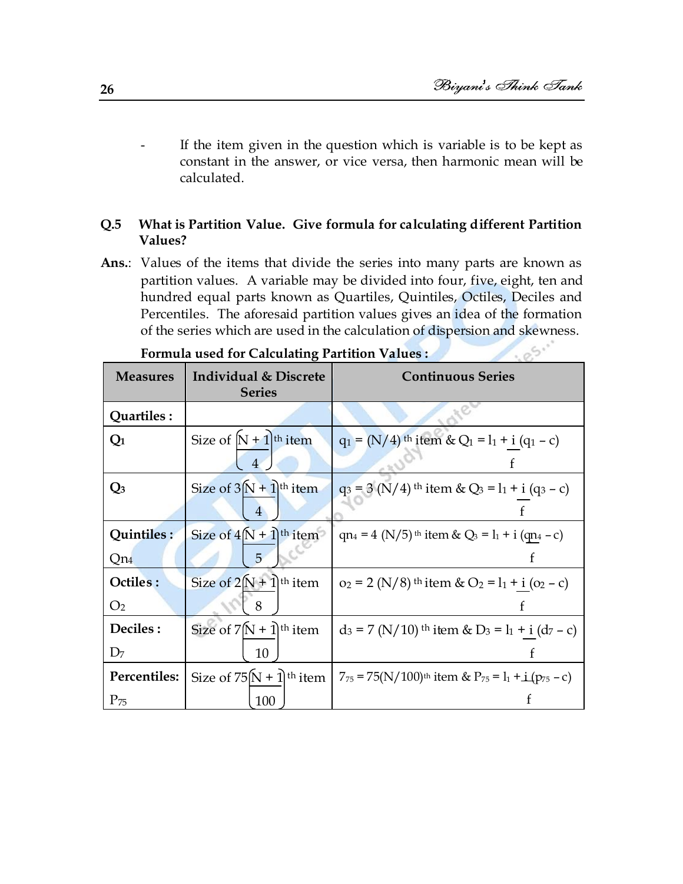- If the item given in the question which is variable is to be kept as constant in the answer, or vice versa, then harmonic mean will be calculated.

**Q.5 What is Partition Value. Give formula for calculating different Partition Values?**

**Ans.**: Values of the items that divide the series into many parts are known as partition values. A variable may be divided into four, five, eight, ten and hundred equal parts known as Quartiles, Quintiles, Octiles, Deciles and Percentiles. The aforesaid partition values gives an idea of the formation of the series which are used in the calculation of dispersion and skewness.

**Formula used for Calculating Partition Values :**

| Measures | Individual & Discrete Series | Continuous Series |
|---|---|---|
| **Quartiles :** | | |
| **$Q_1$** | Size of $\left(\frac{N+1}{4}\right)^{th}$ item | $q_1 = (N/4)^{th}$ item & $Q_1 = l_1 + \frac{i}{f}(q_1 - c)$ |
| **$Q_3$** | Size of $3\left(\frac{N+1}{4}\right)^{th}$ item | $q_3 = 3(N/4)^{th}$ item & $Q_3 = l_1 + \frac{i}{f}(q_3 - c)$ |
| **Quintiles :** $Qn_4$ | Size of $4\left(\frac{N+1}{5}\right)^{th}$ item | $qn_4 = 4(N/5)^{th}$ item & $Q_3 = l_1 + i\frac{(qn_4 - c)}{f}$ |
| **Octiles :** $O_2$ | Size of $2\left(\frac{N+1}{8}\right)^{th}$ item | $o_2 = 2(N/8)^{th}$ item & $O_2 = l_1 + \frac{i}{f}(o_2 - c)$ |
| **Deciles :** $D_7$ | Size of $7\left(\frac{N+1}{10}\right)^{th}$ item | $d_3 = 7(N/10)^{th}$ item & $D_3 = l_1 + \frac{i}{f}(d_7 - c)$ |
| **Percentiles:** $P_{75}$ | Size of $75\left(\frac{N+1}{100}\right)^{th}$ item | $7_{75} = 75(N/100)^{th}$ item & $P_{75} = l_1 + \frac{i}{f}(p_{75} - c)$ |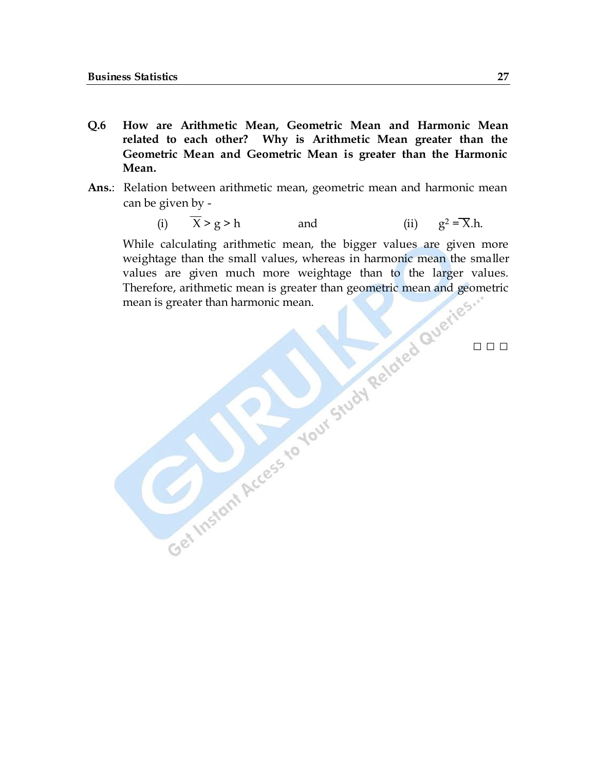**Q.6 How are Arithmetic Mean, Geometric Mean and Harmonic Mean related to each other? Why is Arithmetic Mean greater than the Geometric Mean and Geometric Mean is greater than the Harmonic Mean.**

**Ans.**: Relation between arithmetic mean, geometric mean and harmonic mean can be given by -

(i) $\overline{X} > g > h$ and (ii) $g^2 = \overline{X}.h.$

While calculating arithmetic mean, the bigger values are given more weightage than the small values, whereas in harmonic mean the smaller values are given much more weightage than to the larger values. Therefore, arithmetic mean is greater than geometric mean and geometric mean is greater than harmonic mean.

□ □ □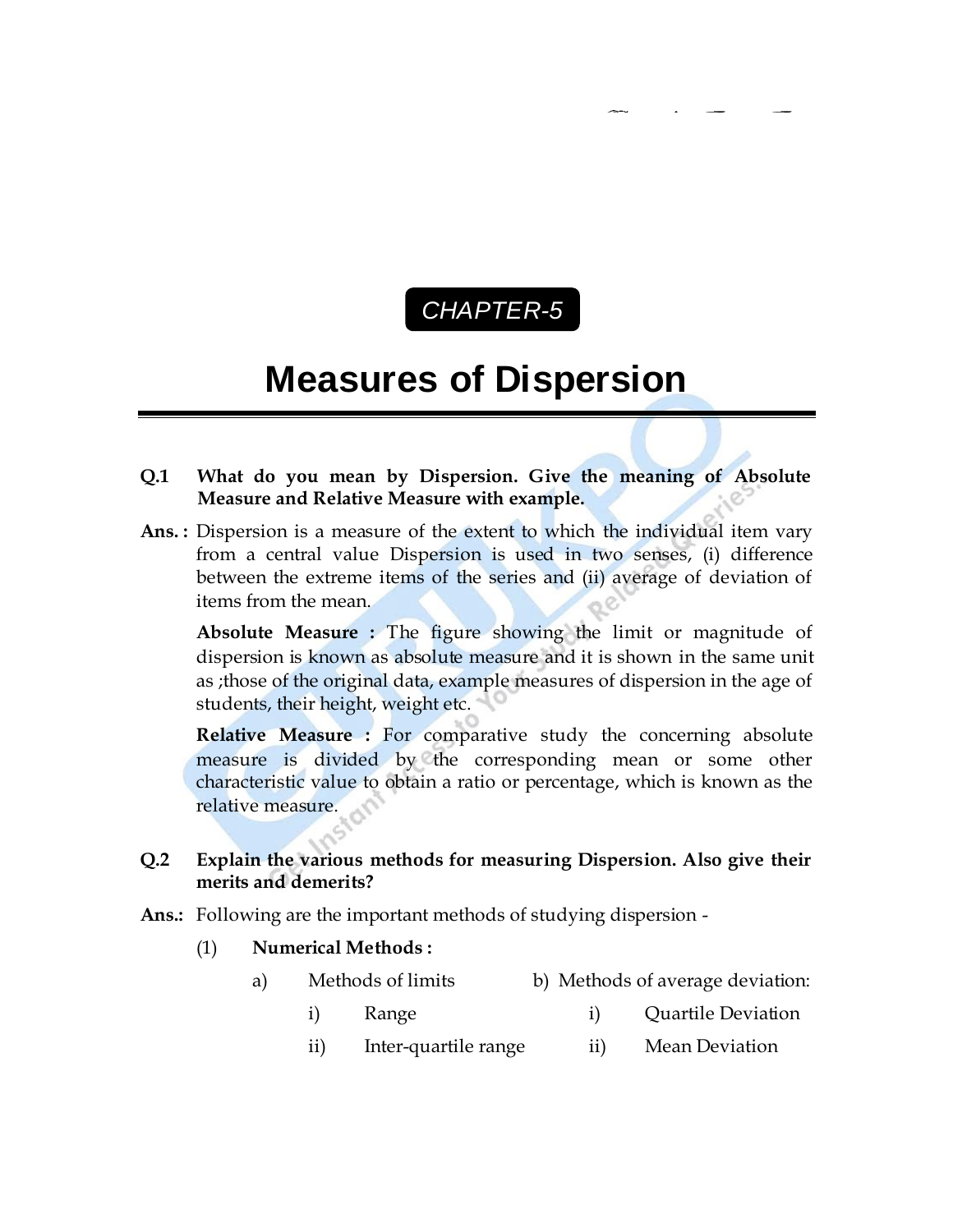CHAPTER-5

# Measures of Dispersion

**Q.1 What do you mean by Dispersion. Give the meaning of Absolute Measure and Relative Measure with example.**

**Ans. :** Dispersion is a measure of the extent to which the individual item vary from a central value Dispersion is used in two senses, (i) difference between the extreme items of the series and (ii) average of deviation of items from the mean.

**Absolute Measure :** The figure showing the limit or magnitude of dispersion is known as absolute measure and it is shown in the same unit as ;those of the original data, example measures of dispersion in the age of students, their height, weight etc.

**Relative Measure :** For comparative study the concerning absolute measure is divided by the corresponding mean or some other characteristic value to obtain a ratio or percentage, which is known as the relative measure.

**Q.2 Explain the various methods for measuring Dispersion. Also give their merits and demerits?**

**Ans.:** Following are the important methods of studying dispersion -

(1) **Numerical Methods :**

a) Methods of limits
   - i) Range
   - ii) Inter-quartile range

b) Methods of average deviation:
   - i) Quartile Deviation
   - ii) Mean Deviation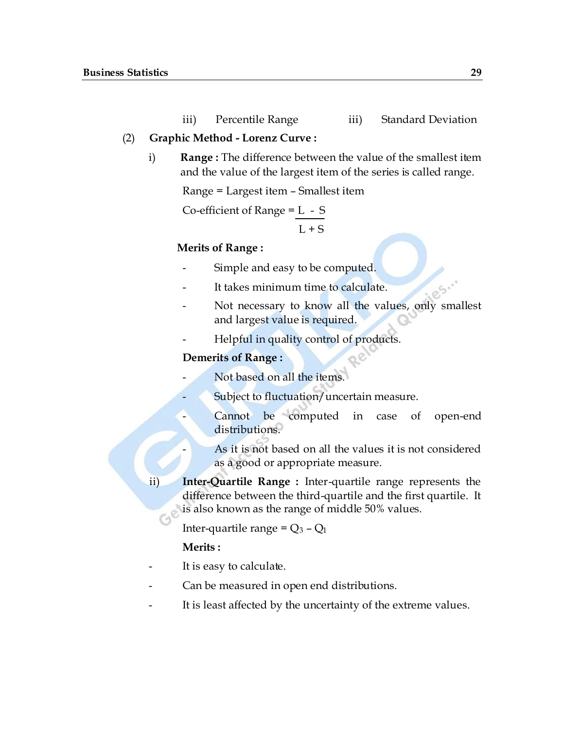iii) Percentile Range &nbsp;&nbsp;&nbsp;&nbsp;&nbsp;&nbsp; iii) Standard Deviation

(2) **Graphic Method - Lorenz Curve :**

i) **Range :** The difference between the value of the smallest item and the value of the largest item of the series is called range.

Range = Largest item – Smallest item

$$\text{Co-efficient of Range} = \frac{L - S}{L + S}$$

**Merits of Range :**

- Simple and easy to be computed.
- It takes minimum time to calculate.
- Not necessary to know all the values, only smallest and largest value is required.
- Helpful in quality control of products.

**Demerits of Range :**

- Not based on all the items.
- Subject to fluctuation/uncertain measure.
- Cannot be computed in case of open-end distributions.
- As it is not based on all the values it is not considered as a good or appropriate measure.

ii) **Inter-Quartile Range :** Inter-quartile range represents the difference between the third-quartile and the first quartile. It is also known as the range of middle 50% values.

Inter-quartile range = $Q_3 - Q_1$

**Merits :**

- It is easy to calculate.
- Can be measured in open end distributions.
- It is least affected by the uncertainty of the extreme values.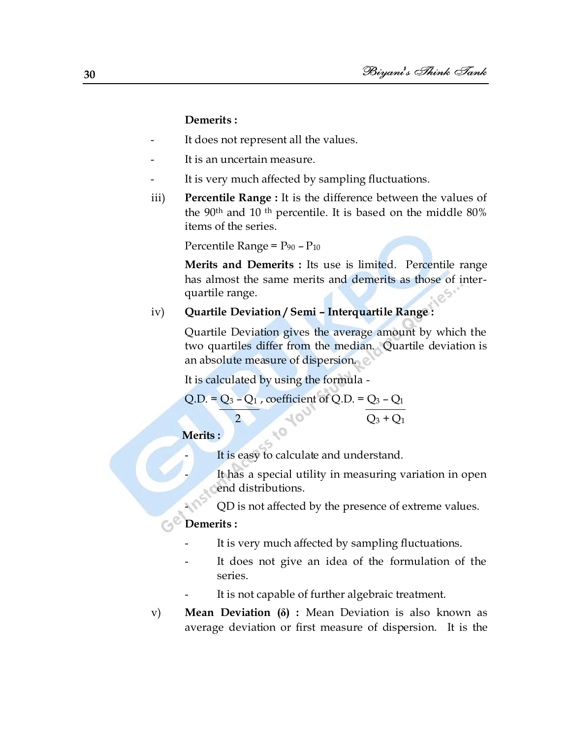**Demerits :**

- It does not represent all the values.
- It is an uncertain measure.
- It is very much affected by sampling fluctuations.

iii) **Percentile Range :** It is the difference between the values of the 90[th] and 10 [th] percentile. It is based on the middle 80% items of the series.

Percentile Range = $P_{90} - P_{10}$

**Merits and Demerits :** Its use is limited. Percentile range has almost the same merits and demerits as those of inter-quartile range.

iv) **Quartile Deviation / Semi – Interquartile Range :**

Quartile Deviation gives the average amount by which the two quartiles differ from the median. Quartile deviation is an absolute measure of dispersion.

It is calculated by using the formula -

$$\text{Q.D.} = \frac{Q_3 - Q_1}{2}, \quad \text{coefficient of Q.D.} = \frac{Q_3 - Q_1}{Q_3 + Q_1}$$

**Merits :**

- It is easy to calculate and understand.
- It has a special utility in measuring variation in open end distributions.
- QD is not affected by the presence of extreme values.

**Demerits :**

- It is very much affected by sampling fluctuations.
- It does not give an idea of the formulation of the series.
- It is not capable of further algebraic treatment.

v) **Mean Deviation (δ) :** Mean Deviation is also known as average deviation or first measure of dispersion. It is the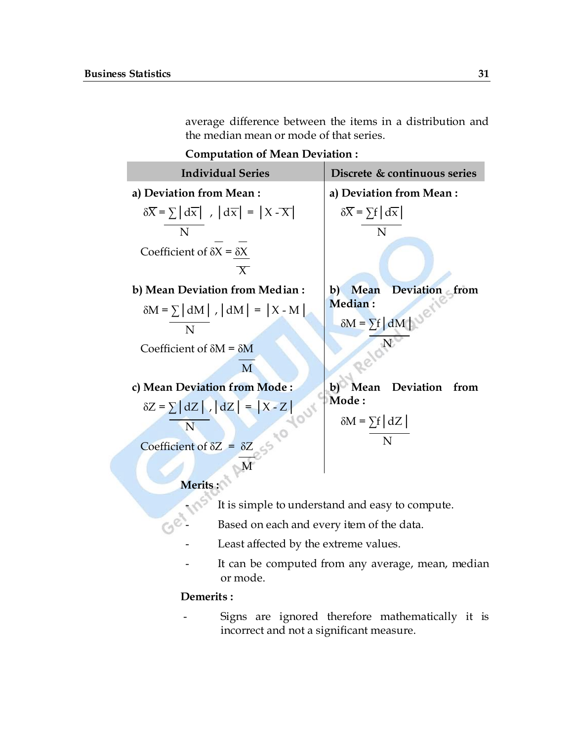average difference between the items in a distribution and the median mean or mode of that series.

**Computation of Mean Deviation :**

| Individual Series | Discrete & continuous series |
|---|---|
| **a) Deviation from Mean :** $\delta\overline{X} = \dfrac{\sum\lvert d\overline{x}\rvert}{N}$ , $\lvert d\overline{x}\rvert = \lvert X - \overline{X}\rvert$ <br> Coefficient of $\delta\overline{X} = \dfrac{\delta\overline{X}}{\overline{X}}$ | **a) Deviation from Mean :** $\delta\overline{X} = \dfrac{\sum f\lvert d\overline{x}\rvert}{N}$ |
| **b) Mean Deviation from Median :** $\delta M = \dfrac{\sum\lvert dM\rvert}{N}$ , $\lvert dM\rvert = \lvert X - M\rvert$ <br> Coefficient of $\delta M = \dfrac{\delta M}{M}$ | **b) Mean Deviation from Median :** $\delta M = \dfrac{\sum f\lvert dM\rvert}{N}$ |
| **c) Mean Deviation from Mode :** $\delta Z = \dfrac{\sum\lvert dZ\rvert}{N}$ , $\lvert dZ\rvert = \lvert X - Z\rvert$ <br> Coefficient of $\delta Z = \dfrac{\delta Z}{M}$ | **b) Mean Deviation from Mode :** $\delta M = \dfrac{\sum f\lvert dZ\rvert}{N}$ |

**Merits :**

- It is simple to understand and easy to compute.
- Based on each and every item of the data.
- Least affected by the extreme values.
- It can be computed from any average, mean, median or mode.

**Demerits :**

- Signs are ignored therefore mathematically it is incorrect and not a significant measure.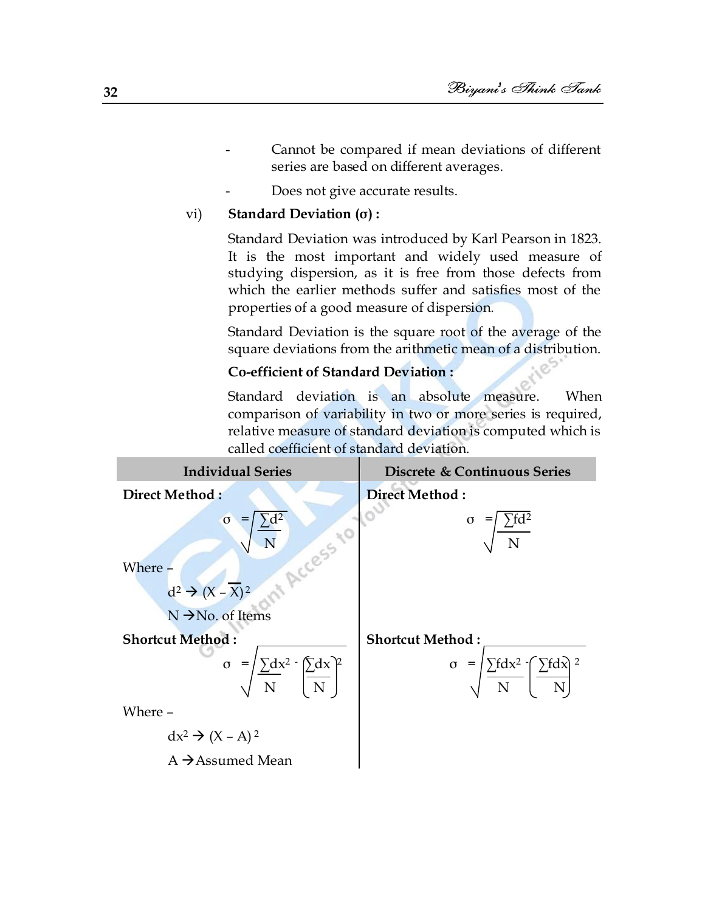- Cannot be compared if mean deviations of different series are based on different averages.
- Does not give accurate results.

vi) **Standard Deviation (σ) :**

Standard Deviation was introduced by Karl Pearson in 1823. It is the most important and widely used measure of studying dispersion, as it is free from those defects from which the earlier methods suffer and satisfies most of the properties of a good measure of dispersion.

Standard Deviation is the square root of the average of the square deviations from the arithmetic mean of a distribution.

**Co-efficient of Standard Deviation :**

Standard deviation is an absolute measure. When comparison of variability in two or more series is required, relative measure of standard deviation is computed which is called coefficient of standard deviation.

| Individual Series | Discrete & Continuous Series |
|---|---|
| **Direct Method :** $\sigma = \sqrt{\frac{\sum d^2}{N}}$ <br> Where – <br> $d^2 \rightarrow (X - \overline{X})^2$ <br> $N \rightarrow$ No. of Items | **Direct Method :** $\sigma = \sqrt{\frac{\sum fd^2}{N}}$ |
| **Shortcut Method :** $\sigma = \sqrt{\frac{\sum dx^2}{N} - \left(\frac{\sum dx}{N}\right)^2}$ <br> Where – <br> $dx^2 \rightarrow (X - A)^2$ <br> $A \rightarrow$ Assumed Mean | **Shortcut Method :** $\sigma = \sqrt{\frac{\sum fdx^2}{N} - \left(\frac{\sum fdx}{N}\right)^2}$ |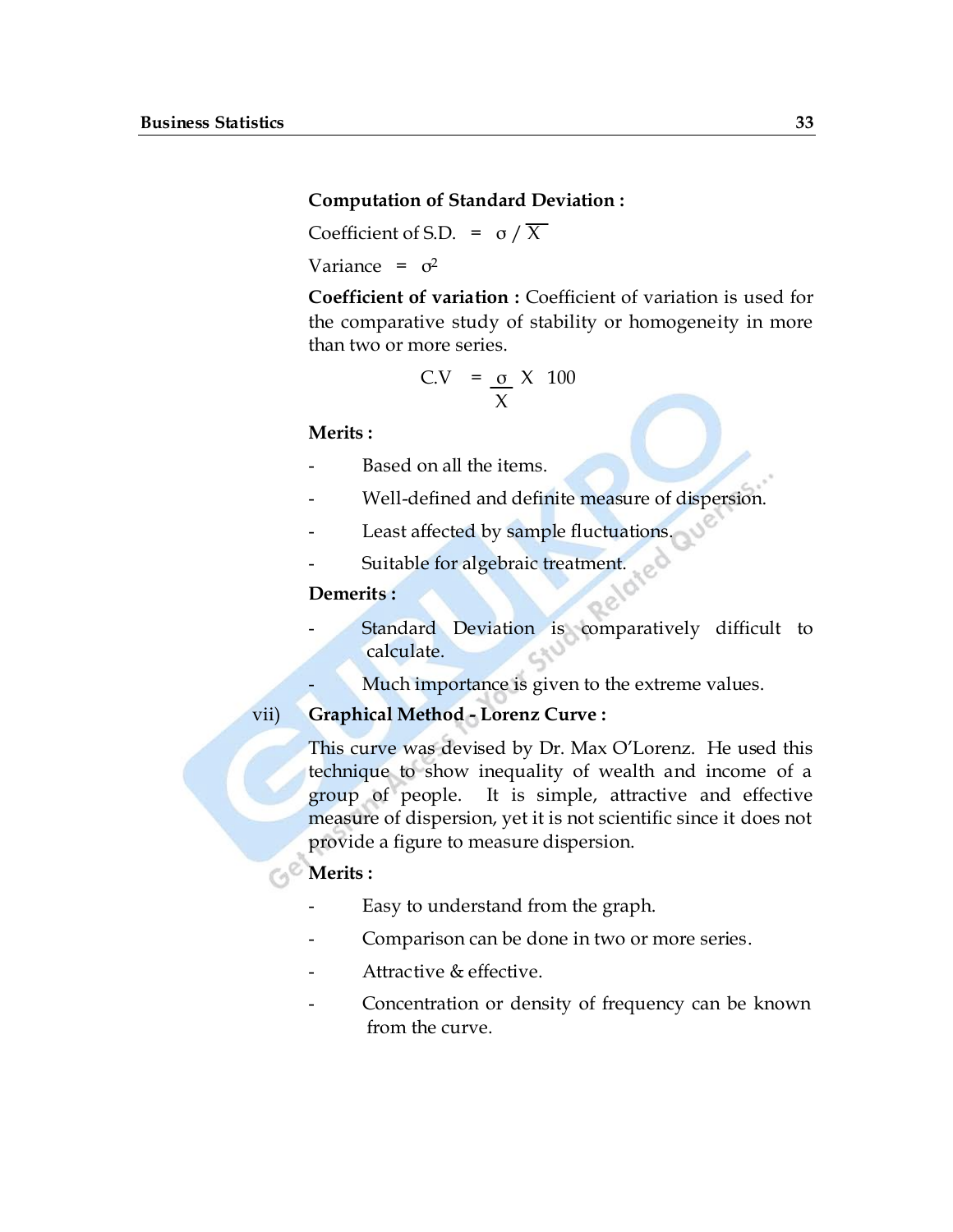**Computation of Standard Deviation :**

Coefficient of S.D. $= \sigma / \overline{X}$

Variance $= \sigma^2$

**Coefficient of variation :** Coefficient of variation is used for the comparative study of stability or homogeneity in more than two or more series.

$$C.V = \frac{\sigma}{X} \times 100$$

**Merits :**

- Based on all the items.
- Well-defined and definite measure of dispersion.
- Least affected by sample fluctuations.
- Suitable for algebraic treatment.

**Demerits :**

- Standard Deviation is comparatively difficult to calculate.
- Much importance is given to the extreme values.

vii) **Graphical Method - Lorenz Curve :**

This curve was devised by Dr. Max O'Lorenz. He used this technique to show inequality of wealth and income of a group of people. It is simple, attractive and effective measure of dispersion, yet it is not scientific since it does not provide a figure to measure dispersion.

**Merits :**

- Easy to understand from the graph.
- Comparison can be done in two or more series.
- Attractive & effective.
- Concentration or density of frequency can be known from the curve.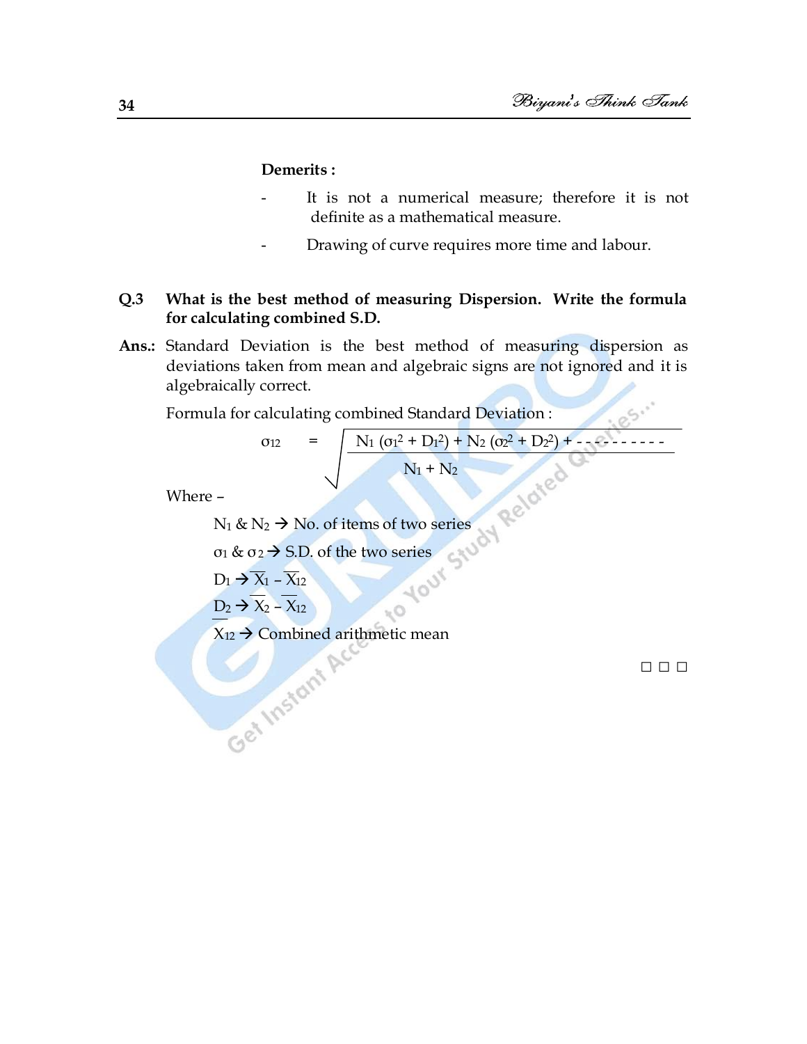**Demerits :**

- It is not a numerical measure; therefore it is not definite as a mathematical measure.
- Drawing of curve requires more time and labour.

**Q.3 What is the best method of measuring Dispersion. Write the formula for calculating combined S.D.**

**Ans.:** Standard Deviation is the best method of measuring dispersion as deviations taken from mean and algebraic signs are not ignored and it is algebraically correct.

Formula for calculating combined Standard Deviation :

$$\sigma_{12} = \sqrt{\frac{N_1(\sigma_1^2 + D_1^2) + N_2(\sigma_2^2 + D_2^2) + \text{- - - - - - - - - -}}{N_1 + N_2}}$$

Where –

$N_1$ & $N_2$ → No. of items of two series

$\sigma_1$ & $\sigma_2$ → S.D. of the two series

$D_1 \rightarrow \overline{X}_1 - \overline{X}_{12}$

$D_2 \rightarrow \overline{X}_2 - \overline{X}_{12}$

$\overline{X}_{12}$ → Combined arithmetic mean

□ □ □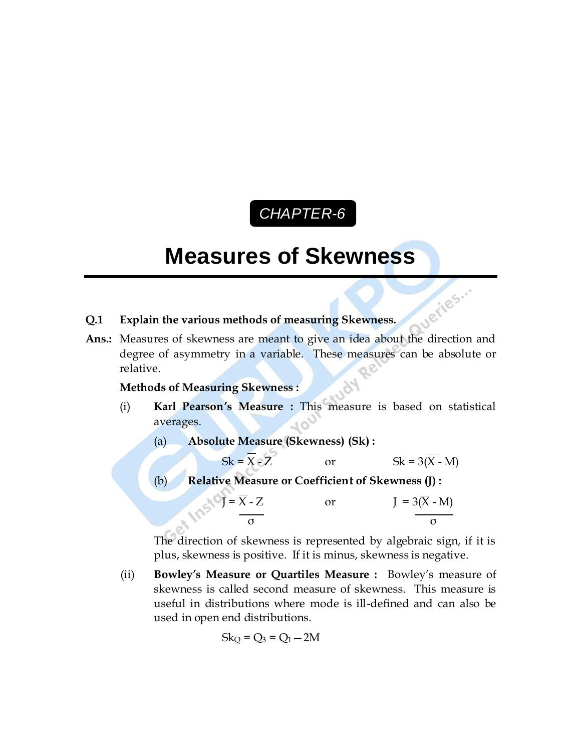CHAPTER-6

# Measures of Skewness

**Q.1 Explain the various methods of measuring Skewness.**

**Ans.:** Measures of skewness are meant to give an idea about the direction and degree of asymmetry in a variable. These measures can be absolute or relative.

**Methods of Measuring Skewness :**

(i) **Karl Pearson's Measure :** This measure is based on statistical averages.

(a) **Absolute Measure (Skewness) (Sk) :**

$$Sk = \overline{X} - Z \qquad \text{or} \qquad Sk = 3(\overline{X} - M)$$

(b) **Relative Measure or Coefficient of Skewness (J) :**

$$J = \frac{\overline{X} - Z}{\sigma} \qquad \text{or} \qquad J = \frac{3(\overline{X} - M)}{\sigma}$$

The direction of skewness is represented by algebraic sign, if it is plus, skewness is positive. If it is minus, skewness is negative.

(ii) **Bowley's Measure or Quartiles Measure :** Bowley's measure of skewness is called second measure of skewness. This measure is useful in distributions where mode is ill-defined and can also be used in open end distributions.

$$Sk_Q = Q_3 = Q_1 - 2M$$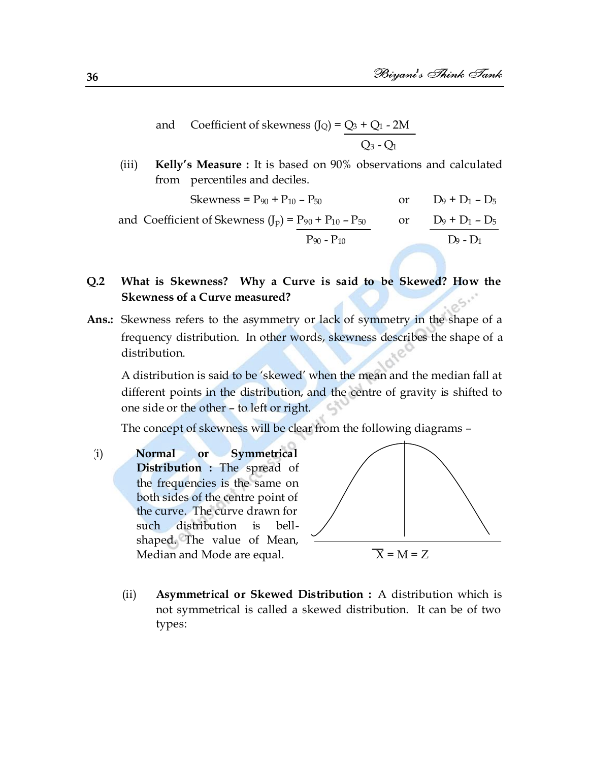and Coefficient of skewness $(J_Q) = \dfrac{Q_3 + Q_1 - 2M}{Q_3 - Q_1}$

(iii) **Kelly's Measure :** It is based on 90% observations and calculated from percentiles and deciles.

$$\text{Skewness} = P_{90} + P_{10} - P_{50} \quad \text{or} \quad D_9 + D_1 - D_5$$

and Coefficient of Skewness $(J_p) = \dfrac{P_{90} + P_{10} - P_{50}}{P_{90} - P_{10}}$ or $\dfrac{D_9 + D_1 - D_5}{D_9 - D_1}$

**Q.2 What is Skewness? Why a Curve is said to be Skewed? How the Skewness of a Curve measured?**

**Ans.:** Skewness refers to the asymmetry or lack of symmetry in the shape of a frequency distribution. In other words, skewness describes the shape of a distribution.

A distribution is said to be 'skewed' when the mean and the median fall at different points in the distribution, and the centre of gravity is shifted to one side or the other – to left or right.

The concept of skewness will be clear from the following diagrams –

(i) **Normal or Symmetrical Distribution :** The spread of the frequencies is the same on both sides of the centre point of the curve. The curve drawn for such distribution is bell-shaped. The value of Mean, Median and Mode are equal.

$\overline{X} = M = Z$

(ii) **Asymmetrical or Skewed Distribution :** A distribution which is not symmetrical is called a skewed distribution. It can be of two types: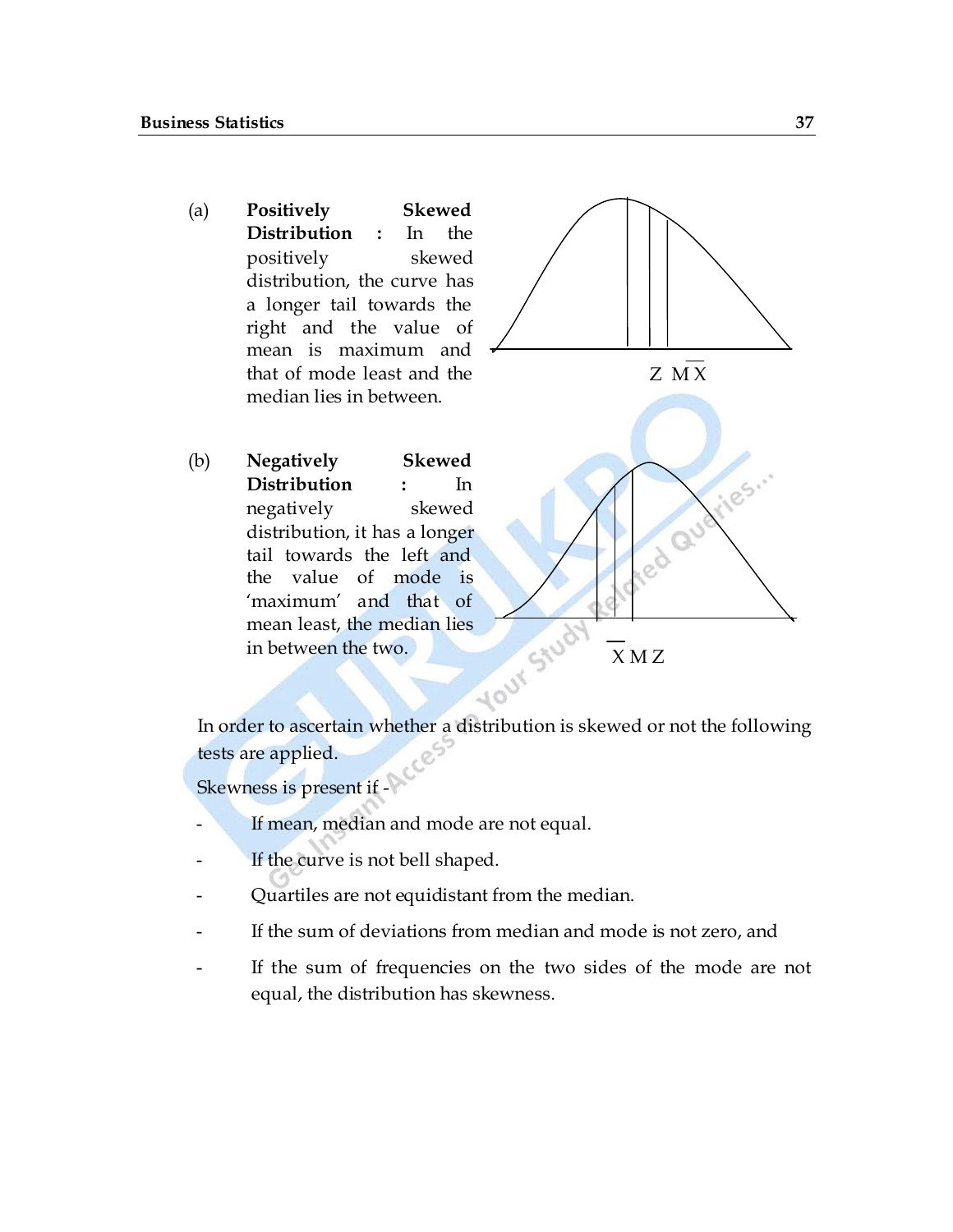(a) **Positively Skewed Distribution :** In the positively skewed distribution, the curve has a longer tail towards the right and the value of mean is maximum and that of mode least and the median lies in between.

Z M $\overline{X}$

(b) **Negatively Skewed Distribution :** In negatively skewed distribution, it has a longer tail towards the left and the value of mode is 'maximum' and that of mean least, the median lies in between the two.

$\overline{X}$ M Z

In order to ascertain whether a distribution is skewed or not the following tests are applied.

Skewness is present if -

- If mean, median and mode are not equal.
- If the curve is not bell shaped.
- Quartiles are not equidistant from the median.
- If the sum of deviations from median and mode is not zero, and
- If the sum of frequencies on the two sides of the mode are not equal, the distribution has skewness.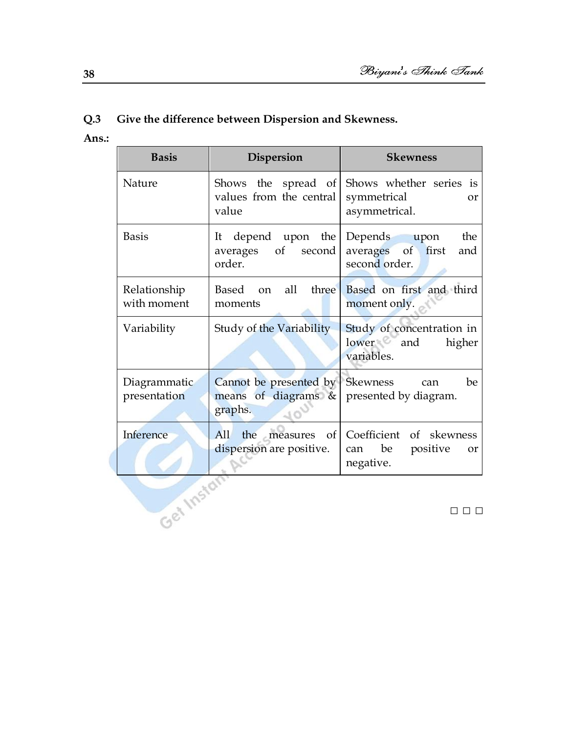**Q.3 Give the difference between Dispersion and Skewness.**

**Ans.:**

| Basis | Dispersion | Skewness |
|---|---|---|
| Nature | Shows the spread of values from the central value | Shows whether series is symmetrical or asymmetrical. |
| Basis | It depend upon the averages of second order. | Depends upon the averages of first and second order. |
| Relationship with moment | Based on all three moments | Based on first and third moment only. |
| Variability | Study of the Variability | Study of concentration in lower and higher variables. |
| Diagrammatic presentation | Cannot be presented by means of diagrams & graphs. | Skewness can be presented by diagram. |
| Inference | All the measures of dispersion are positive. | Coefficient of skewness can be positive or negative. |

□ □ □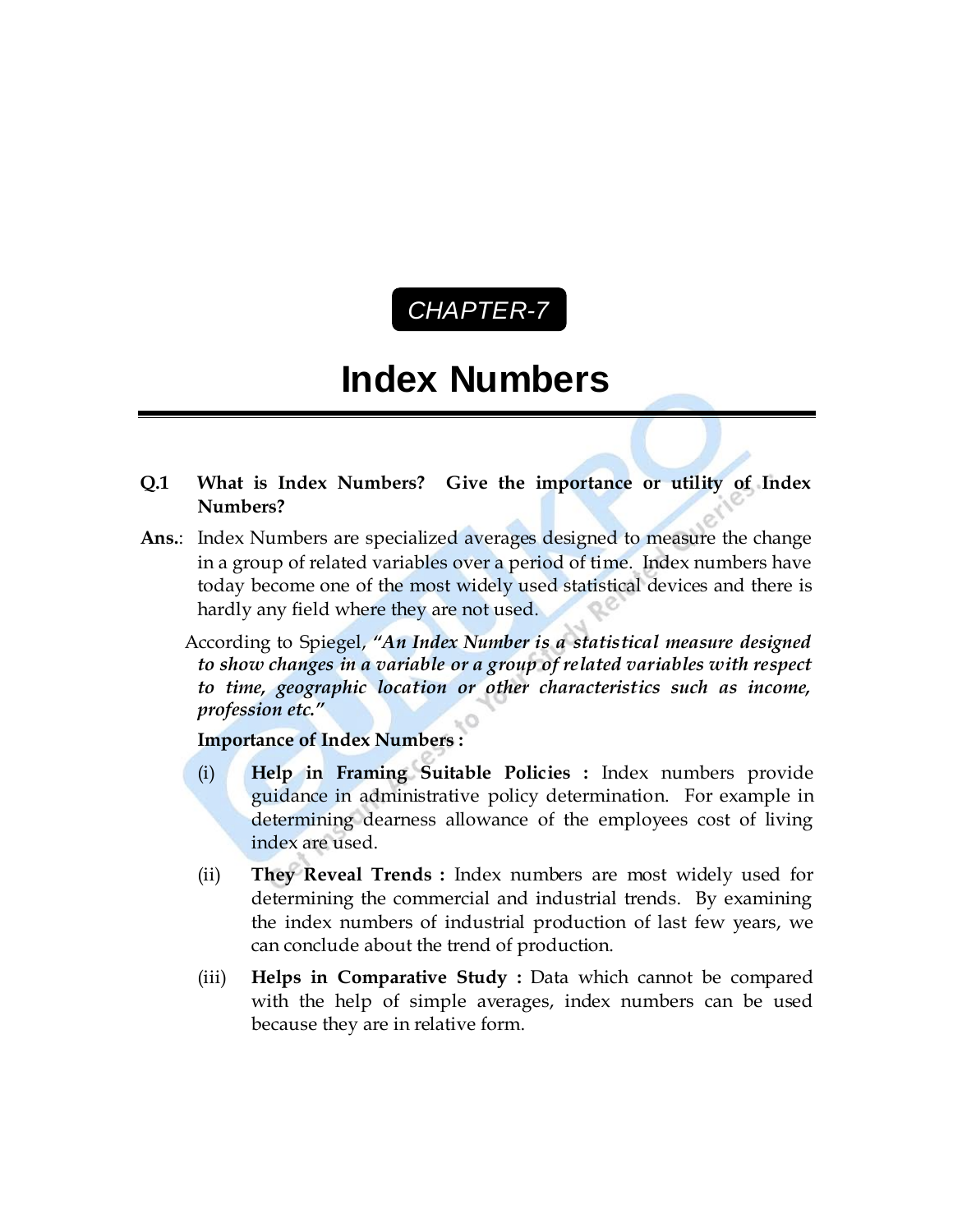CHAPTER-7

# Index Numbers

**Q.1 What is Index Numbers? Give the importance or utility of Index Numbers?**

**Ans.**: Index Numbers are specialized averages designed to measure the change in a group of related variables over a period of time. Index numbers have today become one of the most widely used statistical devices and there is hardly any field where they are not used.

According to Spiegel, ***"An Index Number is a statistical measure designed to show changes in a variable or a group of related variables with respect to time, geographic location or other characteristics such as income, profession etc."***

**Importance of Index Numbers :**

(i) **Help in Framing Suitable Policies :** Index numbers provide guidance in administrative policy determination. For example in determining dearness allowance of the employees cost of living index are used.

(ii) **They Reveal Trends :** Index numbers are most widely used for determining the commercial and industrial trends. By examining the index numbers of industrial production of last few years, we can conclude about the trend of production.

(iii) **Helps in Comparative Study :** Data which cannot be compared with the help of simple averages, index numbers can be used because they are in relative form.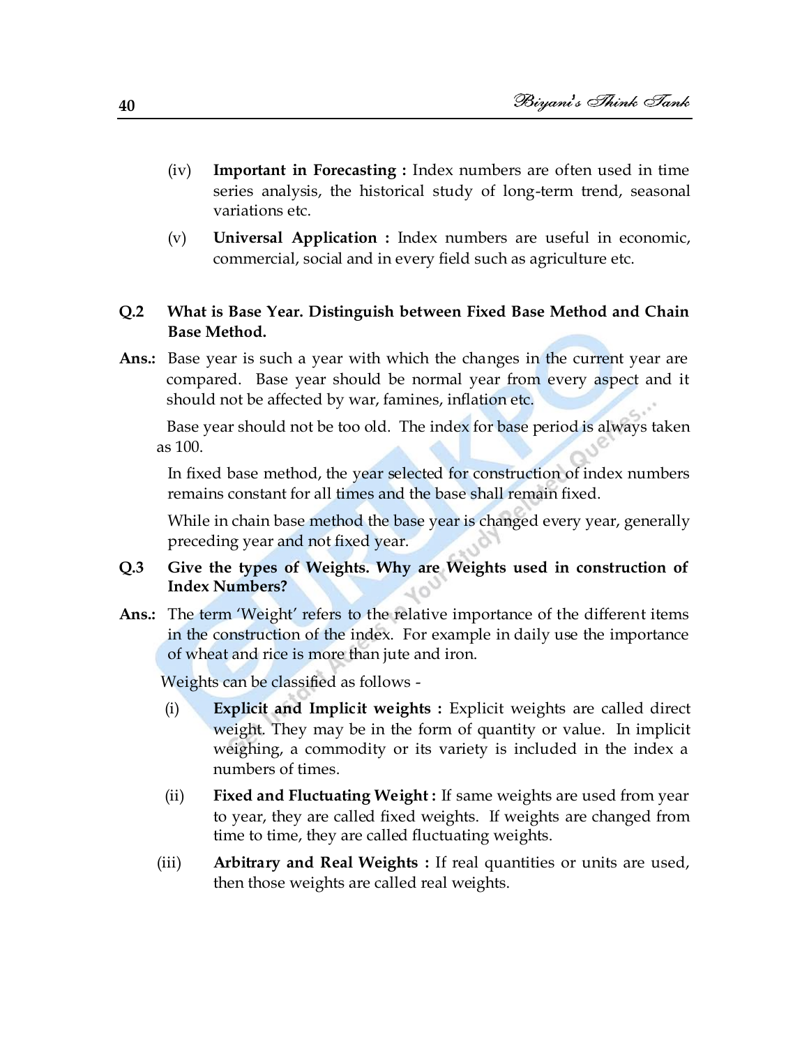(iv) **Important in Forecasting :** Index numbers are often used in time series analysis, the historical study of long-term trend, seasonal variations etc.

(v) **Universal Application :** Index numbers are useful in economic, commercial, social and in every field such as agriculture etc.

**Q.2 What is Base Year. Distinguish between Fixed Base Method and Chain Base Method.**

**Ans.:** Base year is such a year with which the changes in the current year are compared. Base year should be normal year from every aspect and it should not be affected by war, famines, inflation etc.

Base year should not be too old. The index for base period is always taken as 100.

In fixed base method, the year selected for construction of index numbers remains constant for all times and the base shall remain fixed.

While in chain base method the base year is changed every year, generally preceding year and not fixed year.

**Q.3 Give the types of Weights. Why are Weights used in construction of Index Numbers?**

**Ans.:** The term 'Weight' refers to the relative importance of the different items in the construction of the index. For example in daily use the importance of wheat and rice is more than jute and iron.

Weights can be classified as follows -

(i) **Explicit and Implicit weights :** Explicit weights are called direct weight. They may be in the form of quantity or value. In implicit weighing, a commodity or its variety is included in the index a numbers of times.

(ii) **Fixed and Fluctuating Weight :** If same weights are used from year to year, they are called fixed weights. If weights are changed from time to time, they are called fluctuating weights.

(iii) **Arbitrary and Real Weights :** If real quantities or units are used, then those weights are called real weights.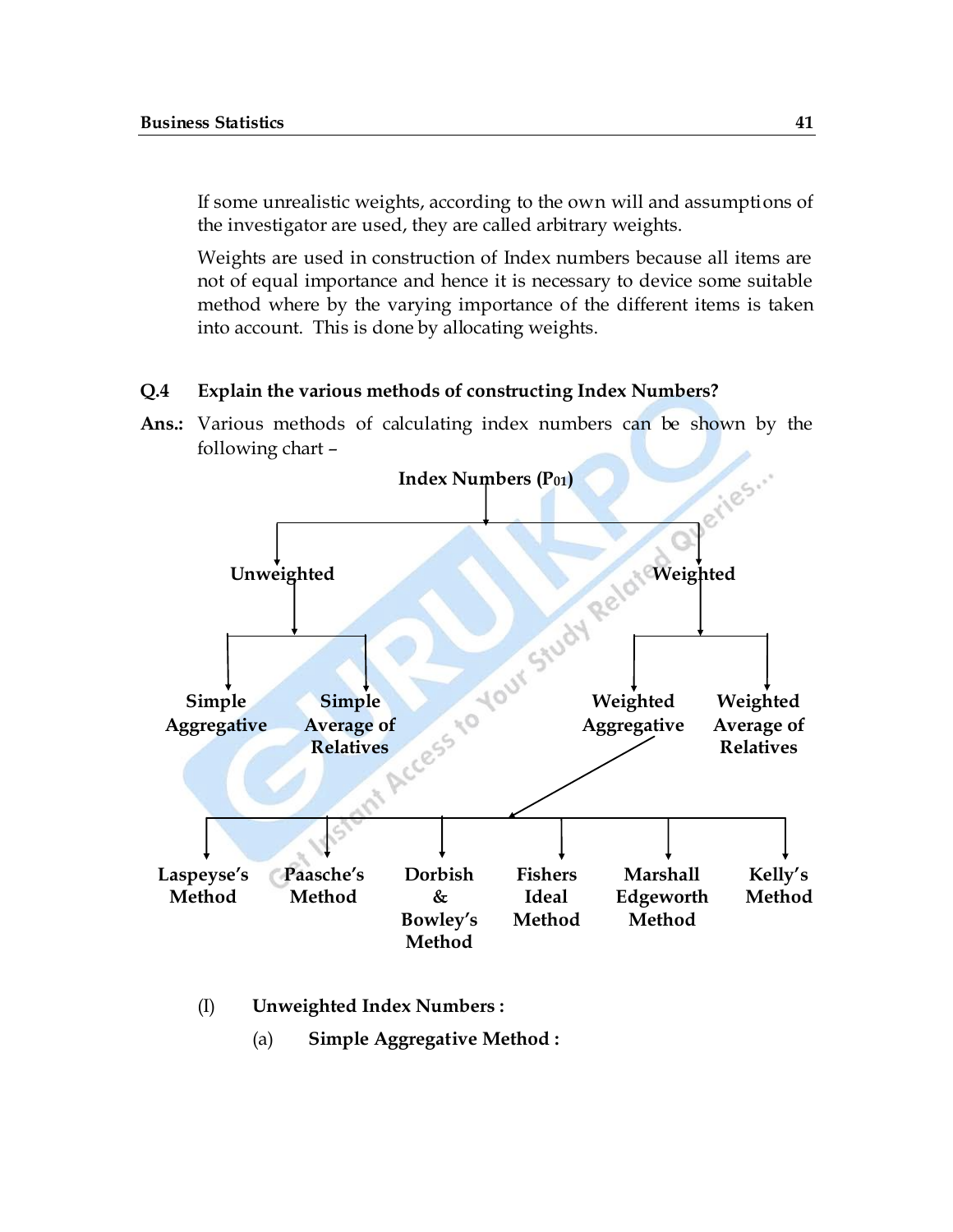If some unrealistic weights, according to the own will and assumptions of the investigator are used, they are called arbitrary weights.

Weights are used in construction of Index numbers because all items are not of equal importance and hence it is necessary to device some suitable method where by the varying importance of the different items is taken into account. This is done by allocating weights.

**Q.4 Explain the various methods of constructing Index Numbers?**

**Ans.:** Various methods of calculating index numbers can be shown by the following chart –

**Index Numbers ($P_{01}$)**

- **Unweighted**
  - **Simple Aggregative**
  - **Simple Average of Relatives**
- **Weighted**
  - **Weighted Aggregative**
    - **Laspeyse's Method**
    - **Paasche's Method**
    - **Dorbish & Bowley's Method**
    - **Fishers Ideal Method**
    - **Marshall Edgeworth Method**
    - **Kelly's Method**
  - **Weighted Average of Relatives**

(I) **Unweighted Index Numbers :**

(a) **Simple Aggregative Method :**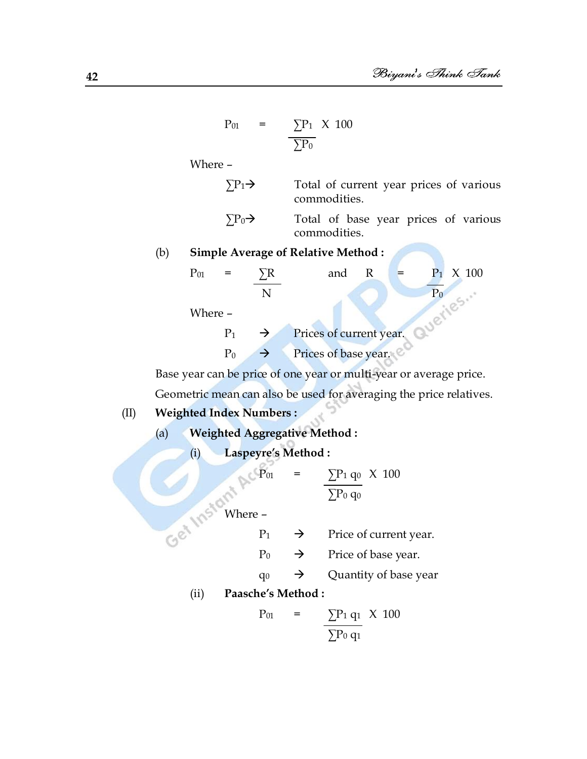$$P_{01} = \frac{\sum P_1}{\sum P_0} \times 100$$

Where –

$\sum P_1 \rightarrow$ Total of current year prices of various commodities.

$\sum P_0 \rightarrow$ Total of base year prices of various commodities.

(b) **Simple Average of Relative Method :**

$$P_{01} = \frac{\sum R}{N} \quad \text{and} \quad R = \frac{P_1}{P_0} \times 100$$

Where –

$P_1 \rightarrow$ Prices of current year.

$P_0 \rightarrow$ Prices of base year.

Base year can be price of one year or multi-year or average price.

Geometric mean can also be used for averaging the price relatives.

(II) **Weighted Index Numbers :**

(a) **Weighted Aggregative Method :**

(i) **Laspeyre's Method :**

$$P_{01} = \frac{\sum P_1 q_0}{\sum P_0 q_0} \times 100$$

Where –

$P_1 \rightarrow$ Price of current year.

$P_0 \rightarrow$ Price of base year.

$q_0 \rightarrow$ Quantity of base year

(ii) **Paasche's Method :**

$$P_{01} = \frac{\sum P_1 q_1}{\sum P_0 q_1} \times 100$$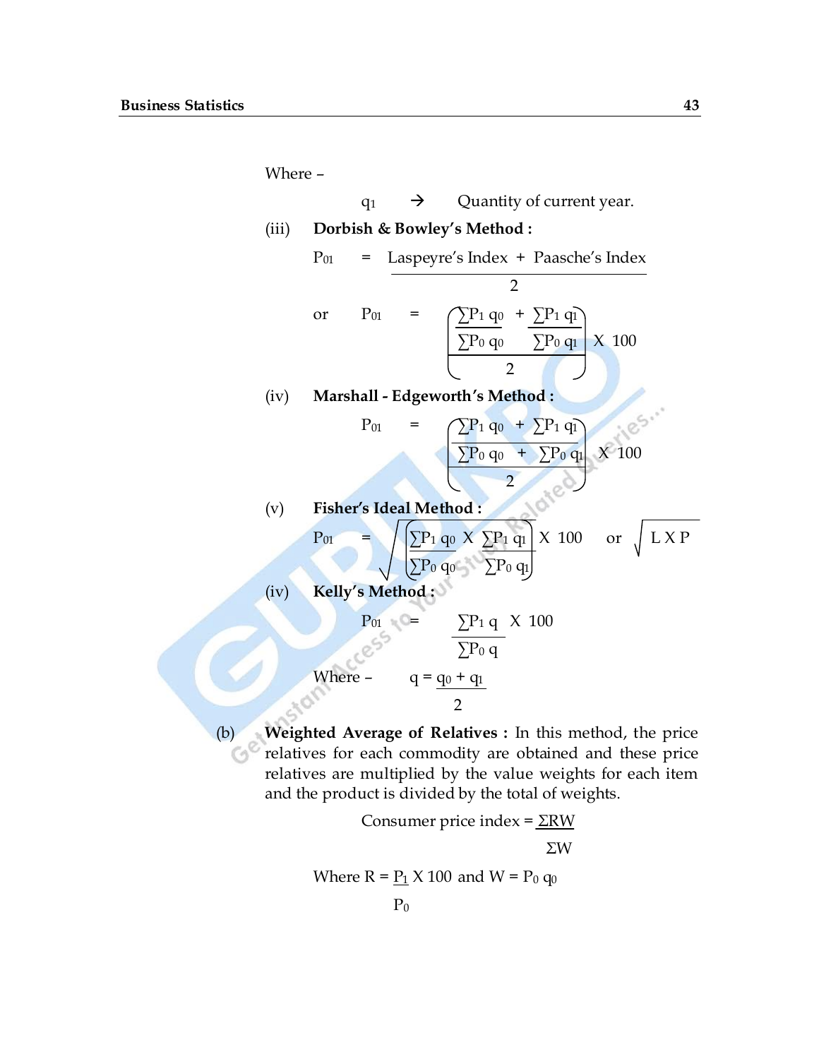Where –

$q_1$ → Quantity of current year.

(iii) **Dorbish & Bowley's Method :**

$$P_{01} = \frac{\text{Laspeyre's Index} + \text{Paasche's Index}}{2}$$

or

$$P_{01} = \left( \frac{\frac{\sum P_1 q_0}{\sum P_0 q_0} + \frac{\sum P_1 q_1}{\sum P_0 q_1}}{2} \right) \times 100$$

(iv) **Marshall - Edgeworth's Method :**

$$P_{01} = \left( \frac{\frac{\sum P_1 q_0 + \sum P_1 q_1}{\sum P_0 q_0 + \sum P_0 q_1}}{2} \right) \times 100$$

(v) **Fisher's Ideal Method :**

$$P_{01} = \sqrt{\left( \frac{\sum P_1 q_0}{\sum P_0 q_0} \times \frac{\sum P_1 q_1}{\sum P_0 q_1} \right)} \times 100 \quad \text{or} \quad \sqrt{L \times P}$$

(iv) **Kelly's Method :**

$$P_{01} = \frac{\sum P_1 q}{\sum P_0 q} \times 100$$

Where – $q = \frac{q_0 + q_1}{2}$

(b) **Weighted Average of Relatives :** In this method, the price relatives for each commodity are obtained and these price relatives are multiplied by the value weights for each item and the product is divided by the total of weights.

$$\text{Consumer price index} = \frac{\Sigma RW}{\Sigma W}$$

Where $R = \frac{P_1}{P_0} \times 100$ and $W = P_0 q_0$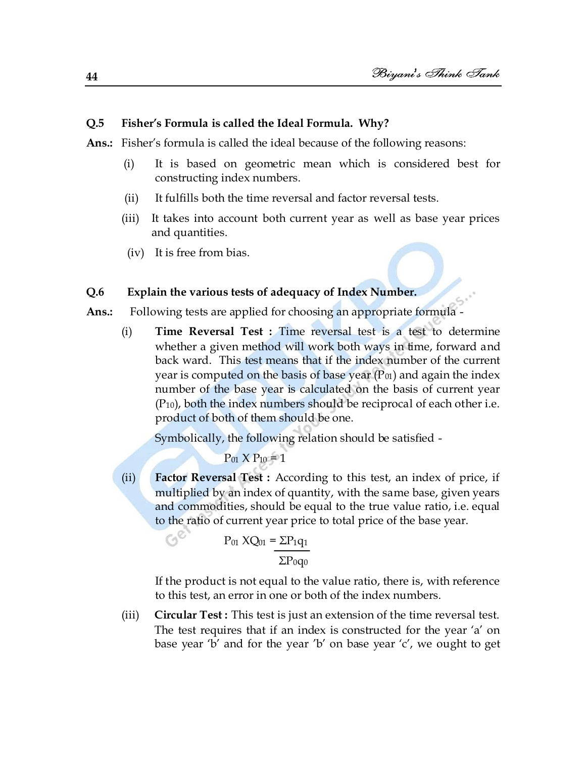**Q.5 Fisher's Formula is called the Ideal Formula. Why?**

**Ans.:** Fisher's formula is called the ideal because of the following reasons:

(i) It is based on geometric mean which is considered best for constructing index numbers.

(ii) It fulfills both the time reversal and factor reversal tests.

(iii) It takes into account both current year as well as base year prices and quantities.

(iv) It is free from bias.

**Q.6 Explain the various tests of adequacy of Index Number.**

**Ans.:** Following tests are applied for choosing an appropriate formula -

(i) **Time Reversal Test :** Time reversal test is a test to determine whether a given method will work both ways in time, forward and back ward. This test means that if the index number of the current year is computed on the basis of base year ($P_{01}$) and again the index number of the base year is calculated on the basis of current year ($P_{10}$), both the index numbers should be reciprocal of each other i.e. product of both of them should be one.

Symbolically, the following relation should be satisfied -

$$P_{01} \times P_{10} = 1$$

(ii) **Factor Reversal Test :** According to this test, an index of price, if multiplied by an index of quantity, with the same base, given years and commodities, should be equal to the true value ratio, i.e. equal to the ratio of current year price to total price of the base year.

$$P_{01} \times Q_{01} = \frac{\Sigma P_1 q_1}{\Sigma P_0 q_0}$$

If the product is not equal to the value ratio, there is, with reference to this test, an error in one or both of the index numbers.

(iii) **Circular Test :** This test is just an extension of the time reversal test. The test requires that if an index is constructed for the year 'a' on base year 'b' and for the year 'b' on base year 'c', we ought to get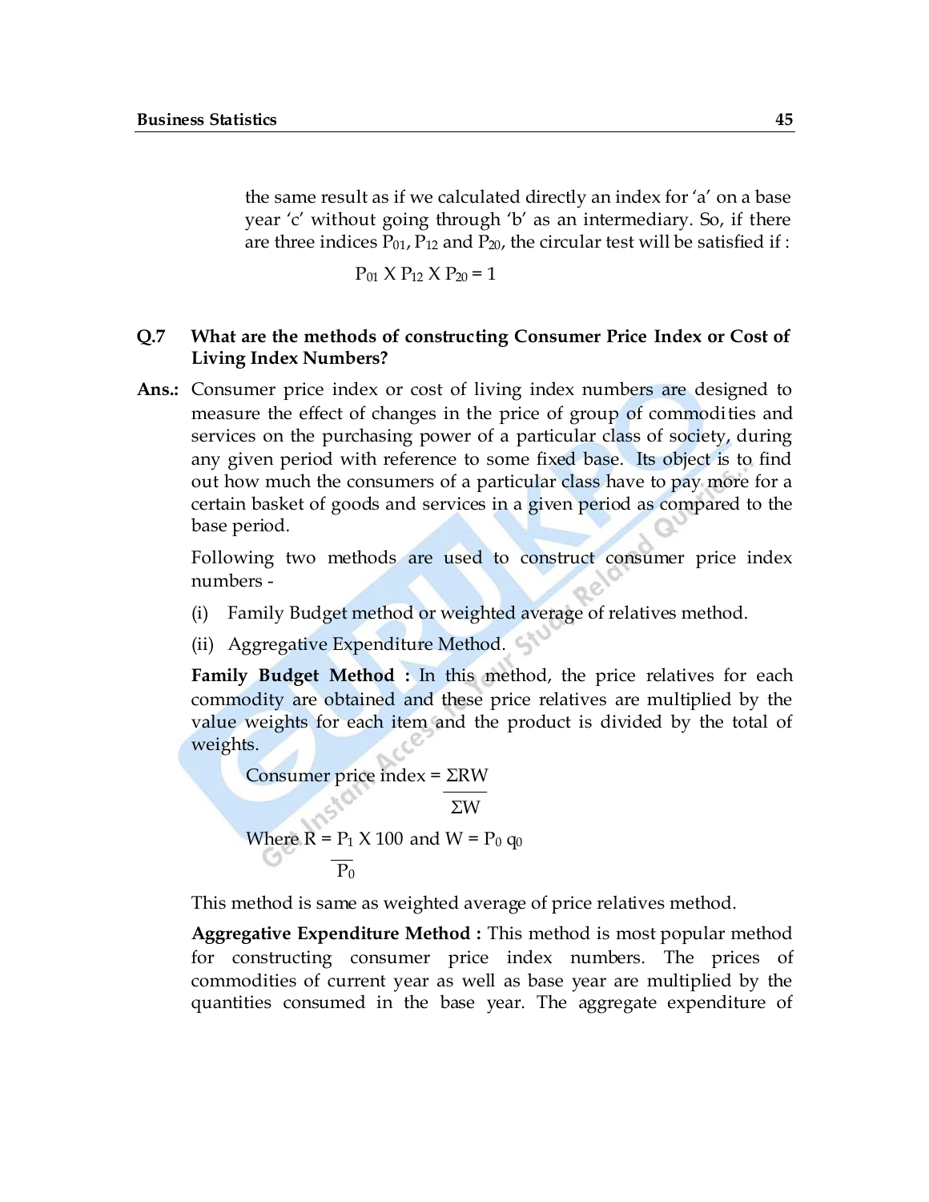the same result as if we calculated directly an index for 'a' on a base year 'c' without going through 'b' as an intermediary. So, if there are three indices $P_{01}$, $P_{12}$ and $P_{20}$, the circular test will be satisfied if :

$$P_{01} \times P_{12} \times P_{20} = 1$$

**Q.7 What are the methods of constructing Consumer Price Index or Cost of Living Index Numbers?**

**Ans.:** Consumer price index or cost of living index numbers are designed to measure the effect of changes in the price of group of commodities and services on the purchasing power of a particular class of society, during any given period with reference to some fixed base. Its object is to find out how much the consumers of a particular class have to pay more for a certain basket of goods and services in a given period as compared to the base period.

Following two methods are used to construct consumer price index numbers -

(i) Family Budget method or weighted average of relatives method.

(ii) Aggregative Expenditure Method.

**Family Budget Method :** In this method, the price relatives for each commodity are obtained and these price relatives are multiplied by the value weights for each item and the product is divided by the total of weights.

$$\text{Consumer price index} = \frac{\Sigma RW}{\Sigma W}$$

$$\text{Where } R = \frac{P_1 \times 100}{P_0} \text{ and } W = P_0\, q_0$$

This method is same as weighted average of price relatives method.

**Aggregative Expenditure Method :** This method is most popular method for constructing consumer price index numbers. The prices of commodities of current year as well as base year are multiplied by the quantities consumed in the base year. The aggregate expenditure of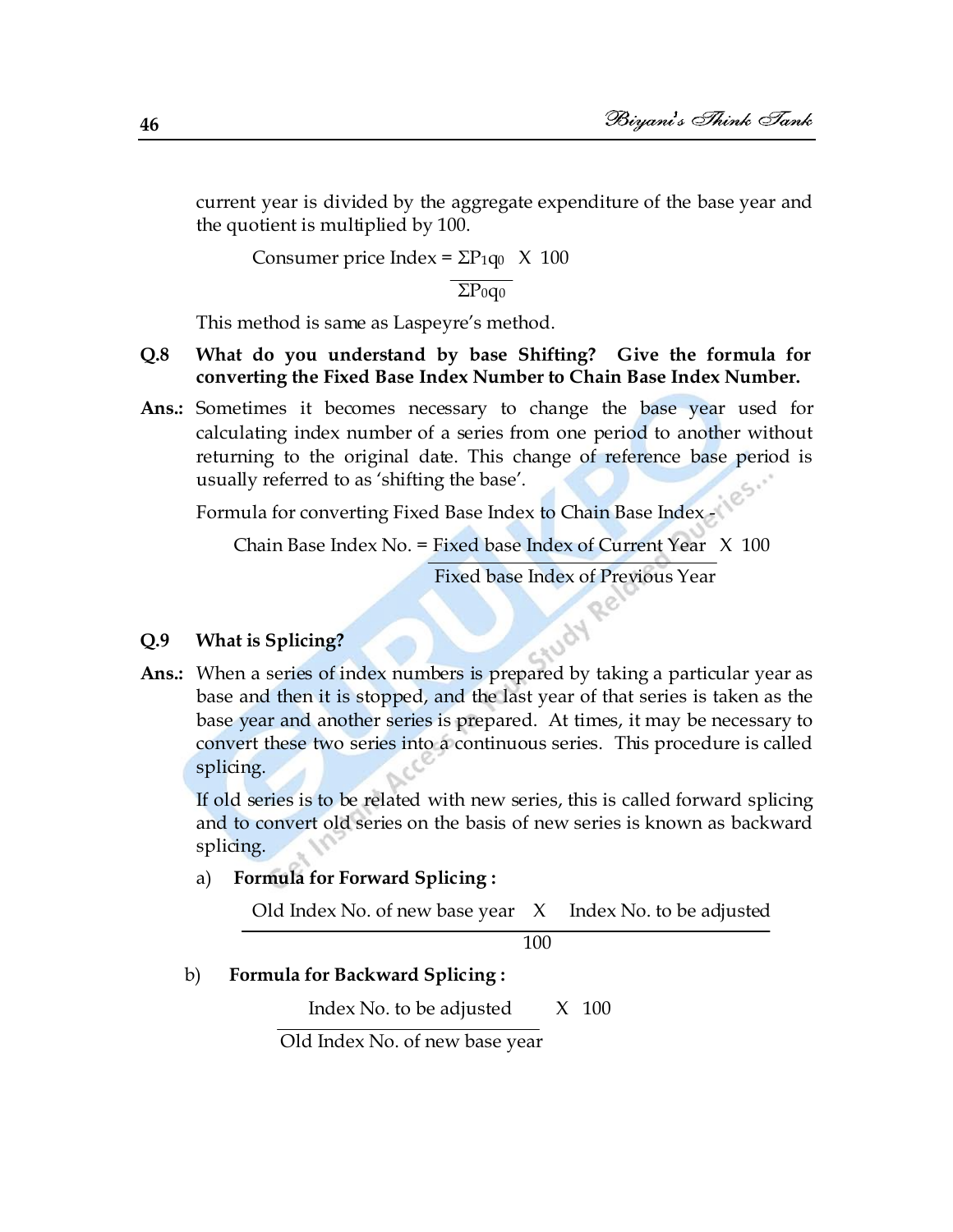current year is divided by the aggregate expenditure of the base year and the quotient is multiplied by 100.

$$\text{Consumer price Index} = \frac{\Sigma P_1 q_0}{\Sigma P_0 q_0} \times 100$$

This method is same as Laspeyre's method.

**Q.8 What do you understand by base Shifting? Give the formula for converting the Fixed Base Index Number to Chain Base Index Number.**

**Ans.:** Sometimes it becomes necessary to change the base year used for calculating index number of a series from one period to another without returning to the original date. This change of reference base period is usually referred to as 'shifting the base'.

Formula for converting Fixed Base Index to Chain Base Index -

$$\text{Chain Base Index No.} = \frac{\text{Fixed base Index of Current Year}}{\text{Fixed base Index of Previous Year}} \times 100$$

**Q.9 What is Splicing?**

**Ans.:** When a series of index numbers is prepared by taking a particular year as base and then it is stopped, and the last year of that series is taken as the base year and another series is prepared. At times, it may be necessary to convert these two series into a continuous series. This procedure is called splicing.

If old series is to be related with new series, this is called forward splicing and to convert old series on the basis of new series is known as backward splicing.

a) **Formula for Forward Splicing :**

$$\frac{\text{Old Index No. of new base year} \times \text{Index No. to be adjusted}}{100}$$

b) **Formula for Backward Splicing :**

$$\frac{\text{Index No. to be adjusted}}{\text{Old Index No. of new base year}} \times 100$$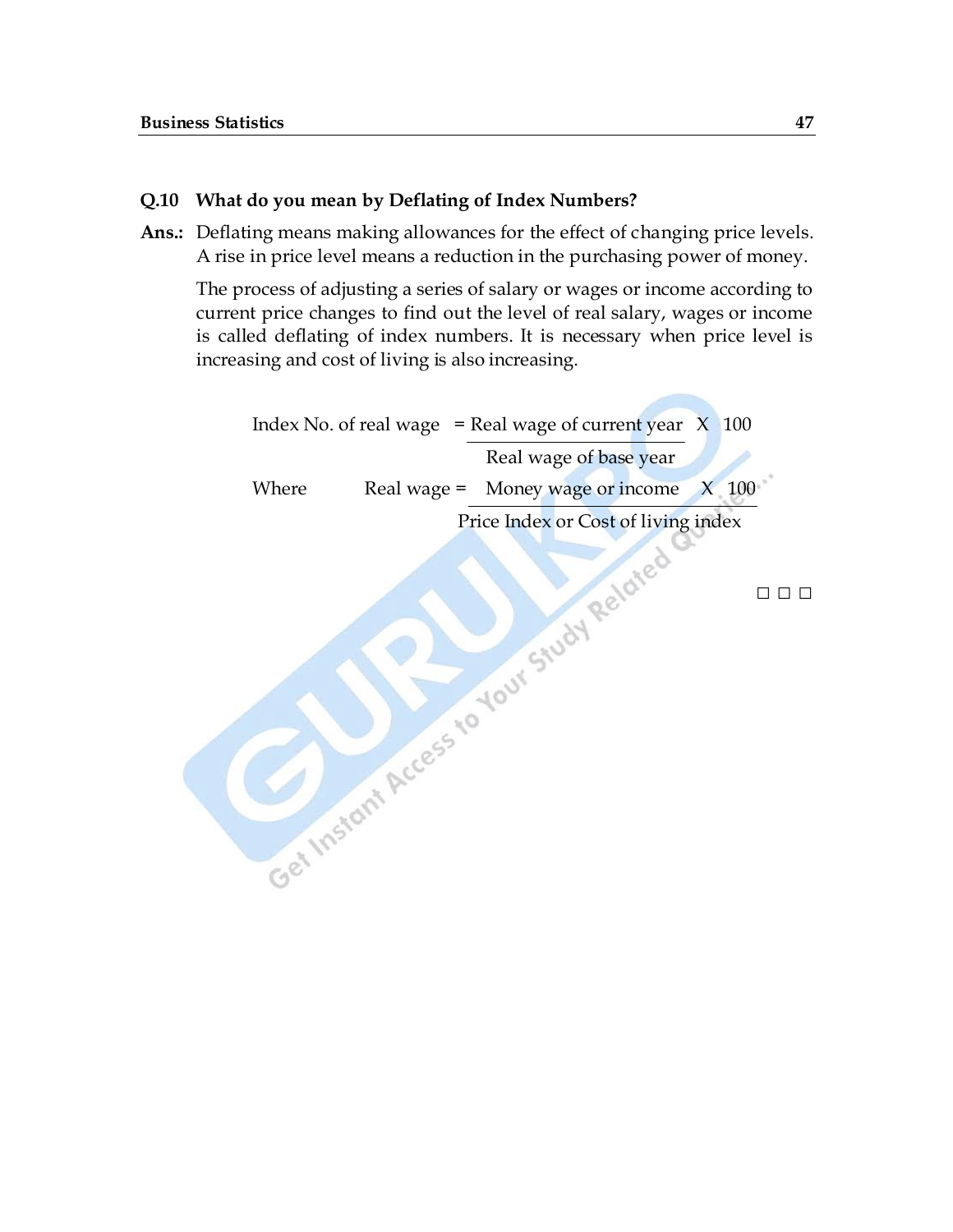**Q.10 What do you mean by Deflating of Index Numbers?**

**Ans.:** Deflating means making allowances for the effect of changing price levels. A rise in price level means a reduction in the purchasing power of money.

The process of adjusting a series of salary or wages or income according to current price changes to find out the level of real salary, wages or income is called deflating of index numbers. It is necessary when price level is increasing and cost of living is also increasing.

$$\text{Index No. of real wage} = \frac{\text{Real wage of current year}}{\text{Real wage of base year}} \times 100$$

Where

$$\text{Real wage} = \frac{\text{Money wage or income}}{\text{Price Index or Cost of living index}} \times 100$$

□ □ □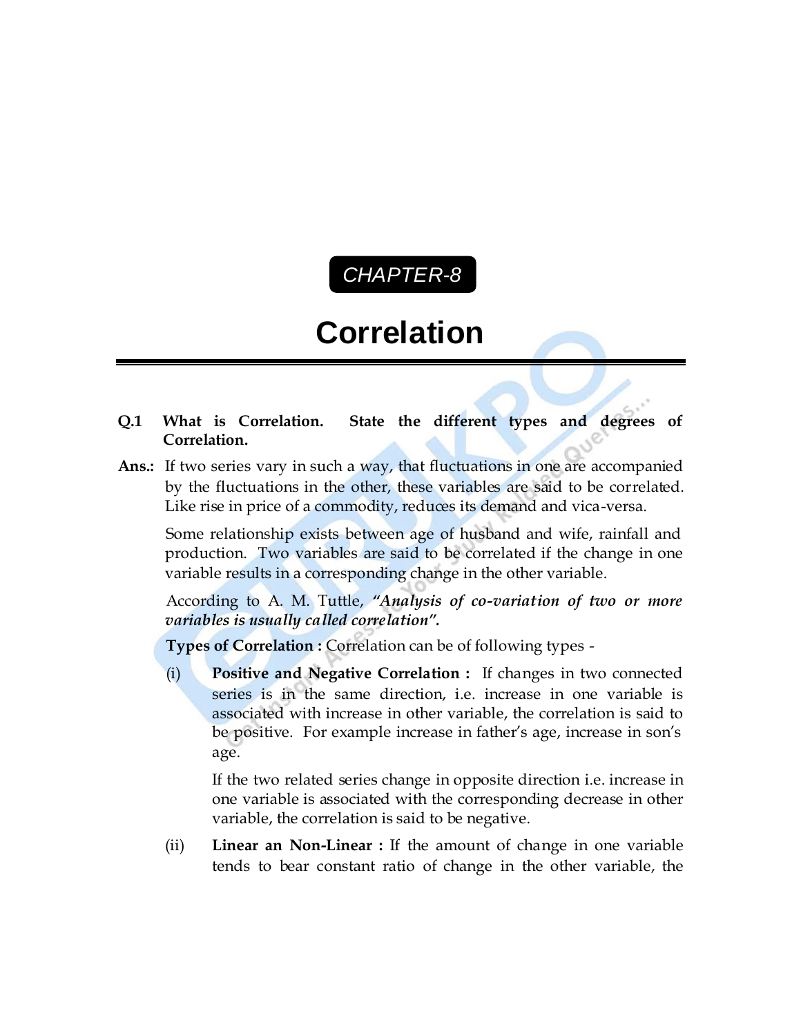CHAPTER-8

# Correlation

**Q.1 What is Correlation. State the different types and degrees of Correlation.**

**Ans.:** If two series vary in such a way, that fluctuations in one are accompanied by the fluctuations in the other, these variables are said to be correlated. Like rise in price of a commodity, reduces its demand and vica-versa.

Some relationship exists between age of husband and wife, rainfall and production. Two variables are said to be correlated if the change in one variable results in a corresponding change in the other variable.

According to A. M. Tuttle, ***"Analysis of co-variation of two or more variables is usually called correlation".***

**Types of Correlation :** Correlation can be of following types -

(i) **Positive and Negative Correlation :** If changes in two connected series is in the same direction, i.e. increase in one variable is associated with increase in other variable, the correlation is said to be positive. For example increase in father's age, increase in son's age.

If the two related series change in opposite direction i.e. increase in one variable is associated with the corresponding decrease in other variable, the correlation is said to be negative.

(ii) **Linear an Non-Linear :** If the amount of change in one variable tends to bear constant ratio of change in the other variable, the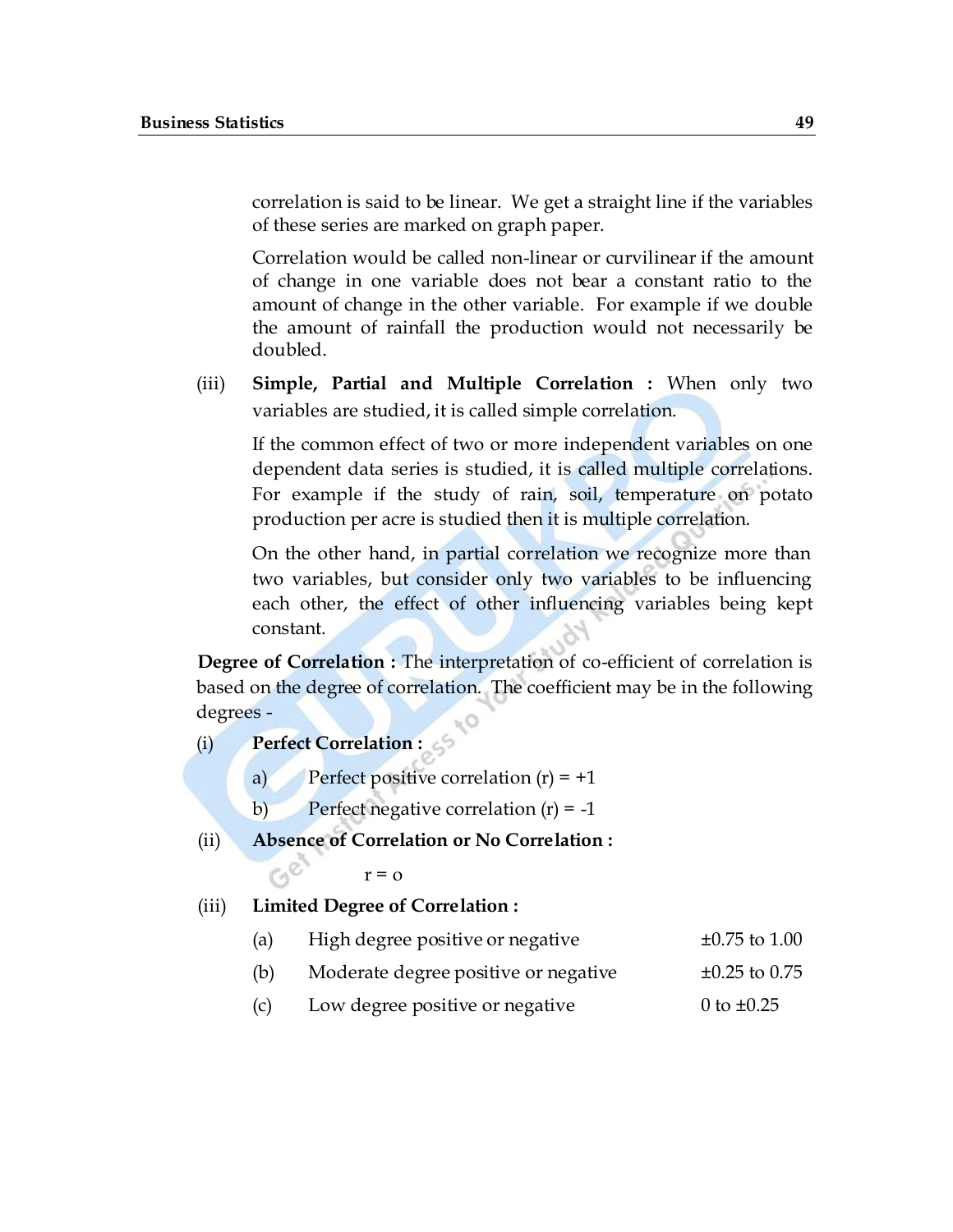correlation is said to be linear. We get a straight line if the variables of these series are marked on graph paper.

Correlation would be called non-linear or curvilinear if the amount of change in one variable does not bear a constant ratio to the amount of change in the other variable. For example if we double the amount of rainfall the production would not necessarily be doubled.

(iii) **Simple, Partial and Multiple Correlation :** When only two variables are studied, it is called simple correlation.

If the common effect of two or more independent variables on one dependent data series is studied, it is called multiple correlations. For example if the study of rain, soil, temperature on potato production per acre is studied then it is multiple correlation.

On the other hand, in partial correlation we recognize more than two variables, but consider only two variables to be influencing each other, the effect of other influencing variables being kept constant.

**Degree of Correlation :** The interpretation of co-efficient of correlation is based on the degree of correlation. The coefficient may be in the following degrees -

(i) **Perfect Correlation :**

a) Perfect positive correlation (r) = +1

b) Perfect negative correlation (r) = -1

(ii) **Absence of Correlation or No Correlation :**

r = o

(iii) **Limited Degree of Correlation :**

| | | |
|---|---|---|
| (a) | High degree positive or negative | ±0.75 to 1.00 |
| (b) | Moderate degree positive or negative | ±0.25 to 0.75 |
| (c) | Low degree positive or negative | 0 to ±0.25 |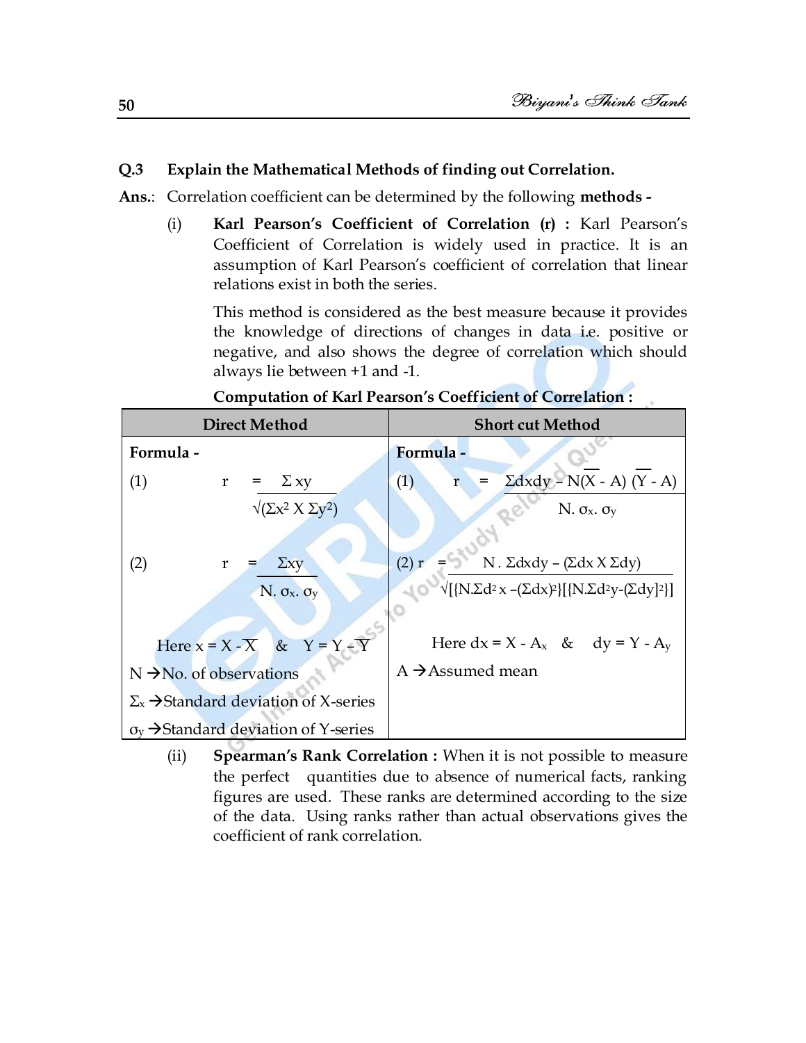**Q.3 Explain the Mathematical Methods of finding out Correlation.**

**Ans.**: Correlation coefficient can be determined by the following **methods -**

(i) **Karl Pearson's Coefficient of Correlation (r) :** Karl Pearson's Coefficient of Correlation is widely used in practice. It is an assumption of Karl Pearson's coefficient of correlation that linear relations exist in both the series.

This method is considered as the best measure because it provides the knowledge of directions of changes in data i.e. positive or negative, and also shows the degree of correlation which should always lie between +1 and -1.

**Computation of Karl Pearson's Coefficient of Correlation :**

| Direct Method | Short cut Method |
|---|---|
| **Formula -** | **Formula -** |
| (1) $r = \dfrac{\Sigma xy}{\sqrt{(\Sigma x^2 \times \Sigma y^2)}}$ | (1) $r = \dfrac{\Sigma dxdy - N(\overline{X} - A)(\overline{Y} - A)}{N.\sigma_x.\sigma_y}$ |
| (2) $r = \dfrac{\Sigma xy}{N.\sigma_x.\sigma_y}$ | (2) $r = \dfrac{N.\Sigma dxdy - (\Sigma dx \times \Sigma dy)}{\sqrt{[\{N.\Sigma d^2x - (\Sigma dx)^2\}][\{N.\Sigma d^2y - (\Sigma dy)^2\}]}}$ |
| Here $x = X - \overline{X}$ & $Y = Y - \overline{Y}$ | Here $dx = X - A_x$ & $dy = Y - A_y$ |
| N → No. of observations | A → Assumed mean |
| $\Sigma_x$ → Standard deviation of X-series | |
| $\sigma_y$ → Standard deviation of Y-series | |

(ii) **Spearman's Rank Correlation :** When it is not possible to measure the perfect quantities due to absence of numerical facts, ranking figures are used. These ranks are determined according to the size of the data. Using ranks rather than actual observations gives the coefficient of rank correlation.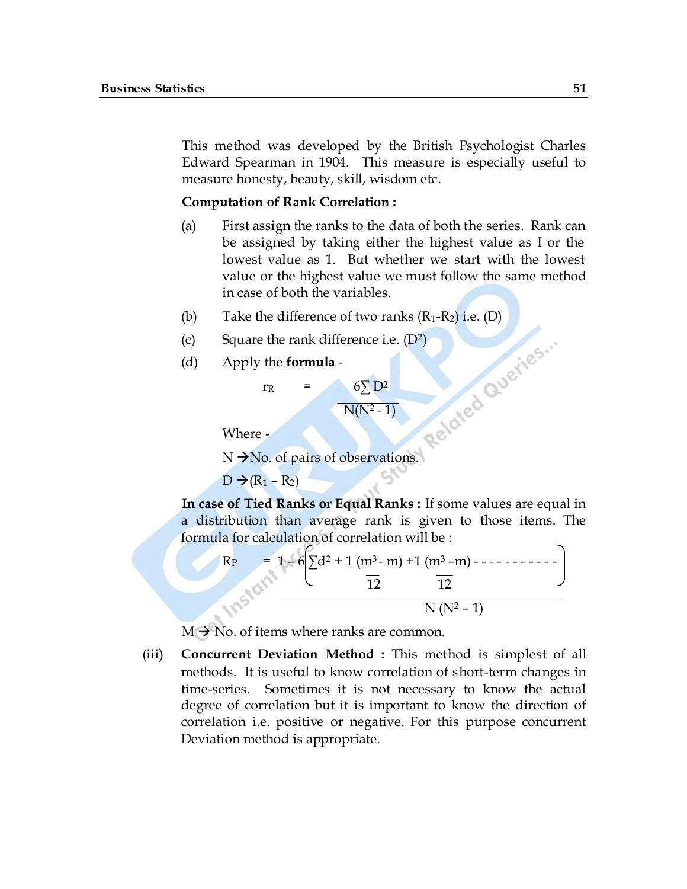This method was developed by the British Psychologist Charles Edward Spearman in 1904. This measure is especially useful to measure honesty, beauty, skill, wisdom etc.

**Computation of Rank Correlation :**

(a) First assign the ranks to the data of both the series. Rank can be assigned by taking either the highest value as I or the lowest value as 1. But whether we start with the lowest value or the highest value we must follow the same method in case of both the variables.

(b) Take the difference of two ranks ($R_1$-$R_2$) i.e. (D)

(c) Square the rank difference i.e. ($D^2$)

(d) Apply the **formula** -

$$r_R = \frac{6\sum D^2}{N(N^2 - 1)}$$

Where -

N → No. of pairs of observations.

D → ($R_1$ – $R_2$)

**In case of Tied Ranks or Equal Ranks :** If some values are equal in a distribution than average rank is given to those items. The formula for calculation of correlation will be :

$$R_P = 1 - \frac{6\left\{\sum d^2 + \frac{1}{12}(m^3 - m) + \frac{1}{12}(m^3 - m) - - - - - - - - - - -\right\}}{N(N^2 - 1)}$$

M → No. of items where ranks are common.

(iii) **Concurrent Deviation Method :** This method is simplest of all methods. It is useful to know correlation of short-term changes in time-series. Sometimes it is not necessary to know the actual degree of correlation but it is important to know the direction of correlation i.e. positive or negative. For this purpose concurrent Deviation method is appropriate.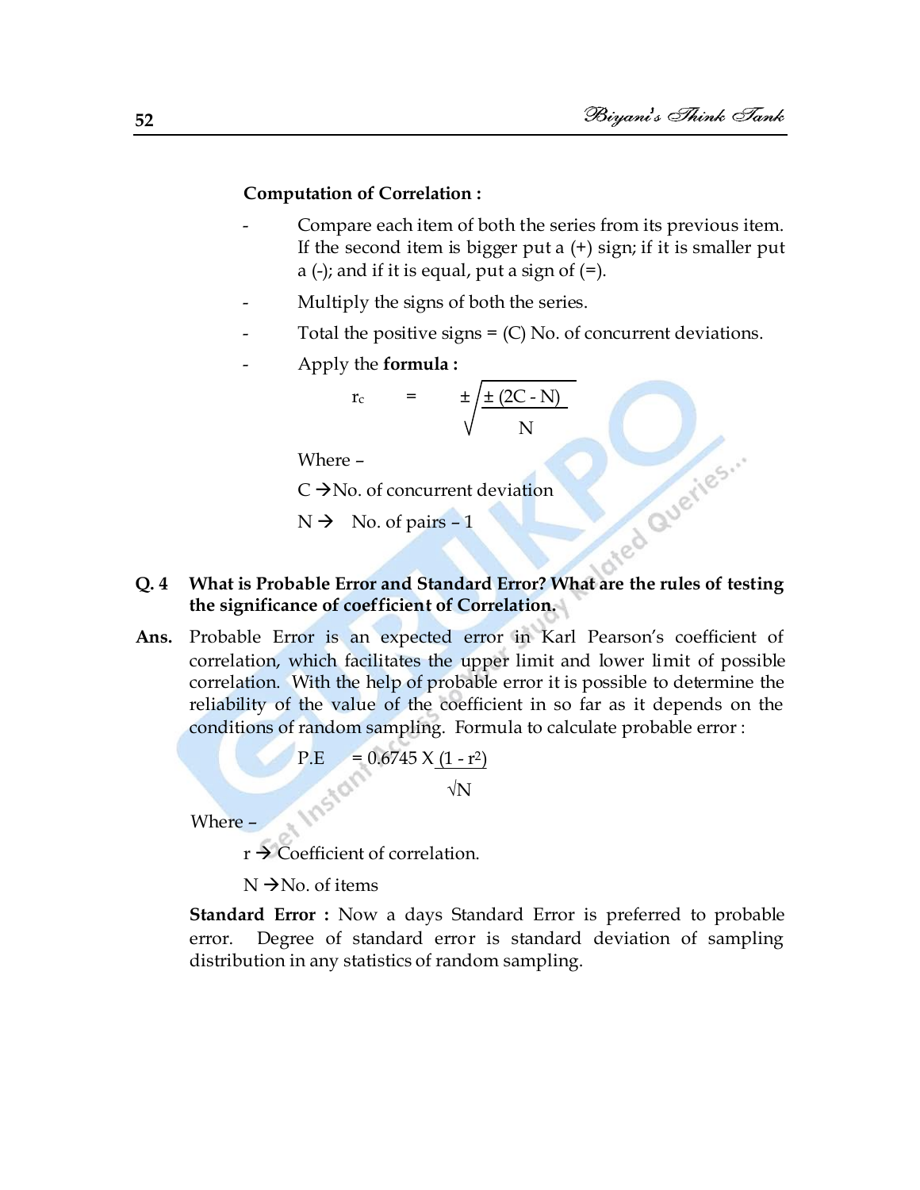**Computation of Correlation :**

- Compare each item of both the series from its previous item. If the second item is bigger put a (+) sign; if it is smaller put a (-); and if it is equal, put a sign of (=).
- Multiply the signs of both the series.
- Total the positive signs = (C) No. of concurrent deviations.
- Apply the **formula :**

$$r_c = \pm\sqrt{\frac{\pm(2C - N)}{N}}$$

Where –

C → No. of concurrent deviation

N → No. of pairs – 1

**Q. 4 What is Probable Error and Standard Error? What are the rules of testing the significance of coefficient of Correlation.**

**Ans.** Probable Error is an expected error in Karl Pearson's coefficient of correlation, which facilitates the upper limit and lower limit of possible correlation. With the help of probable error it is possible to determine the reliability of the value of the coefficient in so far as it depends on the conditions of random sampling. Formula to calculate probable error :

$$P.E = 0.6745 \times \frac{(1 - r^2)}{\sqrt{N}}$$

Where –

r → Coefficient of correlation.

N → No. of items

**Standard Error :** Now a days Standard Error is preferred to probable error. Degree of standard error is standard deviation of sampling distribution in any statistics of random sampling.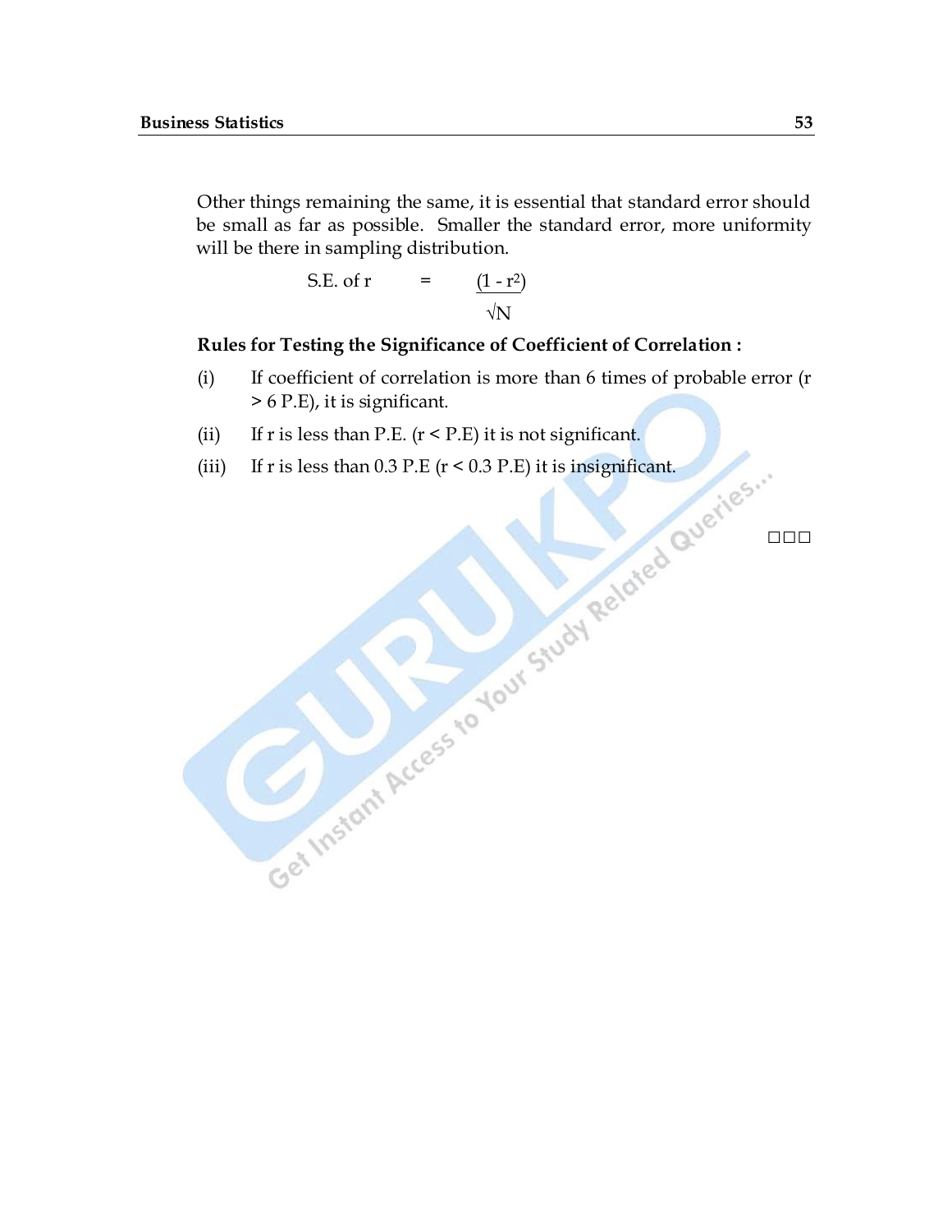Other things remaining the same, it is essential that standard error should be small as far as possible. Smaller the standard error, more uniformity will be there in sampling distribution.

$$\text{S.E. of r} = \frac{(1 - r^2)}{\sqrt{N}}$$

**Rules for Testing the Significance of Coefficient of Correlation :**

(i) If coefficient of correlation is more than 6 times of probable error ($r > 6$ P.E), it is significant.

(ii) If r is less than P.E. ($r <$ P.E) it is not significant.

(iii) If r is less than 0.3 P.E ($r < 0.3$ P.E) it is insignificant.

□□□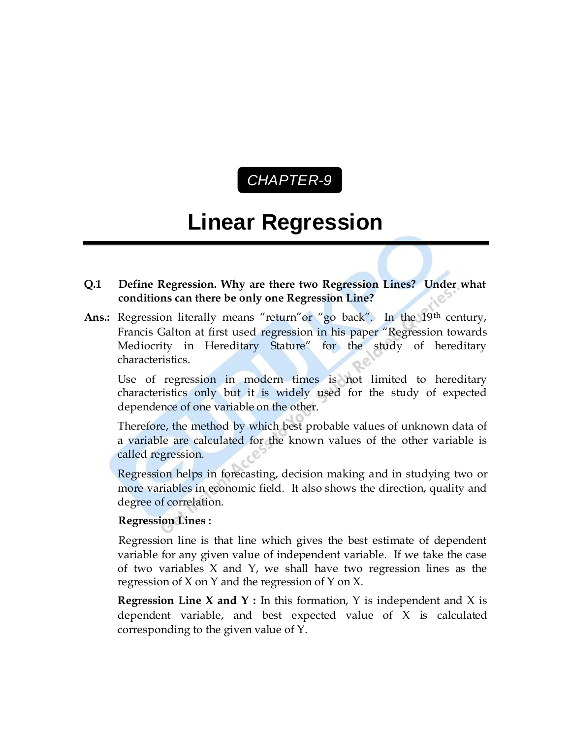CHAPTER-9

# Linear Regression

**Q.1 Define Regression. Why are there two Regression Lines? Under what conditions can there be only one Regression Line?**

**Ans.:** Regression literally means "return"or "go back". In the 19th century, Francis Galton at first used regression in his paper "Regression towards Mediocrity in Hereditary Stature" for the study of hereditary characteristics.

Use of regression in modern times is not limited to hereditary characteristics only but it is widely used for the study of expected dependence of one variable on the other.

Therefore, the method by which best probable values of unknown data of a variable are calculated for the known values of the other variable is called regression.

Regression helps in forecasting, decision making and in studying two or more variables in economic field. It also shows the direction, quality and degree of correlation.

**Regression Lines :**

Regression line is that line which gives the best estimate of dependent variable for any given value of independent variable. If we take the case of two variables X and Y, we shall have two regression lines as the regression of X on Y and the regression of Y on X.

**Regression Line X and Y :** In this formation, Y is independent and X is dependent variable, and best expected value of X is calculated corresponding to the given value of Y.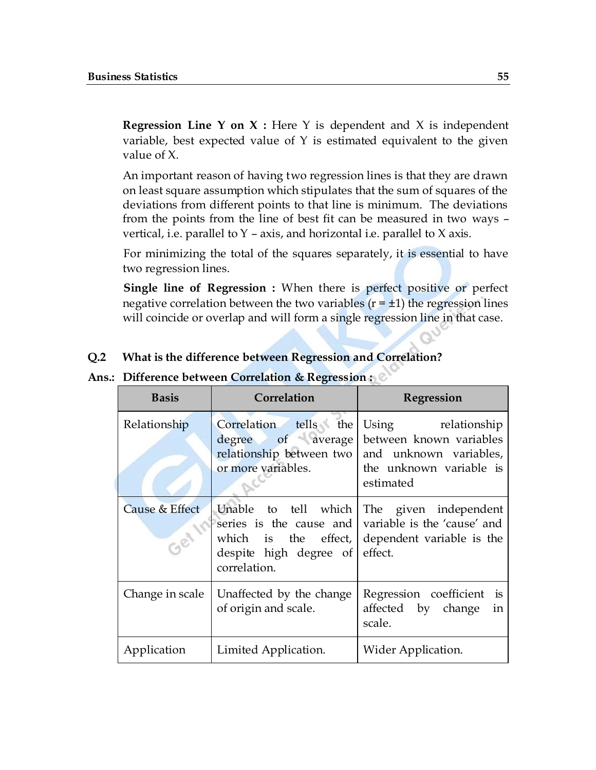**Regression Line Y on X :** Here Y is dependent and X is independent variable, best expected value of Y is estimated equivalent to the given value of X.

An important reason of having two regression lines is that they are drawn on least square assumption which stipulates that the sum of squares of the deviations from different points to that line is minimum. The deviations from the points from the line of best fit can be measured in two ways – vertical, i.e. parallel to Y – axis, and horizontal i.e. parallel to X axis.

For minimizing the total of the squares separately, it is essential to have two regression lines.

**Single line of Regression :** When there is perfect positive or perfect negative correlation between the two variables ($r = \pm1$) the regression lines will coincide or overlap and will form a single regression line in that case.

**Q.2 What is the difference between Regression and Correlation?**

**Ans.: Difference between Correlation & Regression :**

| Basis | Correlation | Regression |
|---|---|---|
| Relationship | Correlation tells the degree of average relationship between two or more variables. | Using relationship between known variables and unknown variables, the unknown variable is estimated |
| Cause & Effect | Unable to tell which series is the cause and which is the effect, despite high degree of correlation. | The given independent variable is the 'cause' and dependent variable is the effect. |
| Change in scale | Unaffected by the change of origin and scale. | Regression coefficient is affected by change in scale. |
| Application | Limited Application. | Wider Application. |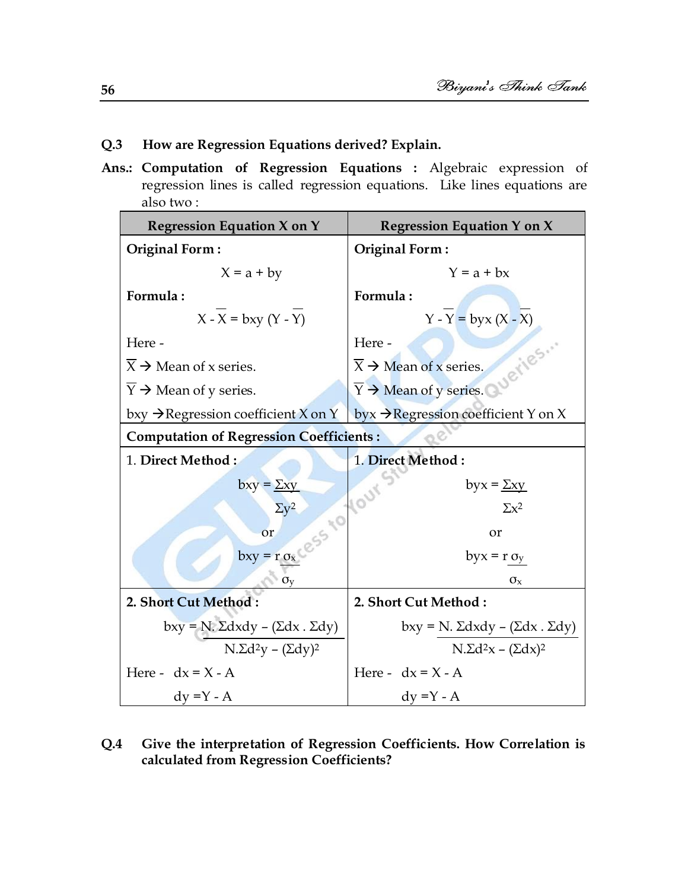**Q.3 How are Regression Equations derived? Explain.**

**Ans.: Computation of Regression Equations :** Algebraic expression of regression lines is called regression equations. Like lines equations are also two :

| Regression Equation X on Y | Regression Equation Y on X |
|---|---|
| **Original Form :** $X = a + by$ | **Original Form :** $Y = a + bx$ |
| **Formula :** $X - \overline{X} = bxy\,(Y - \overline{Y})$ | **Formula :** $Y - \overline{Y} = byx\,(X - \overline{X})$ |
| Here - $\overline{X}$ → Mean of x series. $\overline{Y}$ → Mean of y series. bxy → Regression coefficient X on Y | Here - $\overline{X}$ → Mean of x series. $\overline{Y}$ → Mean of y series. byx → Regression coefficient Y on X |
| **Computation of Regression Coefficients :** | |
| 1. **Direct Method :** $bxy = \frac{\Sigma xy}{\Sigma y^2}$ or $bxy = r\frac{\sigma_x}{\sigma_y}$ | 1. **Direct Method :** $byx = \frac{\Sigma xy}{\Sigma x^2}$ or $byx = r\frac{\sigma_y}{\sigma_x}$ |
| 2. **Short Cut Method :** $bxy = \frac{N.\Sigma dxdy - (\Sigma dx \,.\, \Sigma dy)}{N.\Sigma d^2y - (\Sigma dy)^2}$ | 2. **Short Cut Method :** $bxy = \frac{N.\Sigma dxdy - (\Sigma dx \,.\, \Sigma dy)}{N.\Sigma d^2x - (\Sigma dx)^2}$ |
| Here - $dx = X - A$, $dy = Y - A$ | Here - $dx = X - A$, $dy = Y - A$ |

**Q.4 Give the interpretation of Regression Coefficients. How Correlation is calculated from Regression Coefficients?**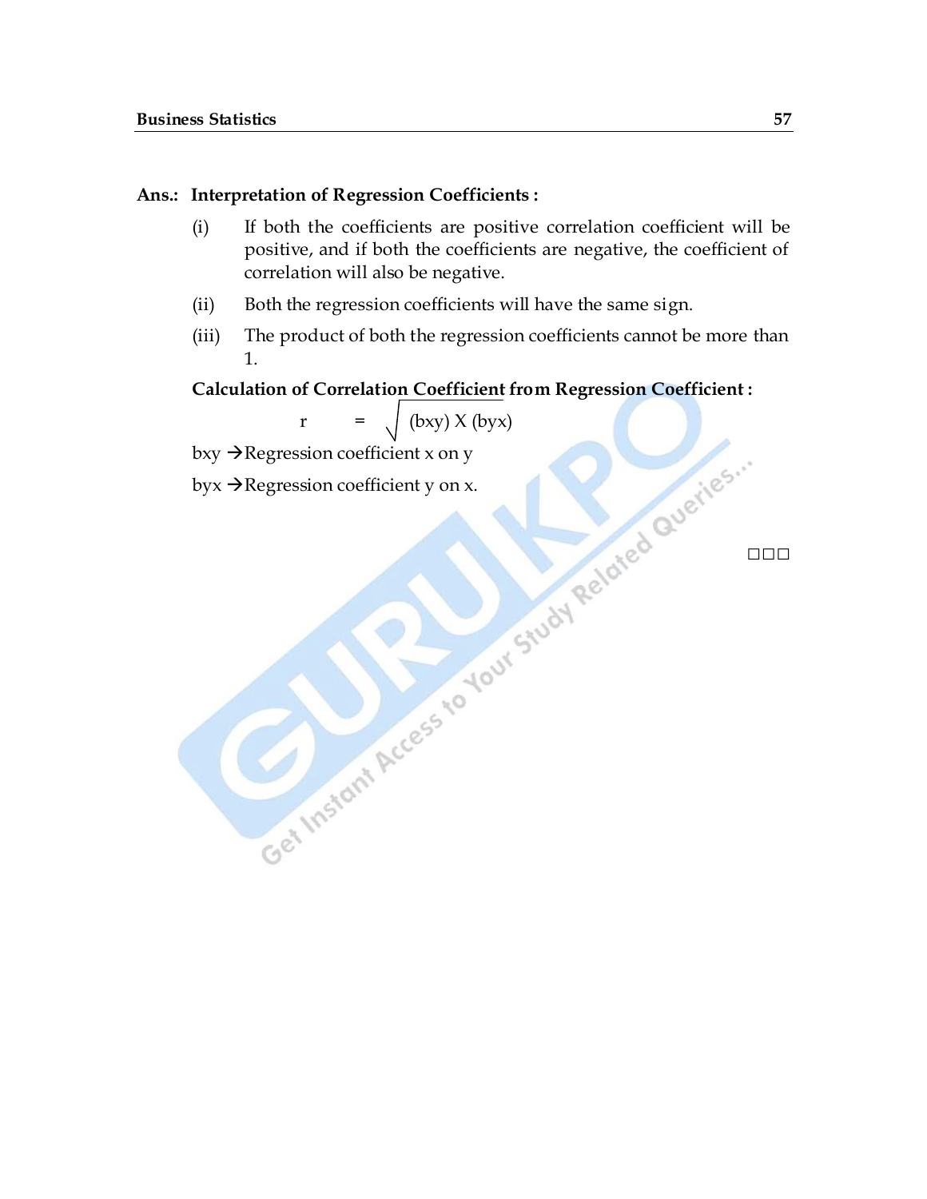**Ans.: Interpretation of Regression Coefficients :**

(i) If both the coefficients are positive correlation coefficient will be positive, and if both the coefficients are negative, the coefficient of correlation will also be negative.

(ii) Both the regression coefficients will have the same sign.

(iii) The product of both the regression coefficients cannot be more than 1.

**Calculation of Correlation Coefficient from Regression Coefficient :**

$$r = \sqrt{(bxy) \times (byx)}$$

bxy → Regression coefficient x on y

byx → Regression coefficient y on x.

□□□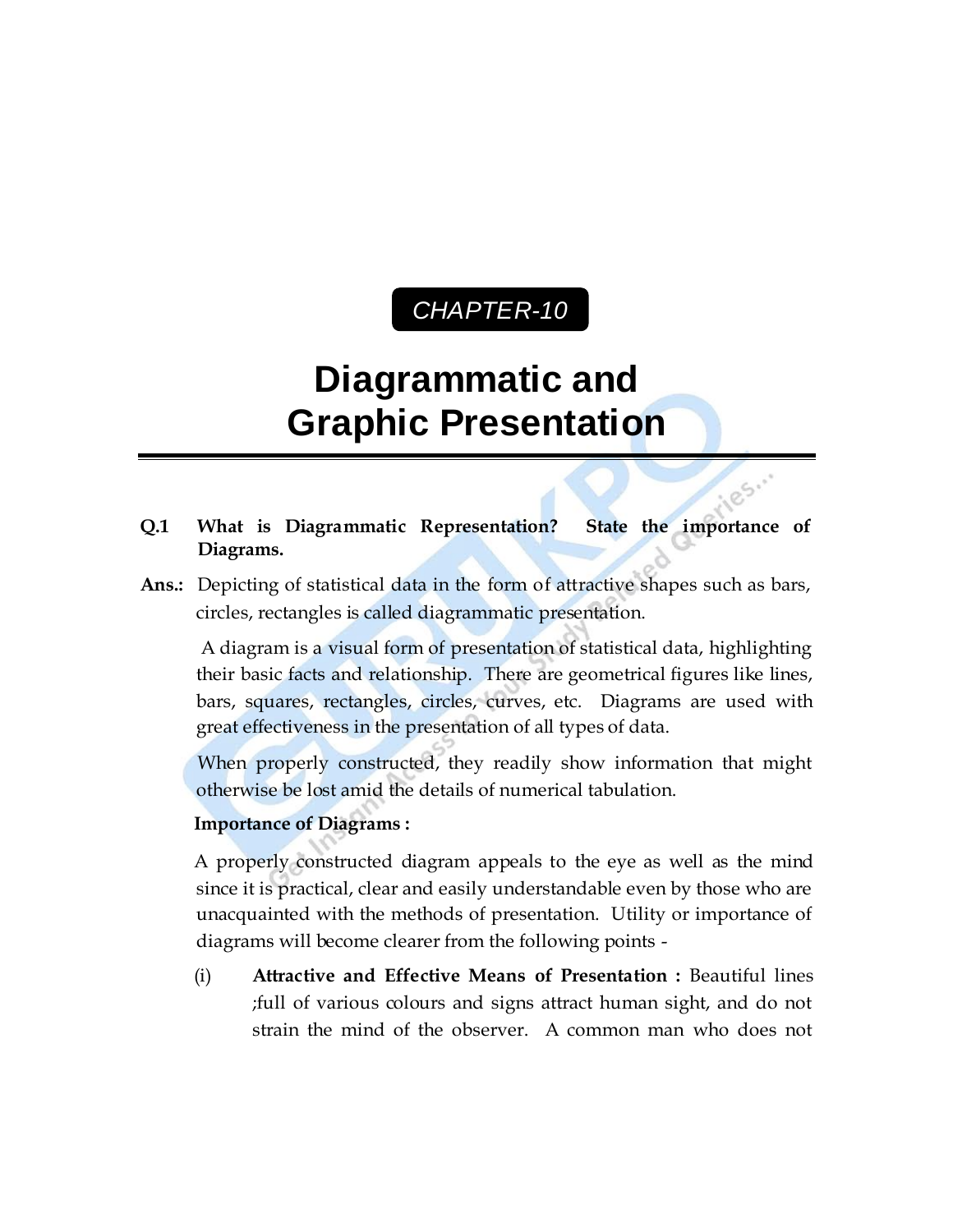CHAPTER-10

# Diagrammatic and Graphic Presentation

**Q.1 What is Diagrammatic Representation? State the importance of Diagrams.**

**Ans.:** Depicting of statistical data in the form of attractive shapes such as bars, circles, rectangles is called diagrammatic presentation.

A diagram is a visual form of presentation of statistical data, highlighting their basic facts and relationship. There are geometrical figures like lines, bars, squares, rectangles, circles, curves, etc. Diagrams are used with great effectiveness in the presentation of all types of data.

When properly constructed, they readily show information that might otherwise be lost amid the details of numerical tabulation.

**Importance of Diagrams :**

A properly constructed diagram appeals to the eye as well as the mind since it is practical, clear and easily understandable even by those who are unacquainted with the methods of presentation. Utility or importance of diagrams will become clearer from the following points -

(i) **Attractive and Effective Means of Presentation :** Beautiful lines ;full of various colours and signs attract human sight, and do not strain the mind of the observer. A common man who does not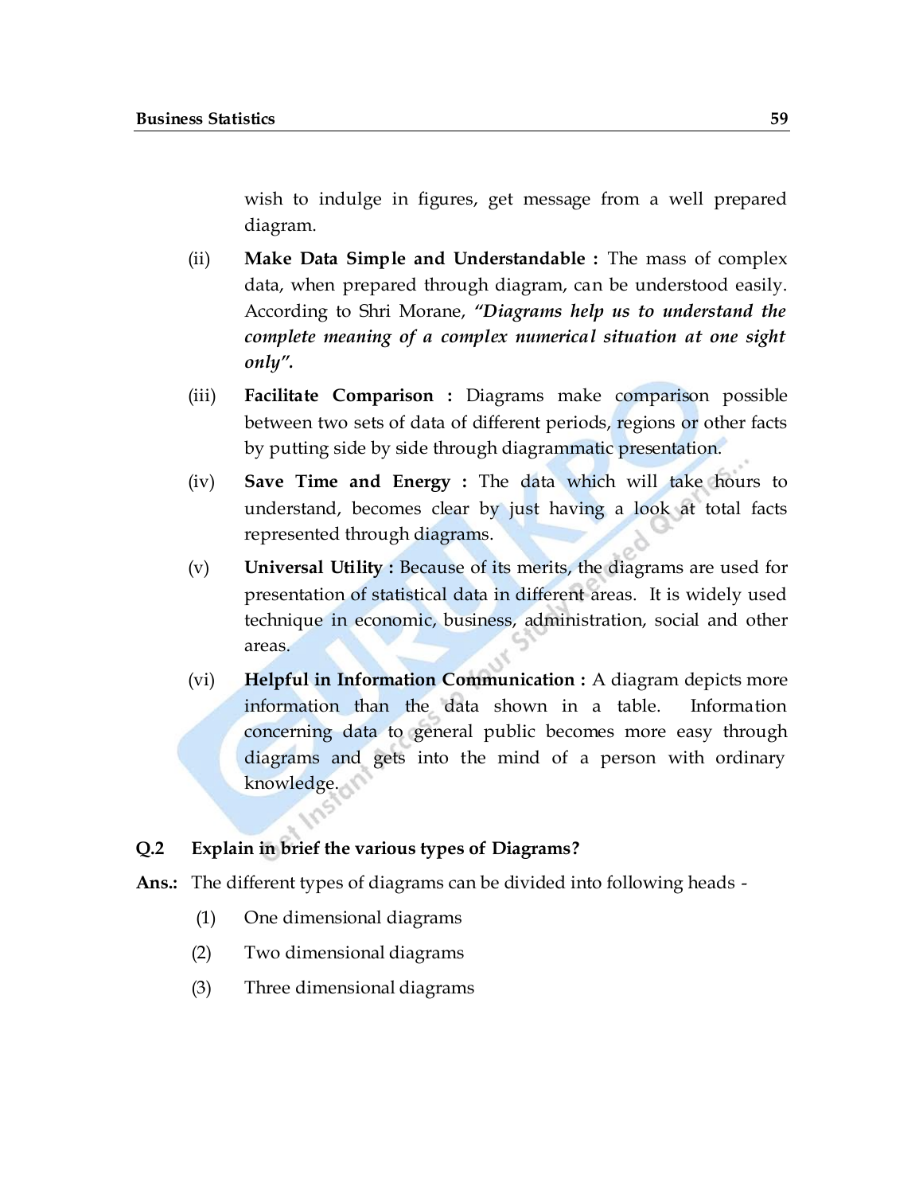wish to indulge in figures, get message from a well prepared diagram.

(ii) **Make Data Simple and Understandable :** The mass of complex data, when prepared through diagram, can be understood easily. According to Shri Morane, ***"Diagrams help us to understand the complete meaning of a complex numerical situation at one sight only".***

(iii) **Facilitate Comparison :** Diagrams make comparison possible between two sets of data of different periods, regions or other facts by putting side by side through diagrammatic presentation.

(iv) **Save Time and Energy :** The data which will take hours to understand, becomes clear by just having a look at total facts represented through diagrams.

(v) **Universal Utility :** Because of its merits, the diagrams are used for presentation of statistical data in different areas. It is widely used technique in economic, business, administration, social and other areas.

(vi) **Helpful in Information Communication :** A diagram depicts more information than the data shown in a table. Information concerning data to general public becomes more easy through diagrams and gets into the mind of a person with ordinary knowledge.

**Q.2 Explain in brief the various types of Diagrams?**

**Ans.:** The different types of diagrams can be divided into following heads -

(1) One dimensional diagrams

(2) Two dimensional diagrams

(3) Three dimensional diagrams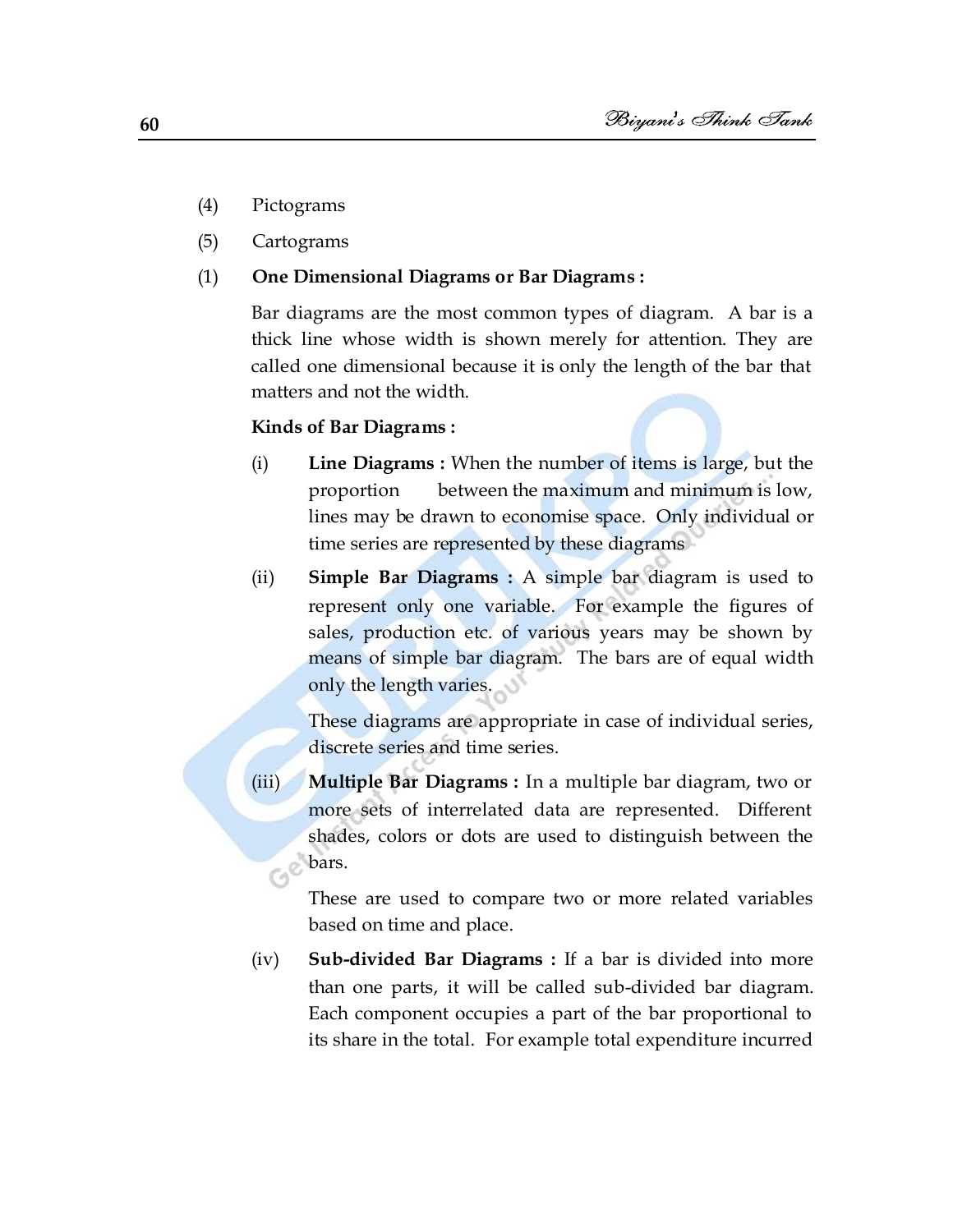(4) Pictograms

(5) Cartograms

(1) **One Dimensional Diagrams or Bar Diagrams :**

Bar diagrams are the most common types of diagram. A bar is a thick line whose width is shown merely for attention. They are called one dimensional because it is only the length of the bar that matters and not the width.

**Kinds of Bar Diagrams :**

(i) **Line Diagrams :** When the number of items is large, but the proportion between the maximum and minimum is low, lines may be drawn to economise space. Only individual or time series are represented by these diagrams

(ii) **Simple Bar Diagrams :** A simple bar diagram is used to represent only one variable. For example the figures of sales, production etc. of various years may be shown by means of simple bar diagram. The bars are of equal width only the length varies.

These diagrams are appropriate in case of individual series, discrete series and time series.

(iii) **Multiple Bar Diagrams :** In a multiple bar diagram, two or more sets of interrelated data are represented. Different shades, colors or dots are used to distinguish between the bars.

These are used to compare two or more related variables based on time and place.

(iv) **Sub-divided Bar Diagrams :** If a bar is divided into more than one parts, it will be called sub-divided bar diagram. Each component occupies a part of the bar proportional to its share in the total. For example total expenditure incurred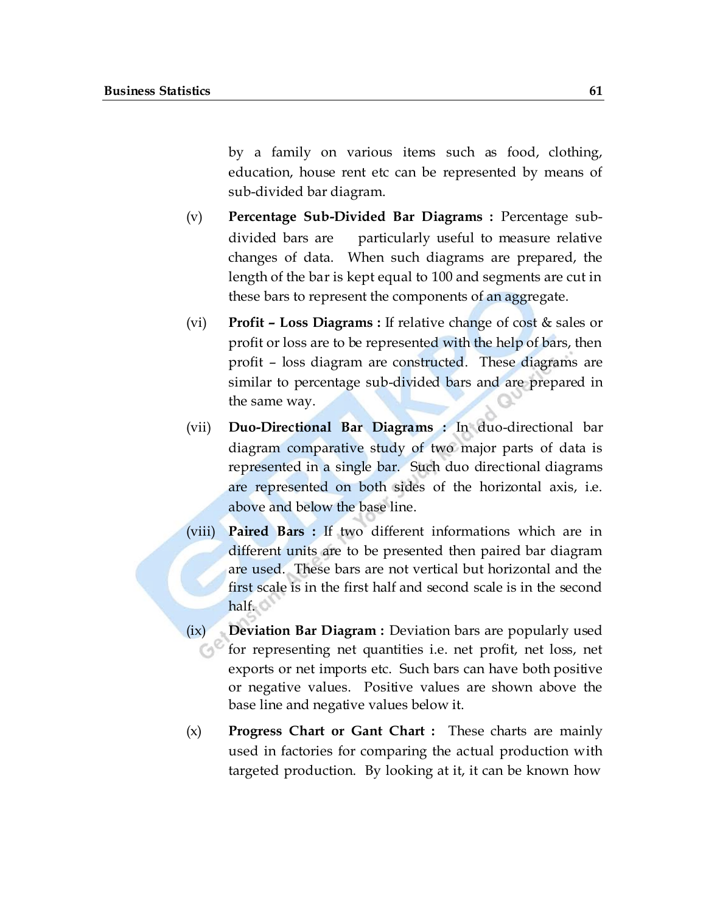by a family on various items such as food, clothing, education, house rent etc can be represented by means of sub-divided bar diagram.

(v) **Percentage Sub-Divided Bar Diagrams :** Percentage sub-divided bars are particularly useful to measure relative changes of data. When such diagrams are prepared, the length of the bar is kept equal to 100 and segments are cut in these bars to represent the components of an aggregate.

(vi) **Profit – Loss Diagrams :** If relative change of cost & sales or profit or loss are to be represented with the help of bars, then profit – loss diagram are constructed. These diagrams are similar to percentage sub-divided bars and are prepared in the same way.

(vii) **Duo-Directional Bar Diagrams :** In duo-directional bar diagram comparative study of two major parts of data is represented in a single bar. Such duo directional diagrams are represented on both sides of the horizontal axis, i.e. above and below the base line.

(viii) **Paired Bars :** If two different informations which are in different units are to be presented then paired bar diagram are used. These bars are not vertical but horizontal and the first scale is in the first half and second scale is in the second half.

(ix) **Deviation Bar Diagram :** Deviation bars are popularly used for representing net quantities i.e. net profit, net loss, net exports or net imports etc. Such bars can have both positive or negative values. Positive values are shown above the base line and negative values below it.

(x) **Progress Chart or Gant Chart :** These charts are mainly used in factories for comparing the actual production with targeted production. By looking at it, it can be known how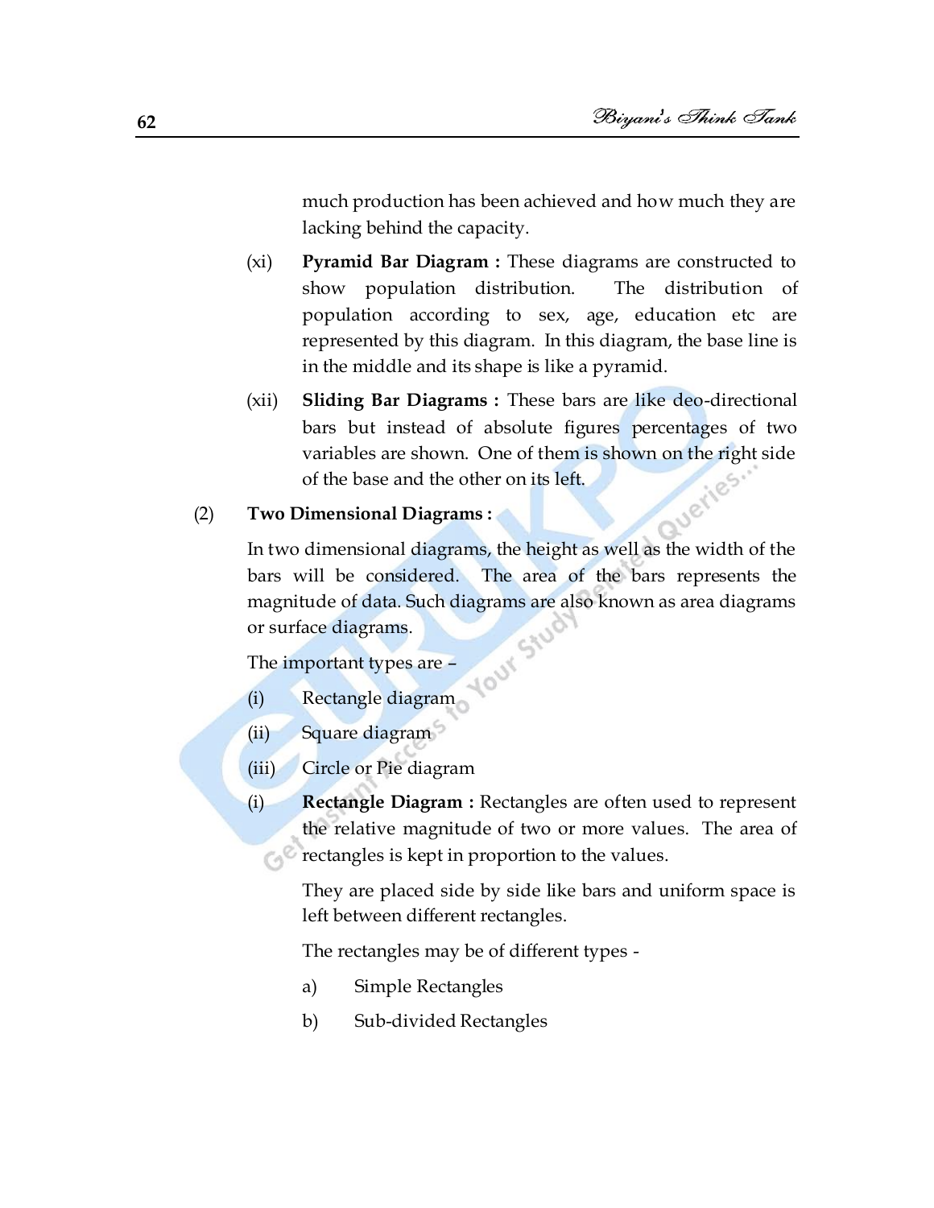much production has been achieved and how much they are lacking behind the capacity.

(xi) **Pyramid Bar Diagram :** These diagrams are constructed to show population distribution. The distribution of population according to sex, age, education etc are represented by this diagram. In this diagram, the base line is in the middle and its shape is like a pyramid.

(xii) **Sliding Bar Diagrams :** These bars are like deo-directional bars but instead of absolute figures percentages of two variables are shown. One of them is shown on the right side of the base and the other on its left.

(2) **Two Dimensional Diagrams :**

In two dimensional diagrams, the height as well as the width of the bars will be considered. The area of the bars represents the magnitude of data. Such diagrams are also known as area diagrams or surface diagrams.

The important types are –

(i) Rectangle diagram

(ii) Square diagram

(iii) Circle or Pie diagram

(i) **Rectangle Diagram :** Rectangles are often used to represent the relative magnitude of two or more values. The area of rectangles is kept in proportion to the values.

They are placed side by side like bars and uniform space is left between different rectangles.

The rectangles may be of different types -

a) Simple Rectangles

b) Sub-divided Rectangles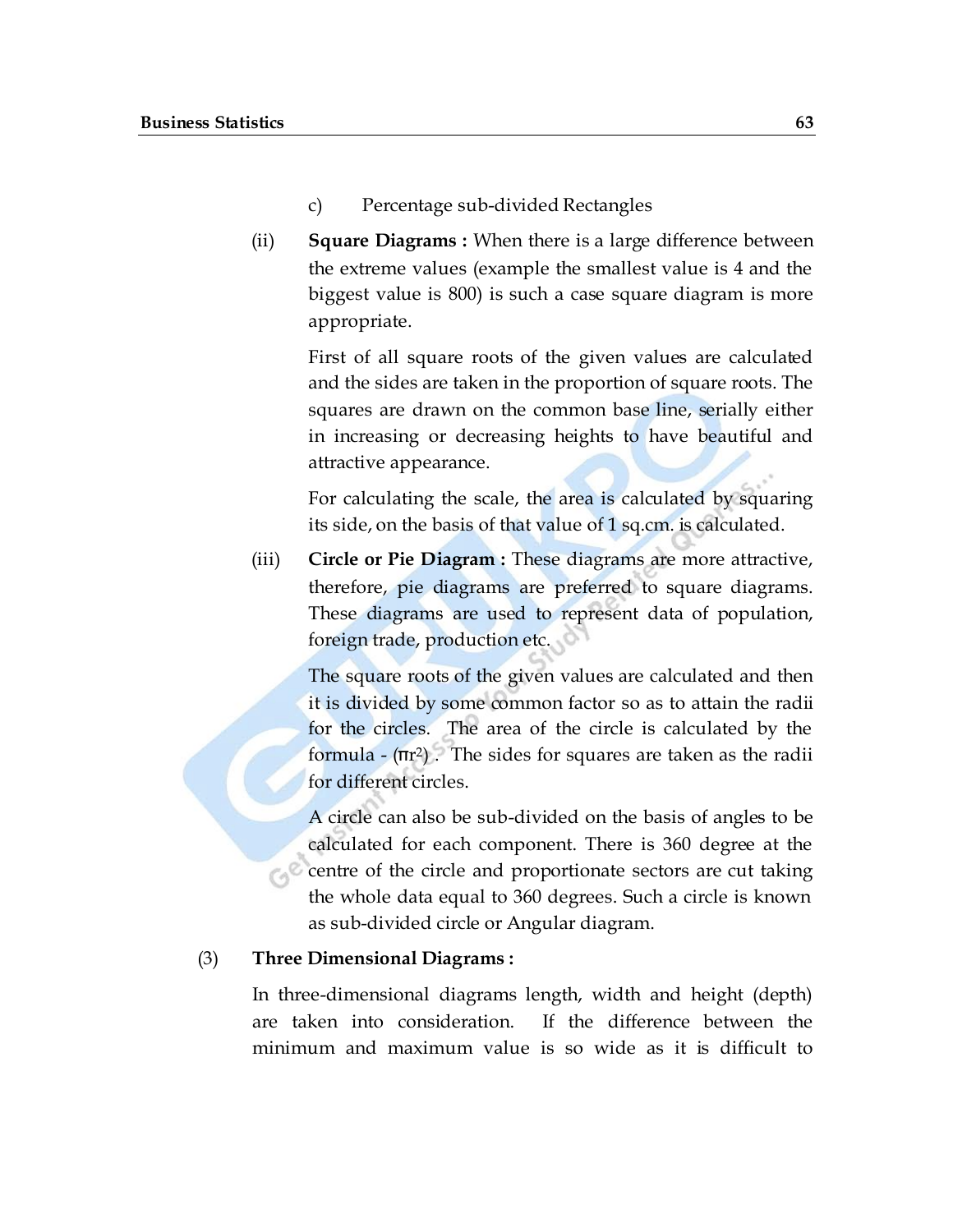c) Percentage sub-divided Rectangles

(ii) **Square Diagrams :** When there is a large difference between the extreme values (example the smallest value is 4 and the biggest value is 800) is such a case square diagram is more appropriate.

First of all square roots of the given values are calculated and the sides are taken in the proportion of square roots. The squares are drawn on the common base line, serially either in increasing or decreasing heights to have beautiful and attractive appearance.

For calculating the scale, the area is calculated by squaring its side, on the basis of that value of 1 sq.cm. is calculated.

(iii) **Circle or Pie Diagram :** These diagrams are more attractive, therefore, pie diagrams are preferred to square diagrams. These diagrams are used to represent data of population, foreign trade, production etc.

The square roots of the given values are calculated and then it is divided by some common factor so as to attain the radii for the circles. The area of the circle is calculated by the formula - ($\pi r^2$). The sides for squares are taken as the radii for different circles.

A circle can also be sub-divided on the basis of angles to be calculated for each component. There is 360 degree at the centre of the circle and proportionate sectors are cut taking the whole data equal to 360 degrees. Such a circle is known as sub-divided circle or Angular diagram.

(3) **Three Dimensional Diagrams :**

In three-dimensional diagrams length, width and height (depth) are taken into consideration. If the difference between the minimum and maximum value is so wide as it is difficult to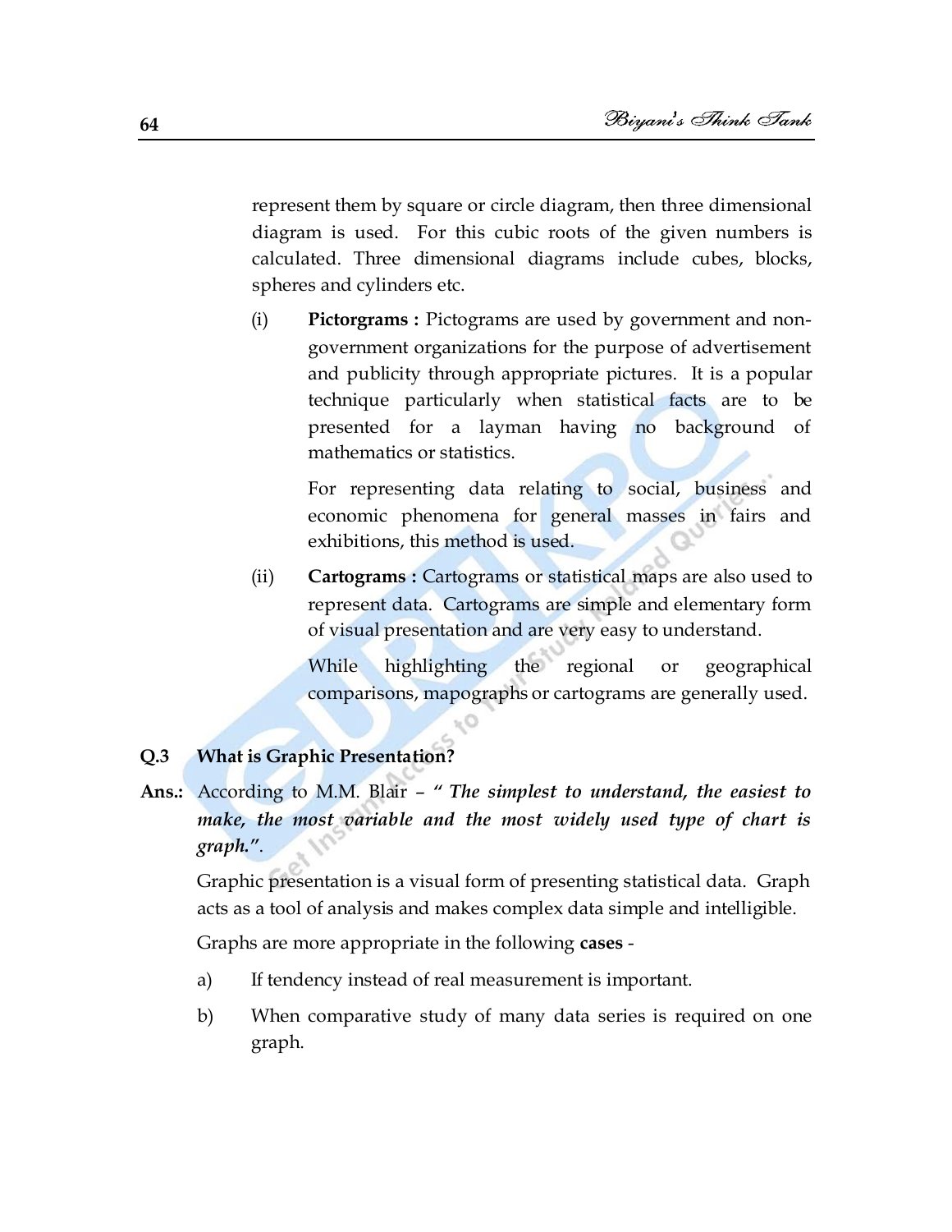represent them by square or circle diagram, then three dimensional diagram is used. For this cubic roots of the given numbers is calculated. Three dimensional diagrams include cubes, blocks, spheres and cylinders etc.

(i) **Pictorgrams :** Pictograms are used by government and non-government organizations for the purpose of advertisement and publicity through appropriate pictures. It is a popular technique particularly when statistical facts are to be presented for a layman having no background of mathematics or statistics.

For representing data relating to social, business and economic phenomena for general masses in fairs and exhibitions, this method is used.

(ii) **Cartograms :** Cartograms or statistical maps are also used to represent data. Cartograms are simple and elementary form of visual presentation and are very easy to understand.

While highlighting the regional or geographical comparisons, mapographs or cartograms are generally used.

**Q.3 What is Graphic Presentation?**

**Ans.:** According to M.M. Blair – " ***The simplest to understand, the easiest to make, the most variable and the most widely used type of chart is graph.*** ".

Graphic presentation is a visual form of presenting statistical data. Graph acts as a tool of analysis and makes complex data simple and intelligible.

Graphs are more appropriate in the following **cases** -

a) If tendency instead of real measurement is important.

b) When comparative study of many data series is required on one graph.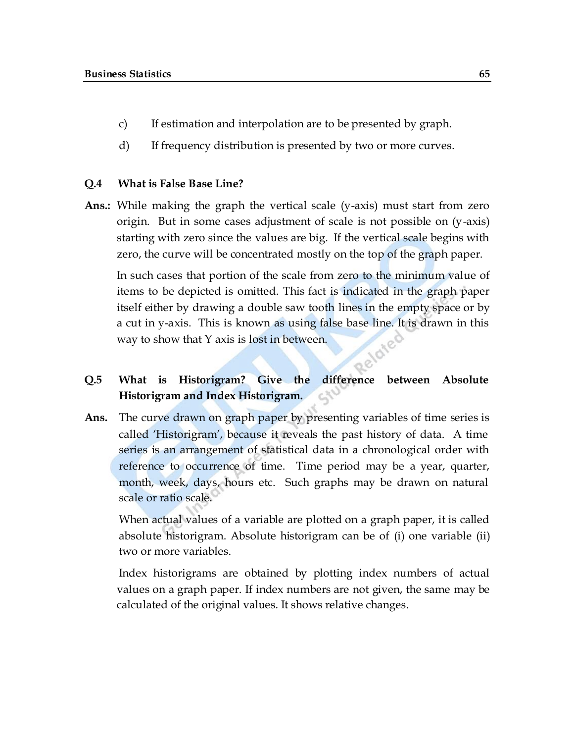c) If estimation and interpolation are to be presented by graph.

d) If frequency distribution is presented by two or more curves.

**Q.4 What is False Base Line?**

**Ans.:** While making the graph the vertical scale (y-axis) must start from zero origin. But in some cases adjustment of scale is not possible on (y-axis) starting with zero since the values are big. If the vertical scale begins with zero, the curve will be concentrated mostly on the top of the graph paper.

In such cases that portion of the scale from zero to the minimum value of items to be depicted is omitted. This fact is indicated in the graph paper itself either by drawing a double saw tooth lines in the empty space or by a cut in y-axis. This is known as using false base line. It is drawn in this way to show that Y axis is lost in between.

**Q.5 What is Historigram? Give the difference between Absolute Historigram and Index Historigram.**

**Ans.** The curve drawn on graph paper by presenting variables of time series is called 'Historigram', because it reveals the past history of data. A time series is an arrangement of statistical data in a chronological order with reference to occurrence of time. Time period may be a year, quarter, month, week, days, hours etc. Such graphs may be drawn on natural scale or ratio scale.

When actual values of a variable are plotted on a graph paper, it is called absolute historigram. Absolute historigram can be of (i) one variable (ii) two or more variables.

Index historigrams are obtained by plotting index numbers of actual values on a graph paper. If index numbers are not given, the same may be calculated of the original values. It shows relative changes.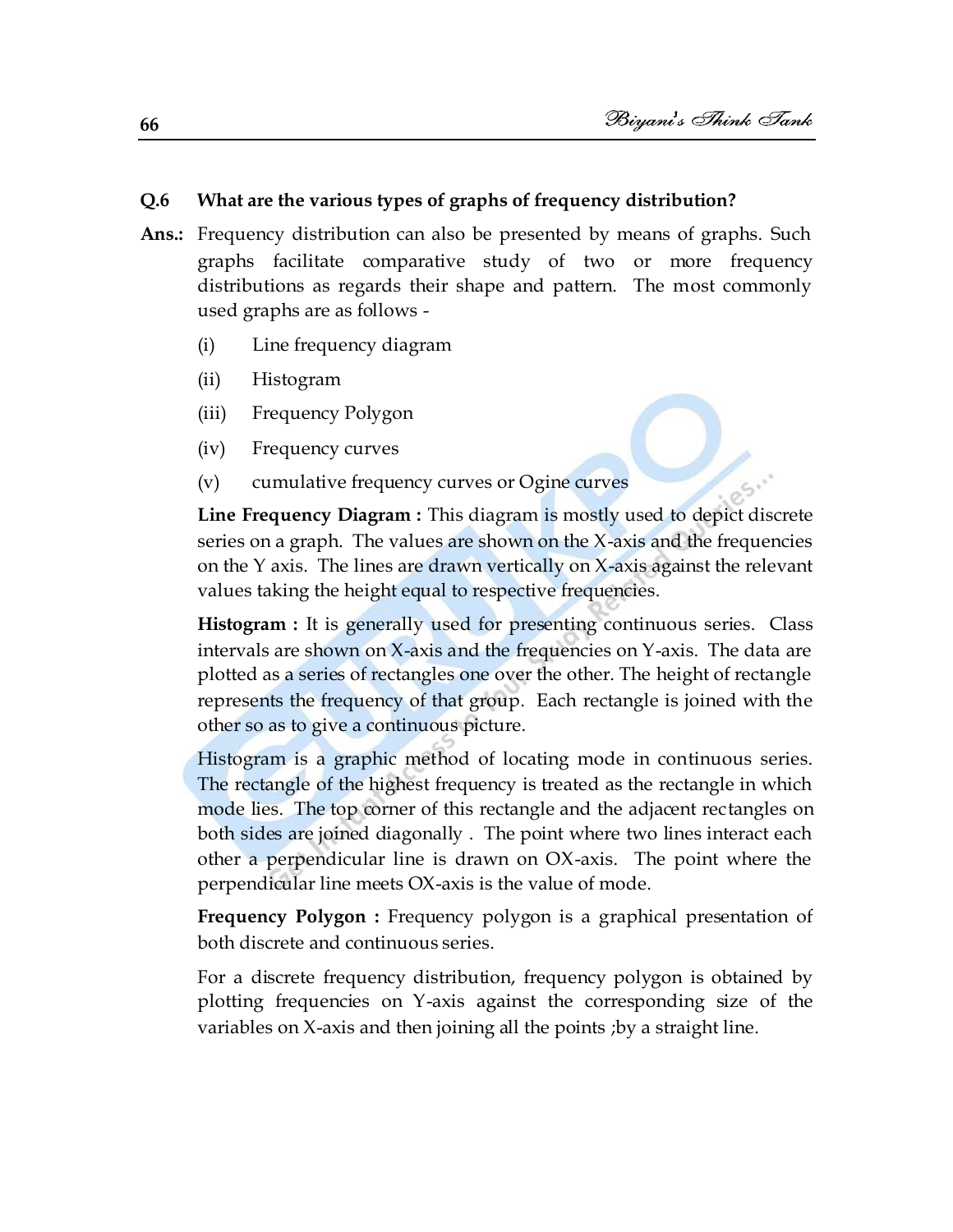**Q.6 What are the various types of graphs of frequency distribution?**

**Ans.:** Frequency distribution can also be presented by means of graphs. Such graphs facilitate comparative study of two or more frequency distributions as regards their shape and pattern. The most commonly used graphs are as follows -

(i) Line frequency diagram

(ii) Histogram

(iii) Frequency Polygon

(iv) Frequency curves

(v) cumulative frequency curves or Ogine curves

**Line Frequency Diagram :** This diagram is mostly used to depict discrete series on a graph. The values are shown on the X-axis and the frequencies on the Y axis. The lines are drawn vertically on X-axis against the relevant values taking the height equal to respective frequencies.

**Histogram :** It is generally used for presenting continuous series. Class intervals are shown on X-axis and the frequencies on Y-axis. The data are plotted as a series of rectangles one over the other. The height of rectangle represents the frequency of that group. Each rectangle is joined with the other so as to give a continuous picture.

Histogram is a graphic method of locating mode in continuous series. The rectangle of the highest frequency is treated as the rectangle in which mode lies. The top corner of this rectangle and the adjacent rectangles on both sides are joined diagonally . The point where two lines interact each other a perpendicular line is drawn on OX-axis. The point where the perpendicular line meets OX-axis is the value of mode.

**Frequency Polygon :** Frequency polygon is a graphical presentation of both discrete and continuous series.

For a discrete frequency distribution, frequency polygon is obtained by plotting frequencies on Y-axis against the corresponding size of the variables on X-axis and then joining all the points ;by a straight line.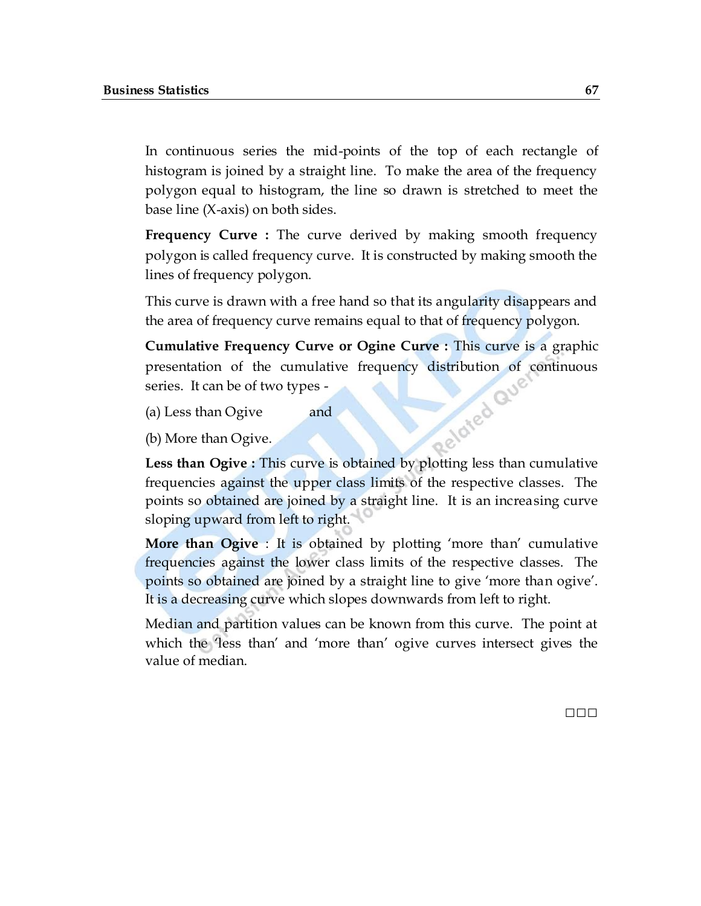In continuous series the mid-points of the top of each rectangle of histogram is joined by a straight line. To make the area of the frequency polygon equal to histogram, the line so drawn is stretched to meet the base line (X-axis) on both sides.

**Frequency Curve :** The curve derived by making smooth frequency polygon is called frequency curve. It is constructed by making smooth the lines of frequency polygon.

This curve is drawn with a free hand so that its angularity disappears and the area of frequency curve remains equal to that of frequency polygon.

**Cumulative Frequency Curve or Ogine Curve :** This curve is a graphic presentation of the cumulative frequency distribution of continuous series. It can be of two types -

(a) Less than Ogive and

(b) More than Ogive.

**Less than Ogive :** This curve is obtained by plotting less than cumulative frequencies against the upper class limits of the respective classes. The points so obtained are joined by a straight line. It is an increasing curve sloping upward from left to right.

**More than Ogive** : It is obtained by plotting 'more than' cumulative frequencies against the lower class limits of the respective classes. The points so obtained are joined by a straight line to give 'more than ogive'. It is a decreasing curve which slopes downwards from left to right.

Median and partition values can be known from this curve. The point at which the 'less than' and 'more than' ogive curves intersect gives the value of median.

□□□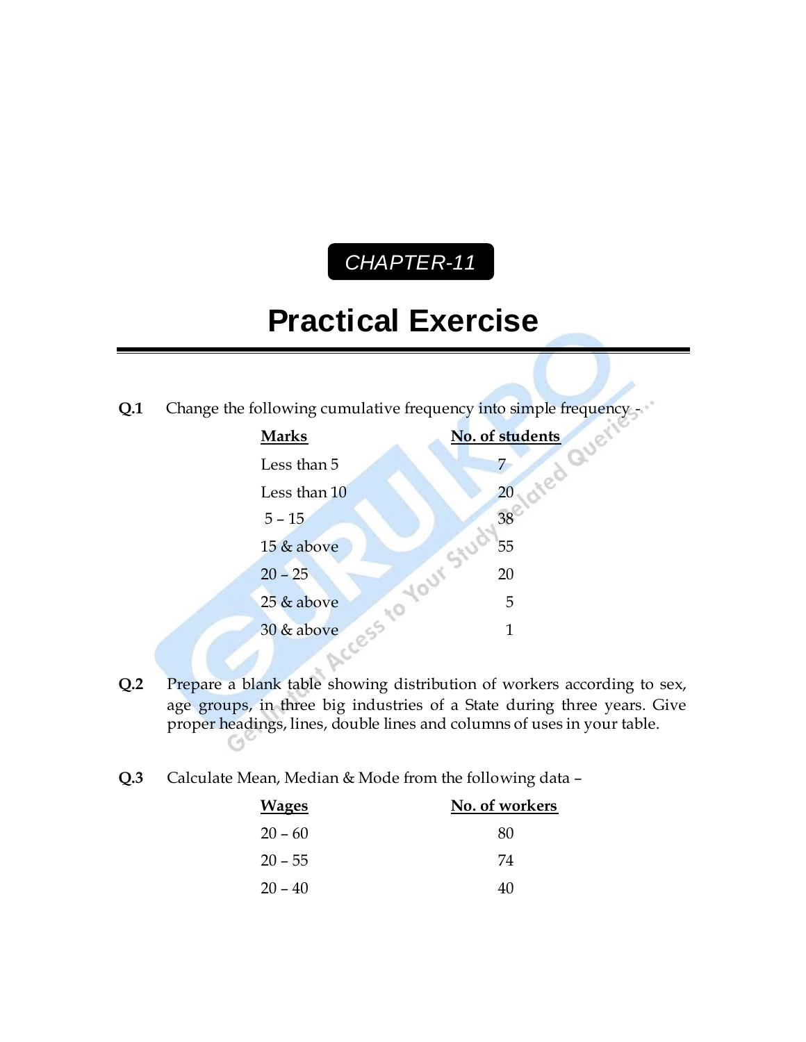CHAPTER-11

# Practical Exercise

**Q.1** Change the following cumulative frequency into simple frequency -

| Marks | No. of students |
|---|---|
| Less than 5 | 7 |
| Less than 10 | 20 |
| 5 – 15 | 38 |
| 15 & above | 55 |
| 20 – 25 | 20 |
| 25 & above | 5 |
| 30 & above | 1 |

**Q.2** Prepare a blank table showing distribution of workers according to sex, age groups, in three big industries of a State during three years. Give proper headings, lines, double lines and columns of uses in your table.

**Q.3** Calculate Mean, Median & Mode from the following data –

| Wages | No. of workers |
|---|---|
| 20 – 60 | 80 |
| 20 – 55 | 74 |
| 20 – 40 | 40 |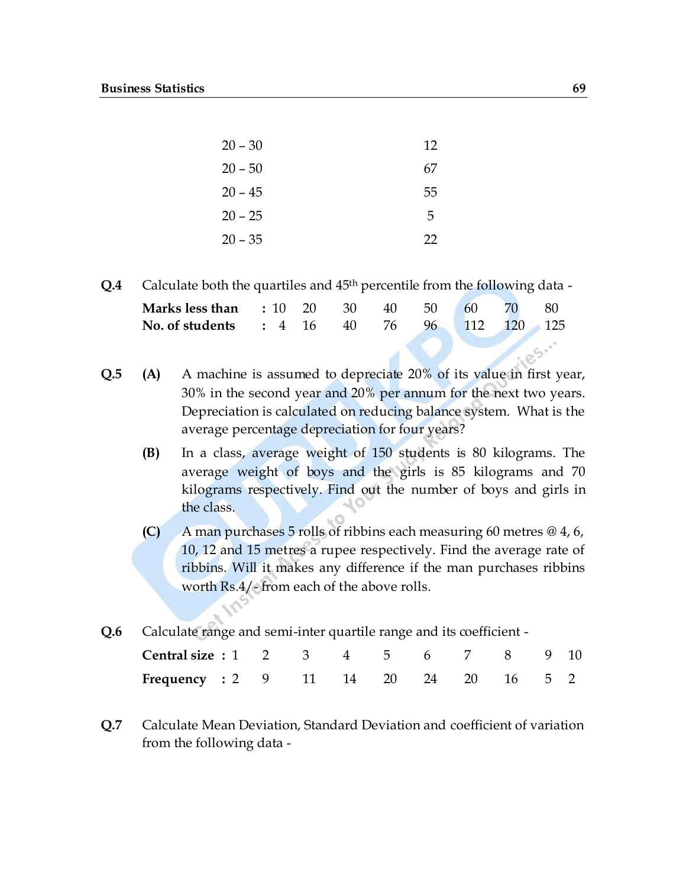| | |
|---|---|
| 20 – 30 | 12 |
| 20 – 50 | 67 |
| 20 – 45 | 55 |
| 20 – 25 | 5 |
| 20 – 35 | 22 |

**Q.4** Calculate both the quartiles and 45th percentile from the following data -

| **Marks less than** | : 10 | 20 | 30 | 40 | 50 | 60 | 70 | 80 |
|---|---|---|---|---|---|---|---|---|
| **No. of students** | : 4 | 16 | 40 | 76 | 96 | 112 | 120 | 125 |

**Q.5** **(A)** A machine is assumed to depreciate 20% of its value in first year, 30% in the second year and 20% per annum for the next two years. Depreciation is calculated on reducing balance system. What is the average percentage depreciation for four years?

**(B)** In a class, average weight of 150 students is 80 kilograms. The average weight of boys and the girls is 85 kilograms and 70 kilograms respectively. Find out the number of boys and girls in the class.

**(C)** A man purchases 5 rolls of ribbins each measuring 60 metres @ 4, 6, 10, 12 and 15 metres a rupee respectively. Find the average rate of ribbins. Will it makes any difference if the man purchases ribbins worth Rs.4/- from each of the above rolls.

**Q.6** Calculate range and semi-inter quartile range and its coefficient -

| **Central size** | : 1 | 2 | 3 | 4 | 5 | 6 | 7 | 8 | 9 | 10 |
|---|---|---|---|---|---|---|---|---|---|---|
| **Frequency** | : 2 | 9 | 11 | 14 | 20 | 24 | 20 | 16 | 5 | 2 |

**Q.7** Calculate Mean Deviation, Standard Deviation and coefficient of variation from the following data -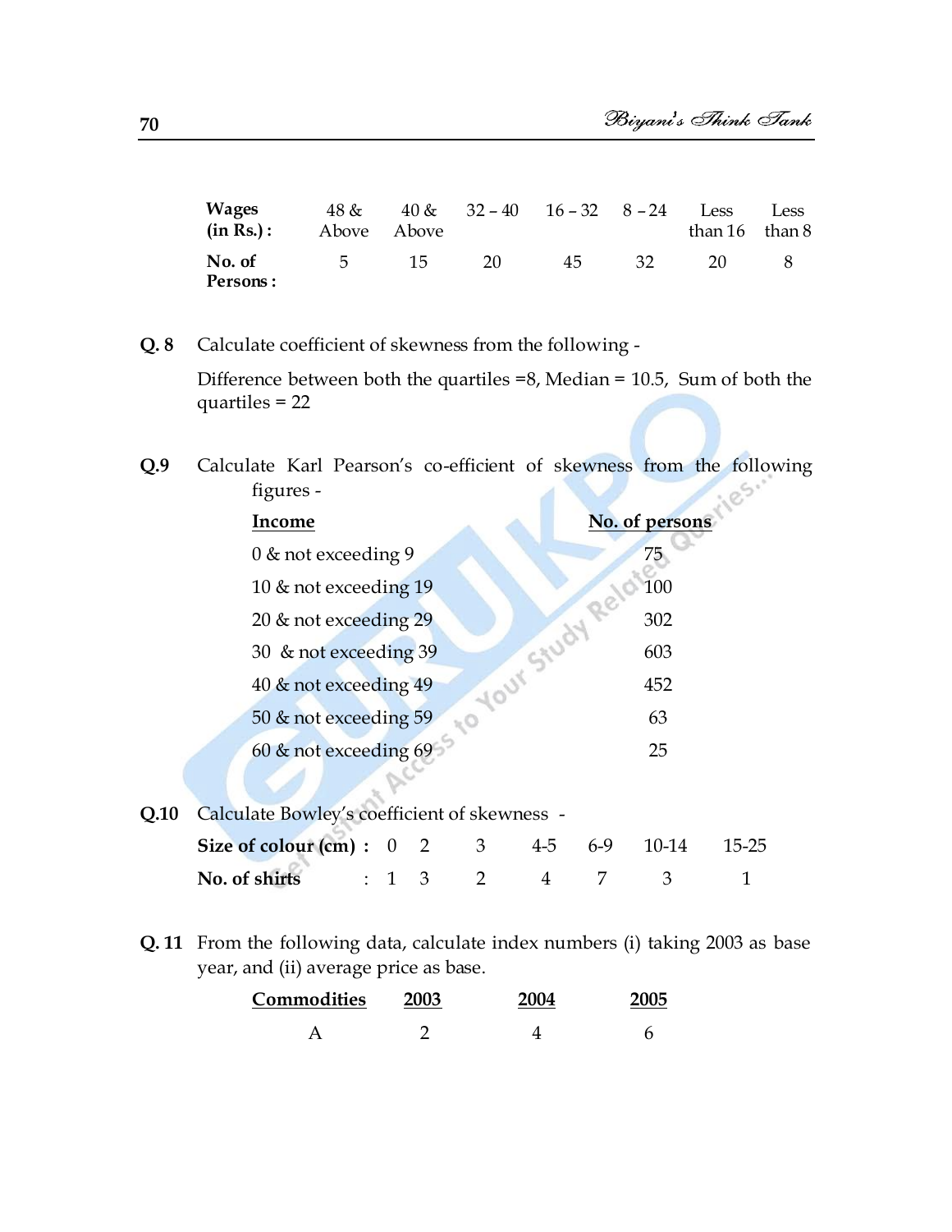| Wages (in Rs.) : | 48 & Above | 40 & Above | 32 – 40 | 16 – 32 | 8 – 24 | Less than 16 | Less than 8 |
|---|---|---|---|---|---|---|---|
| No. of Persons : | 5 | 15 | 20 | 45 | 32 | 20 | 8 |

**Q. 8** Calculate coefficient of skewness from the following -

Difference between both the quartiles =8, Median = 10.5, Sum of both the quartiles = 22

**Q.9** Calculate Karl Pearson's co-efficient of skewness from the following figures -

| Income | No. of persons |
|---|---|
| 0 & not exceeding 9 | 75 |
| 10 & not exceeding 19 | 100 |
| 20 & not exceeding 29 | 302 |
| 30 & not exceeding 39 | 603 |
| 40 & not exceeding 49 | 452 |
| 50 & not exceeding 59 | 63 |
| 60 & not exceeding 69 | 25 |

**Q.10** Calculate Bowley's coefficient of skewness -

| Size of colour (cm) : | 0 | 2 | 3 | 4-5 | 6-9 | 10-14 | 15-25 |
|---|---|---|---|---|---|---|---|
| No. of shirts : | 1 | 3 | 2 | 4 | 7 | 3 | 1 |

**Q. 11** From the following data, calculate index numbers (i) taking 2003 as base year, and (ii) average price as base.

| Commodities | 2003 | 2004 | 2005 |
|---|---|---|---|
| A | 2 | 4 | 6 |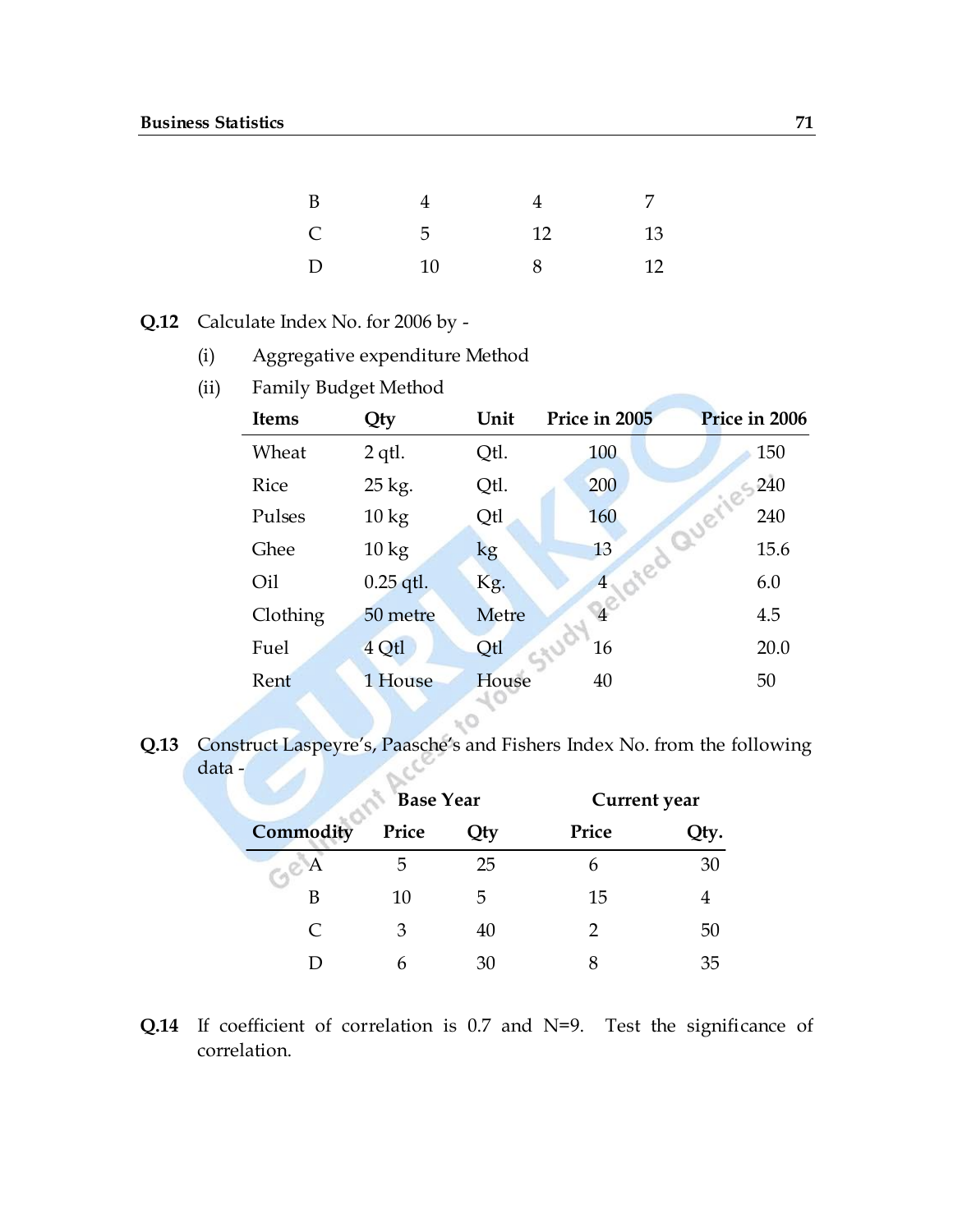| | | | |
|---|---|---|---|
| B | 4 | 4 | 7 |
| C | 5 | 12 | 13 |
| D | 10 | 8 | 12 |

**Q.12** Calculate Index No. for 2006 by -

(i) Aggregative expenditure Method

(ii) Family Budget Method

| Items | Qty | Unit | Price in 2005 | Price in 2006 |
|---|---|---|---|---|
| Wheat | 2 qtl. | Qtl. | 100 | 150 |
| Rice | 25 kg. | Qtl. | 200 | 240 |
| Pulses | 10 kg | Qtl | 160 | 240 |
| Ghee | 10 kg | kg | 13 | 15.6 |
| Oil | 0.25 qtl. | Kg. | 4 | 6.0 |
| Clothing | 50 metre | Metre | 4 | 4.5 |
| Fuel | 4 Qtl | Qtl | 16 | 20.0 |
| Rent | 1 House | House | 40 | 50 |

**Q.13** Construct Laspeyre's, Paasche's and Fishers Index No. from the following data -

| | Base Year | | Current year | |
|---|---|---|---|---|
| **Commodity** | **Price** | **Qty** | **Price** | **Qty.** |
| A | 5 | 25 | 6 | 30 |
| B | 10 | 5 | 15 | 4 |
| C | 3 | 40 | 2 | 50 |
| D | 6 | 30 | 8 | 35 |

**Q.14** If coefficient of correlation is 0.7 and N=9. Test the significance of correlation.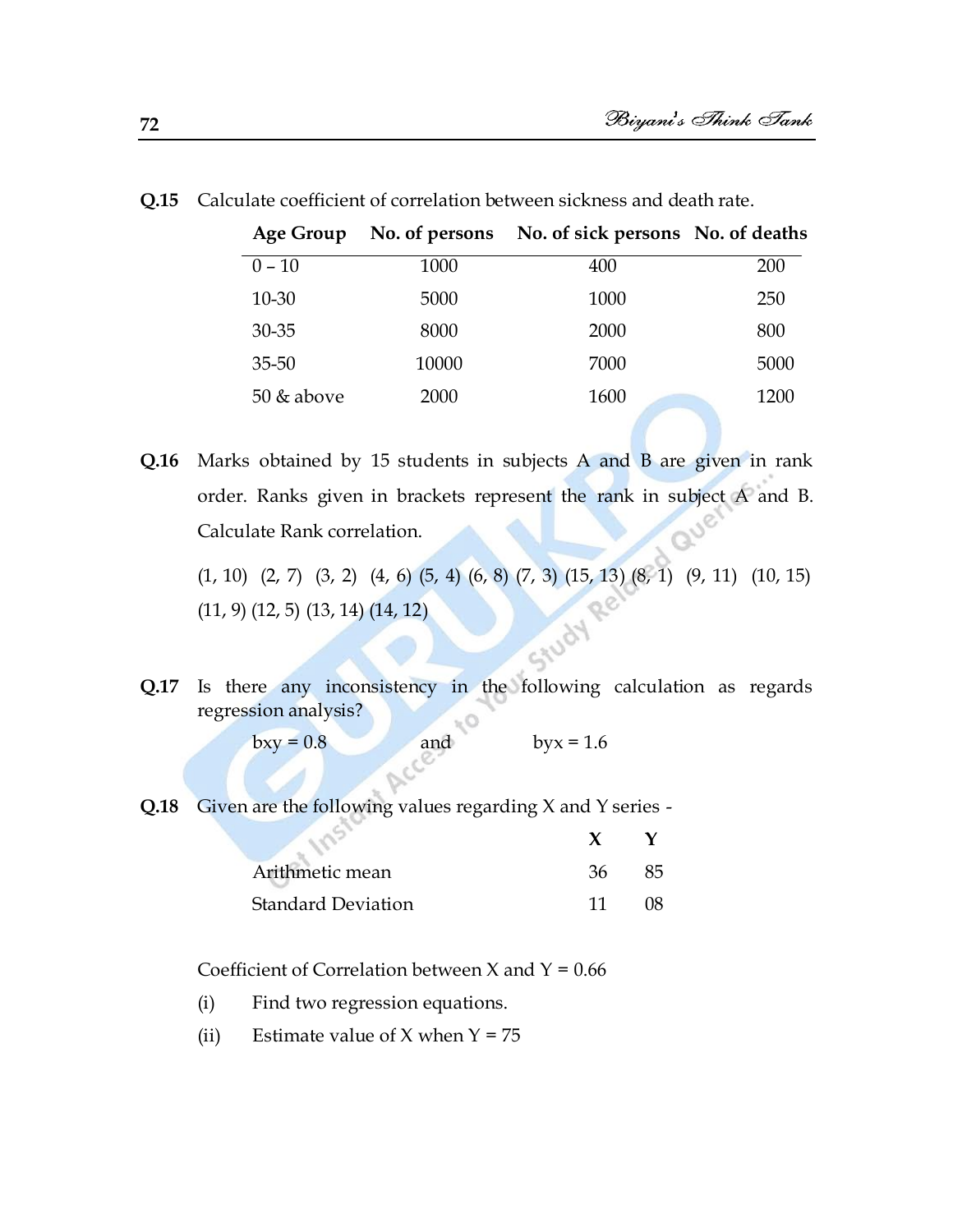**Q.15** Calculate coefficient of correlation between sickness and death rate.

| Age Group | No. of persons | No. of sick persons | No. of deaths |
|---|---|---|---|
| 0 – 10 | 1000 | 400 | 200 |
| 10-30 | 5000 | 1000 | 250 |
| 30-35 | 8000 | 2000 | 800 |
| 35-50 | 10000 | 7000 | 5000 |
| 50 & above | 2000 | 1600 | 1200 |

**Q.16** Marks obtained by 15 students in subjects A and B are given in rank order. Ranks given in brackets represent the rank in subject A and B. Calculate Rank correlation.

(1, 10) (2, 7) (3, 2) (4, 6) (5, 4) (6, 8) (7, 3) (15, 13) (8, 1) (9, 11) (10, 15) (11, 9) (12, 5) (13, 14) (14, 12)

**Q.17** Is there any inconsistency in the following calculation as regards regression analysis?

bxy = 0.8 and byx = 1.6

**Q.18** Given are the following values regarding X and Y series -

| | X | Y |
|---|---|---|
| Arithmetic mean | 36 | 85 |
| Standard Deviation | 11 | 08 |

Coefficient of Correlation between X and Y = 0.66

(i) Find two regression equations.

(ii) Estimate value of X when Y = 75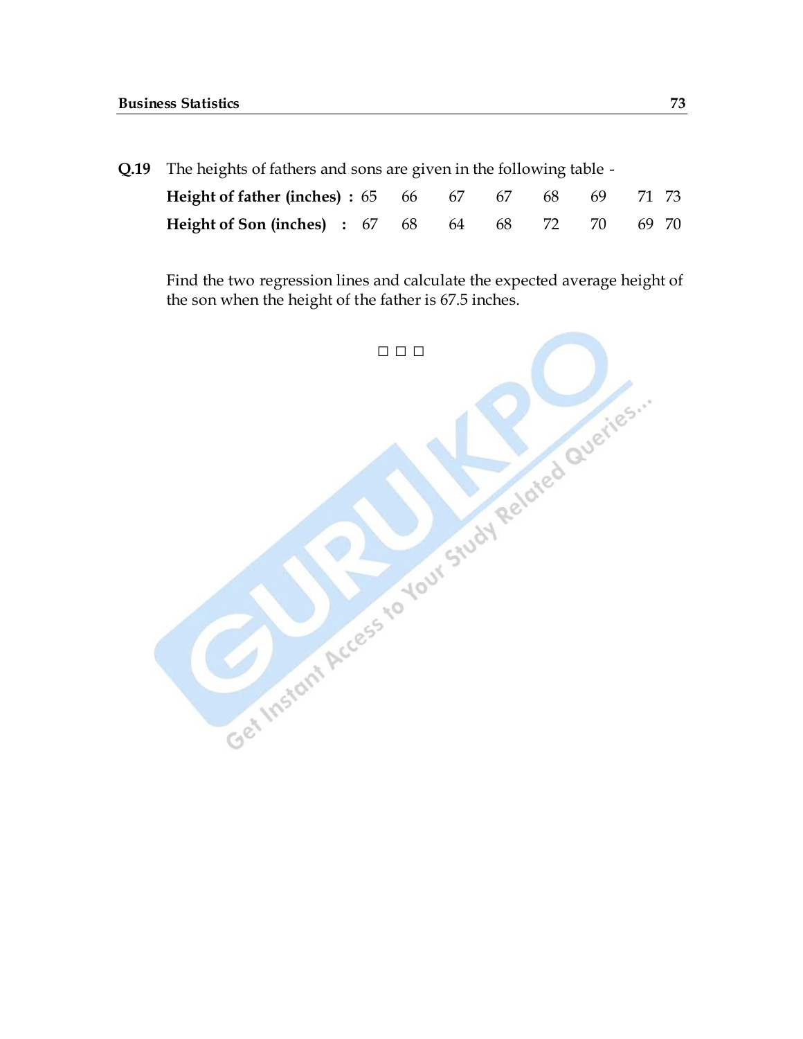**Q.19** The heights of fathers and sons are given in the following table -

| **Height of father (inches) :** | 65 | 66 | 67 | 67 | 68 | 69 | 71 | 73 |
|---|---|---|---|---|---|---|---|---|
| **Height of Son (inches) :** | 67 | 68 | 64 | 68 | 72 | 70 | 69 | 70 |

Find the two regression lines and calculate the expected average height of the son when the height of the father is 67.5 inches.

□ □ □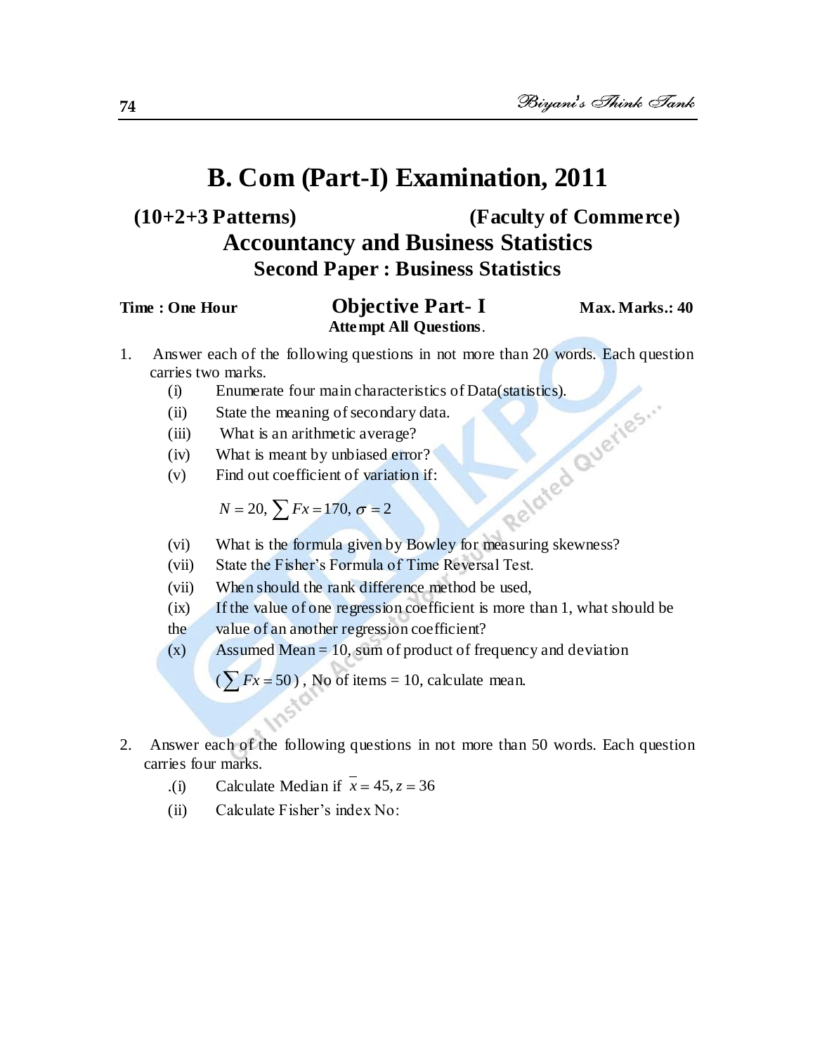# B. Com (Part-I) Examination, 2011

**(10+2+3 Patterns)** **(Faculty of Commerce)**

## Accountancy and Business Statistics

### Second Paper : Business Statistics

**Time : One Hour** **Objective Part- I** **Max. Marks.: 40**

**Attempt All Questions**.

1. Answer each of the following questions in not more than 20 words. Each question carries two marks.

   (i) Enumerate four main characteristics of Data(statistics).

   (ii) State the meaning of secondary data.

   (iii) What is an arithmetic average?

   (iv) What is meant by unbiased error?

   (v) Find out coefficient of variation if:

   $N = 20, \sum Fx = 170, \sigma = 2$

   (vi) What is the formula given by Bowley for measuring skewness?

   (vii) State the Fisher's Formula of Time Reversal Test.

   (vii) When should the rank difference method be used,

   (ix) If the value of one regression coefficient is more than 1, what should be the value of an another regression coefficient?

   (x) Assumed Mean = 10, sum of product of frequency and deviation $(\sum Fx = 50)$, No of items = 10, calculate mean.

2. Answer each of the following questions in not more than 50 words. Each question carries four marks.

   .(i) Calculate Median if $\bar{x} = 45, z = 36$

   (ii) Calculate Fisher's index No: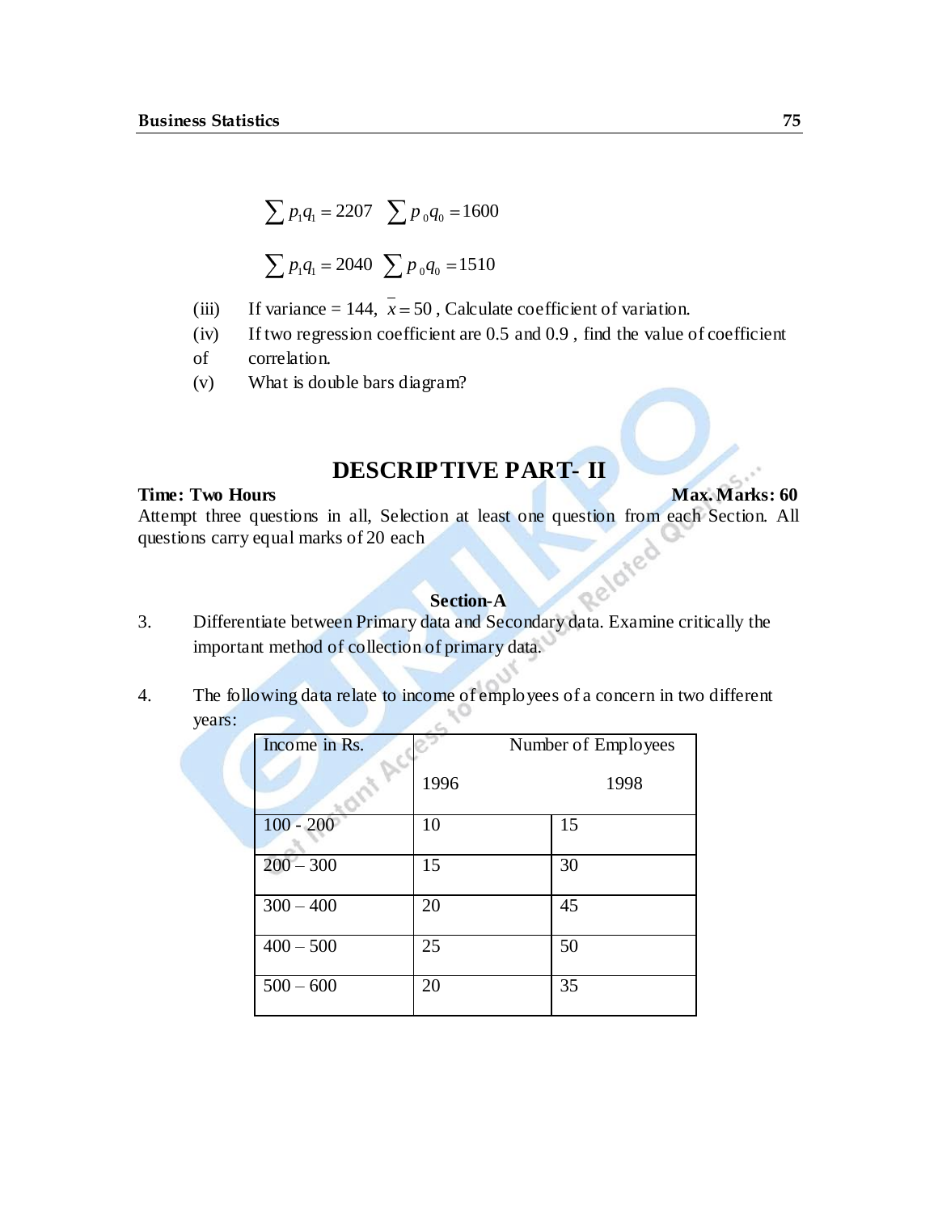$$\sum p_1 q_1 = 2207 \quad \sum p_0 q_0 = 1600$$

$$\sum p_1 q_1 = 2040 \quad \sum p_0 q_0 = 1510$$

(iii) If variance = 144, $\bar{x} = 50$, Calculate coefficient of variation.

(iv) If two regression coefficient are 0.5 and 0.9 , find the value of coefficient of correlation.

(v) What is double bars diagram?

## DESCRIPTIVE PART- II

**Time: Two Hours** **Max. Marks: 60**

Attempt three questions in all, Selection at least one question from each Section. All questions carry equal marks of 20 each

### Section-A

3. Differentiate between Primary data and Secondary data. Examine critically the important method of collection of primary data.

4. The following data relate to income of employees of a concern in two different years:

| Income in Rs. | Number of Employees | |
|---|---|---|
| | 1996 | 1998 |
| 100 - 200 | 10 | 15 |
| 200 – 300 | 15 | 30 |
| 300 – 400 | 20 | 45 |
| 400 – 500 | 25 | 50 |
| 500 – 600 | 20 | 35 |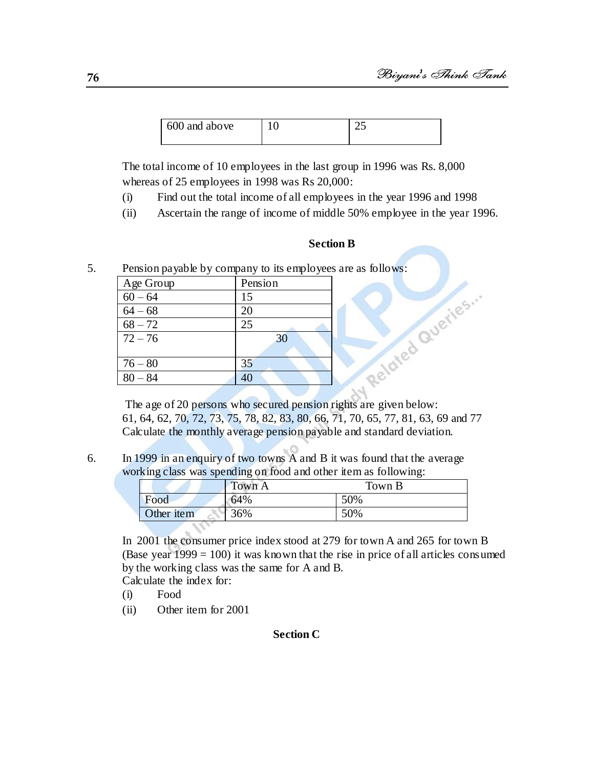| 600 and above | 10 | 25 |
|---|---|---|

The total income of 10 employees in the last group in 1996 was Rs. 8,000 whereas of 25 employees in 1998 was Rs 20,000:

(i) Find out the total income of all employees in the year 1996 and 1998

(ii) Ascertain the range of income of middle 50% employee in the year 1996.

**Section B**

5. Pension payable by company to its employees are as follows:

| Age Group | Pension |
|---|---|
| 60 – 64 | 15 |
| 64 – 68 | 20 |
| 68 – 72 | 25 |
| 72 – 76 | 30 |
| 76 – 80 | 35 |
| 80 – 84 | 40 |

The age of 20 persons who secured pension rights are given below:
61, 64, 62, 70, 72, 73, 75, 78, 82, 83, 80, 66, 71, 70, 65, 77, 81, 63, 69 and 77
Calculate the monthly average pension payable and standard deviation.

6. In 1999 in an enquiry of two towns A and B it was found that the average working class was spending on food and other item as following:

| | Town A | Town B |
|---|---|---|
| Food | 64% | 50% |
| Other item | 36% | 50% |

In 2001 the consumer price index stood at 279 for town A and 265 for town B (Base year 1999 = 100) it was known that the rise in price of all articles consumed by the working class was the same for A and B.
Calculate the index for:

(i) Food

(ii) Other item for 2001

**Section C**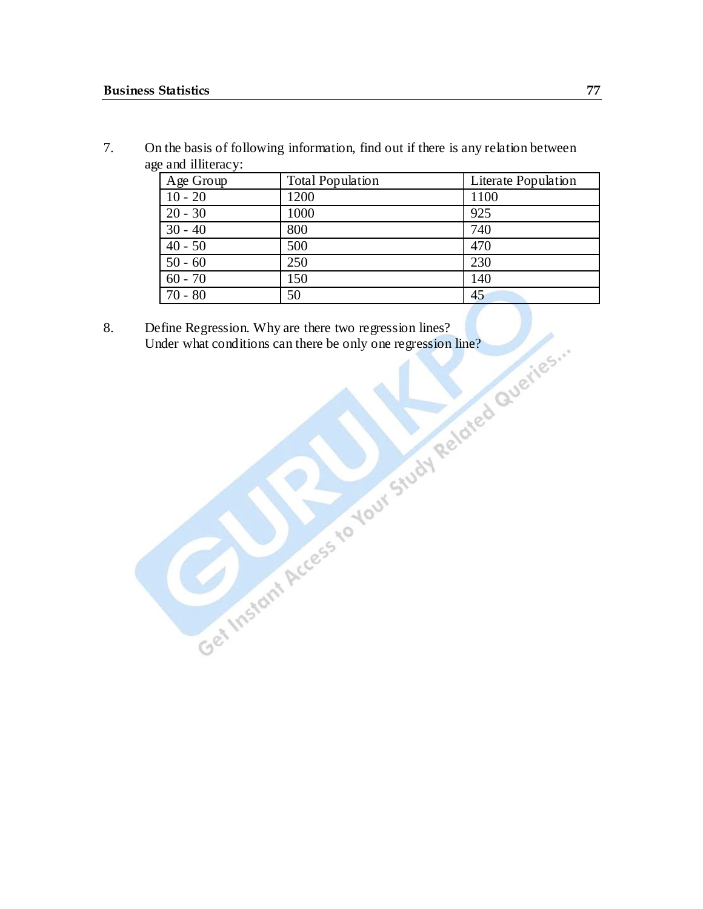7. On the basis of following information, find out if there is any relation between age and illiteracy:

| Age Group | Total Population | Literate Population |
|---|---|---|
| 10 - 20 | 1200 | 1100 |
| 20 - 30 | 1000 | 925 |
| 30 - 40 | 800 | 740 |
| 40 - 50 | 500 | 470 |
| 50 - 60 | 250 | 230 |
| 60 - 70 | 150 | 140 |
| 70 - 80 | 50 | 45 |

8. Define Regression. Why are there two regression lines?
   Under what conditions can there be only one regression line?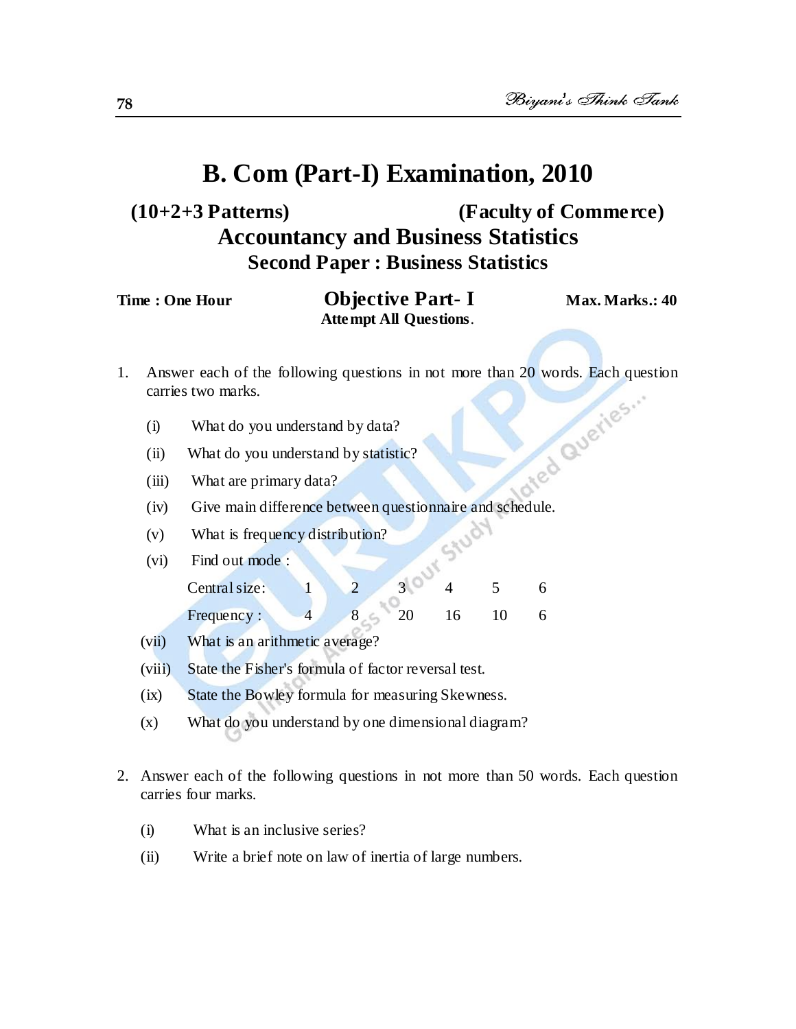# B. Com (Part-I) Examination, 2010

**(10+2+3 Patterns)** **(Faculty of Commerce)**

## Accountancy and Business Statistics

### Second Paper : Business Statistics

**Time : One Hour** **Objective Part- I** **Max. Marks.: 40**

**Attempt All Questions**.

1. Answer each of the following questions in not more than 20 words. Each question carries two marks.

   (i) What do you understand by data?

   (ii) What do you understand by statistic?

   (iii) What are primary data?

   (iv) Give main difference between questionnaire and schedule.

   (v) What is frequency distribution?

   (vi) Find out mode :

   | Central size: | 1 | 2 | 3 | 4 | 5 | 6 |
   |---|---|---|---|---|---|---|
   | Frequency : | 4 | 8 | 20 | 16 | 10 | 6 |

   (vii) What is an arithmetic average?

   (viii) State the Fisher's formula of factor reversal test.

   (ix) State the Bowley formula for measuring Skewness.

   (x) What do you understand by one dimensional diagram?

2. Answer each of the following questions in not more than 50 words. Each question carries four marks.

   (i) What is an inclusive series?

   (ii) Write a brief note on law of inertia of large numbers.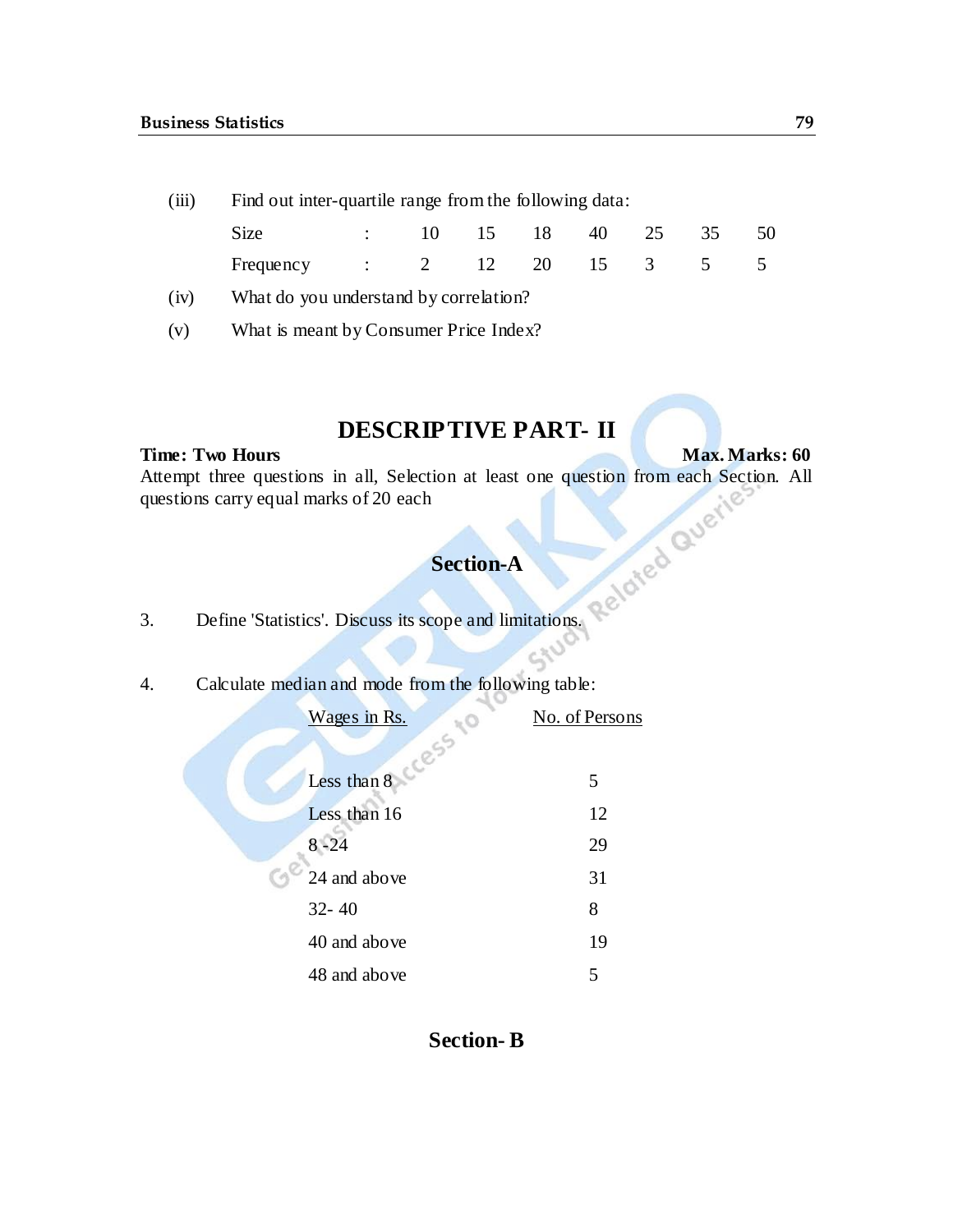(iii) Find out inter-quartile range from the following data:

| Size | : | 10 | 15 | 18 | 40 | 25 | 35 | 50 |
|---|---|---|---|---|---|---|---|---|
| Frequency | : | 2 | 12 | 20 | 15 | 3 | 5 | 5 |

(iv) What do you understand by correlation?

(v) What is meant by Consumer Price Index?

# DESCRIPTIVE PART- II

**Time: Two Hours** **Max. Marks: 60**

Attempt three questions in all, Selection at least one question from each Section. All questions carry equal marks of 20 each

## Section-A

3. Define 'Statistics'. Discuss its scope and limitations.

4. Calculate median and mode from the following table:

| Wages in Rs. | No. of Persons |
|---|---|
| Less than 8 | 5 |
| Less than 16 | 12 |
| 8 -24 | 29 |
| 24 and above | 31 |
| 32- 40 | 8 |
| 40 and above | 19 |
| 48 and above | 5 |

## Section- B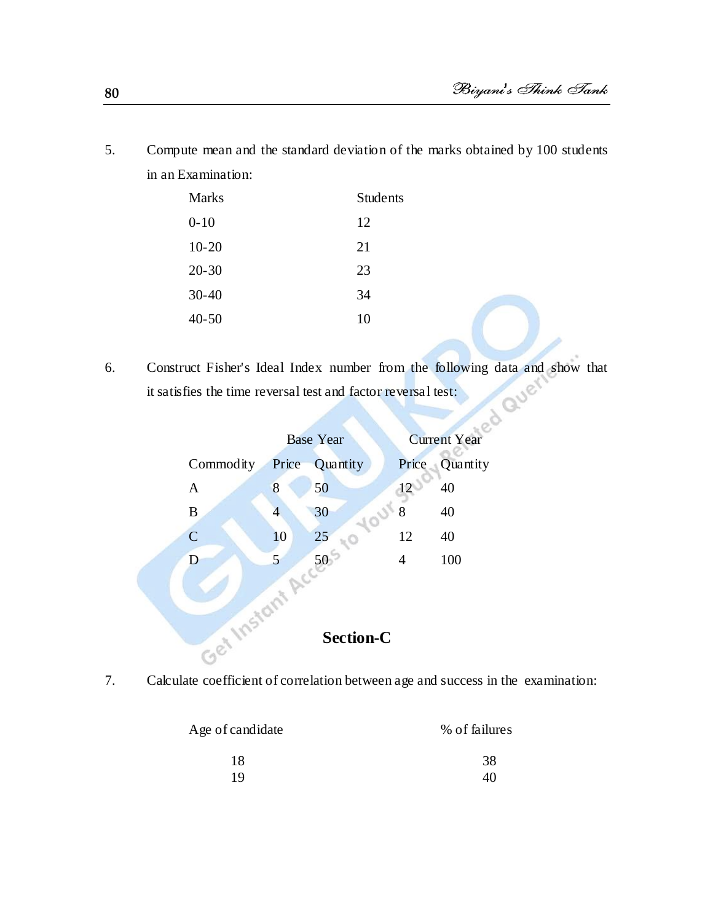5. Compute mean and the standard deviation of the marks obtained by 100 students in an Examination:

| Marks | Students |
|---|---|
| 0-10 | 12 |
| 10-20 | 21 |
| 20-30 | 23 |
| 30-40 | 34 |
| 40-50 | 10 |

6. Construct Fisher's Ideal Index number from the following data and show that it satisfies the time reversal test and factor reversal test:

| | Base Year | | Current Year | |
|---|---|---|---|---|
| Commodity | Price | Quantity | Price | Quantity |
| A | 8 | 50 | 12 | 40 |
| B | 4 | 30 | 8 | 40 |
| C | 10 | 25 | 12 | 40 |
| D | 5 | 50 | 4 | 100 |

## Section-C

7. Calculate coefficient of correlation between age and success in the examination:

| Age of candidate | % of failures |
|---|---|
| 18 | 38 |
| 19 | 40 |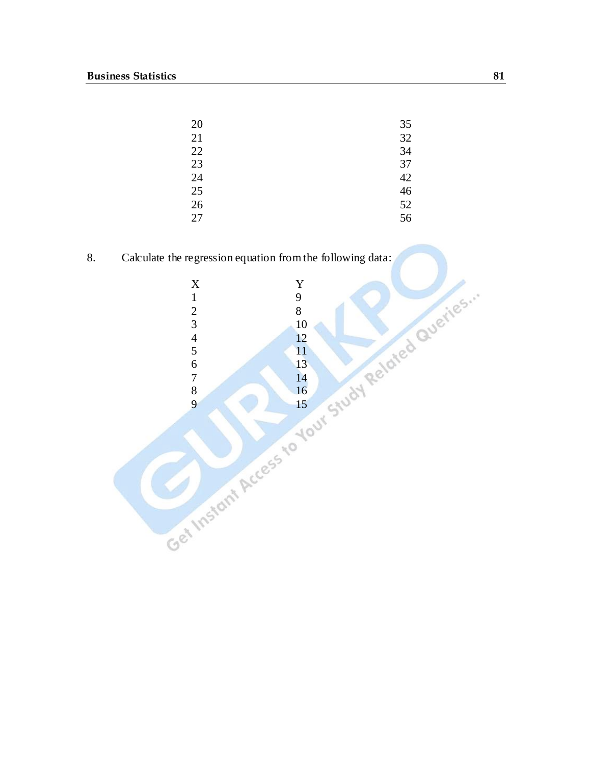| | |
|---|---|
| 20 | 35 |
| 21 | 32 |
| 22 | 34 |
| 23 | 37 |
| 24 | 42 |
| 25 | 46 |
| 26 | 52 |
| 27 | 56 |

8. Calculate the regression equation from the following data:

| X | Y |
|---|---|
| 1 | 9 |
| 2 | 8 |
| 3 | 10 |
| 4 | 12 |
| 5 | 11 |
| 6 | 13 |
| 7 | 14 |
| 8 | 16 |
| 9 | 15 |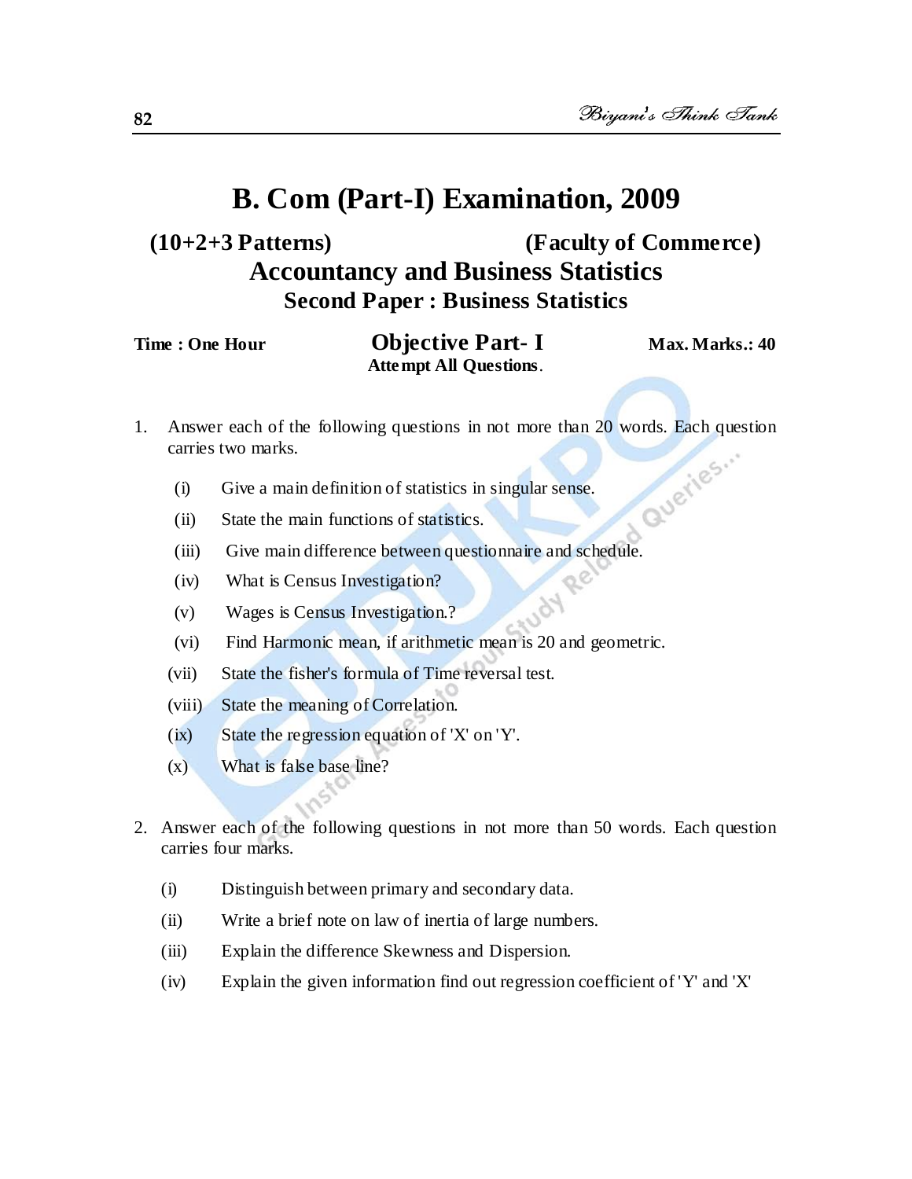# B. Com (Part-I) Examination, 2009

**(10+2+3 Patterns)** **(Faculty of Commerce)**

## Accountancy and Business Statistics

### Second Paper : Business Statistics

**Time : One Hour** **Objective Part- I** **Max. Marks.: 40**

**Attempt All Questions**.

1. Answer each of the following questions in not more than 20 words. Each question carries two marks.

   (i) Give a main definition of statistics in singular sense.

   (ii) State the main functions of statistics.

   (iii) Give main difference between questionnaire and schedule.

   (iv) What is Census Investigation?

   (v) Wages is Census Investigation.?

   (vi) Find Harmonic mean, if arithmetic mean is 20 and geometric.

   (vii) State the fisher's formula of Time reversal test.

   (viii) State the meaning of Correlation.

   (ix) State the regression equation of 'X' on 'Y'.

   (x) What is false base line?

2. Answer each of the following questions in not more than 50 words. Each question carries four marks.

   (i) Distinguish between primary and secondary data.

   (ii) Write a brief note on law of inertia of large numbers.

   (iii) Explain the difference Skewness and Dispersion.

   (iv) Explain the given information find out regression coefficient of 'Y' and 'X'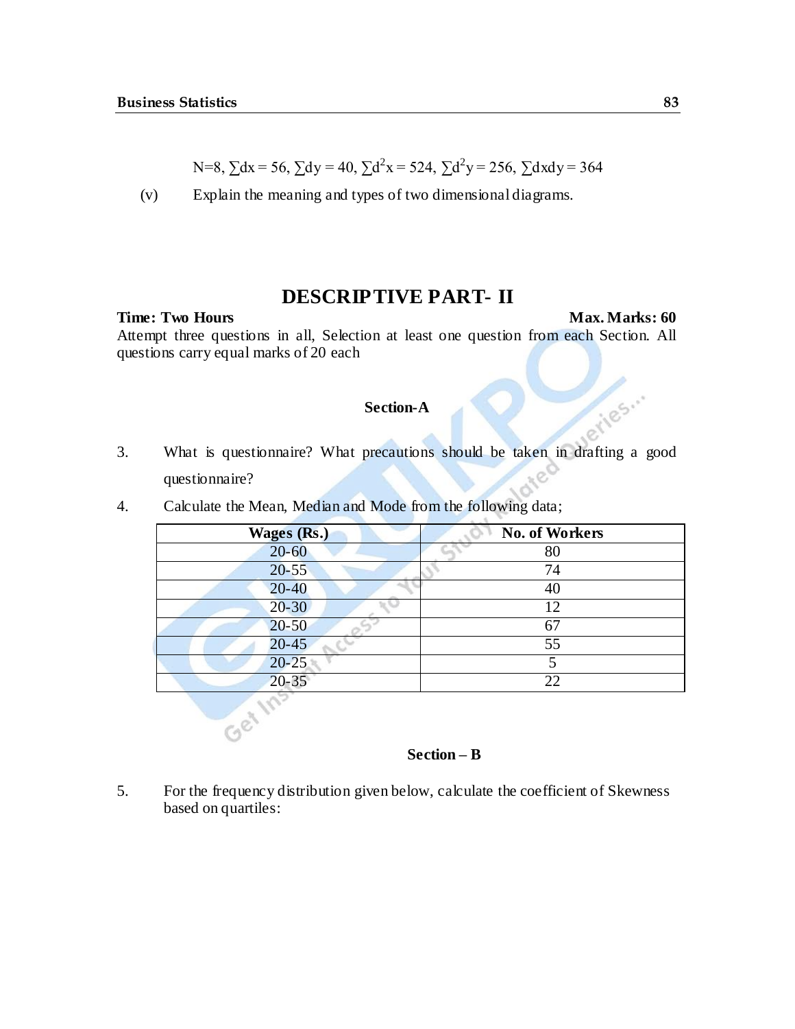$N=8$, $\sum dx = 56$, $\sum dy = 40$, $\sum d^2x = 524$, $\sum d^2y = 256$, $\sum dxdy = 364$

(v) Explain the meaning and types of two dimensional diagrams.

# DESCRIPTIVE PART- II

**Time: Two Hours** **Max. Marks: 60**

Attempt three questions in all, Selection at least one question from each Section. All questions carry equal marks of 20 each

### Section-A

3. What is questionnaire? What precautions should be taken in drafting a good questionnaire?

4. Calculate the Mean, Median and Mode from the following data;

| Wages (Rs.) | No. of Workers |
|---|---|
| 20-60 | 80 |
| 20-55 | 74 |
| 20-40 | 40 |
| 20-30 | 12 |
| 20-50 | 67 |
| 20-45 | 55 |
| 20-25 | 5 |
| 20-35 | 22 |

### Section – B

5. For the frequency distribution given below, calculate the coefficient of Skewness based on quartiles: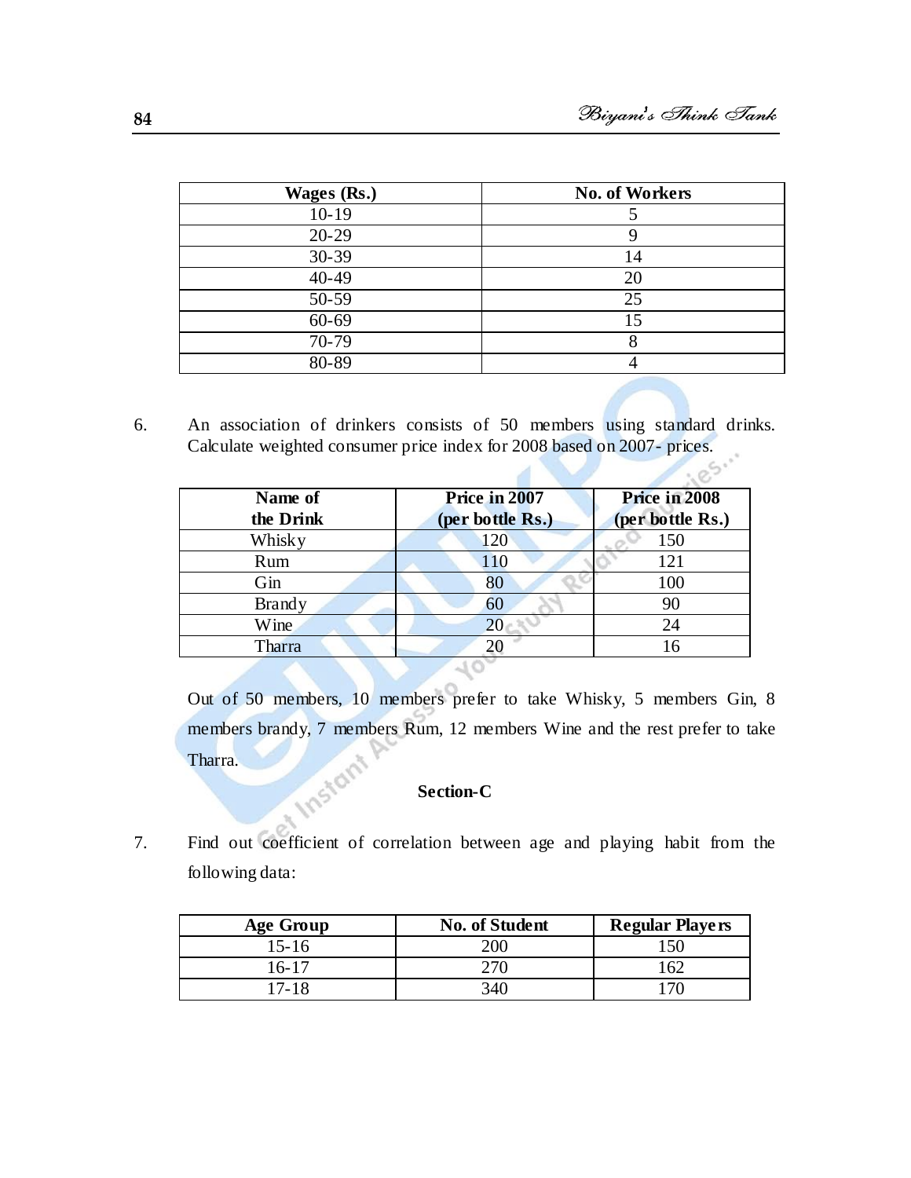| Wages (Rs.) | No. of Workers |
|---|---|
| 10-19 | 5 |
| 20-29 | 9 |
| 30-39 | 14 |
| 40-49 | 20 |
| 50-59 | 25 |
| 60-69 | 15 |
| 70-79 | 8 |
| 80-89 | 4 |

6. An association of drinkers consists of 50 members using standard drinks. Calculate weighted consumer price index for 2008 based on 2007- prices.

| Name of the Drink | Price in 2007 (per bottle Rs.) | Price in 2008 (per bottle Rs.) |
|---|---|---|
| Whisky | 120 | 150 |
| Rum | 110 | 121 |
| Gin | 80 | 100 |
| Brandy | 60 | 90 |
| Wine | 20 | 24 |
| Tharra | 20 | 16 |

Out of 50 members, 10 members prefer to take Whisky, 5 members Gin, 8 members brandy, 7 members Rum, 12 members Wine and the rest prefer to take Tharra.

### Section-C

7. Find out coefficient of correlation between age and playing habit from the following data:

| Age Group | No. of Student | Regular Players |
|---|---|---|
| 15-16 | 200 | 150 |
| 16-17 | 270 | 162 |
| 17-18 | 340 | 170 |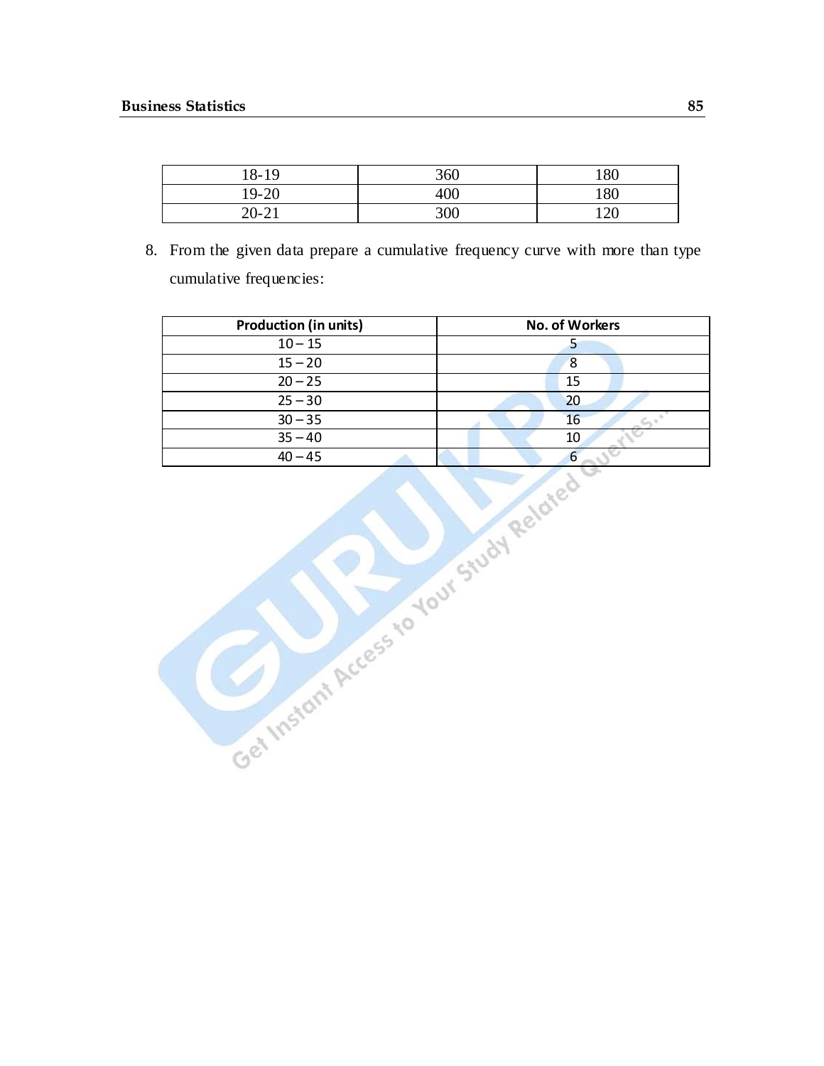| 18-19 | 360 | 180 |
|---|---|---|
| 19-20 | 400 | 180 |
| 20-21 | 300 | 120 |

8. From the given data prepare a cumulative frequency curve with more than type cumulative frequencies:

| Production (in units) | No. of Workers |
|---|---|
| 10 – 15 | 5 |
| 15 – 20 | 8 |
| 20 – 25 | 15 |
| 25 – 30 | 20 |
| 30 – 35 | 16 |
| 35 – 40 | 10 |
| 40 – 45 | 6 |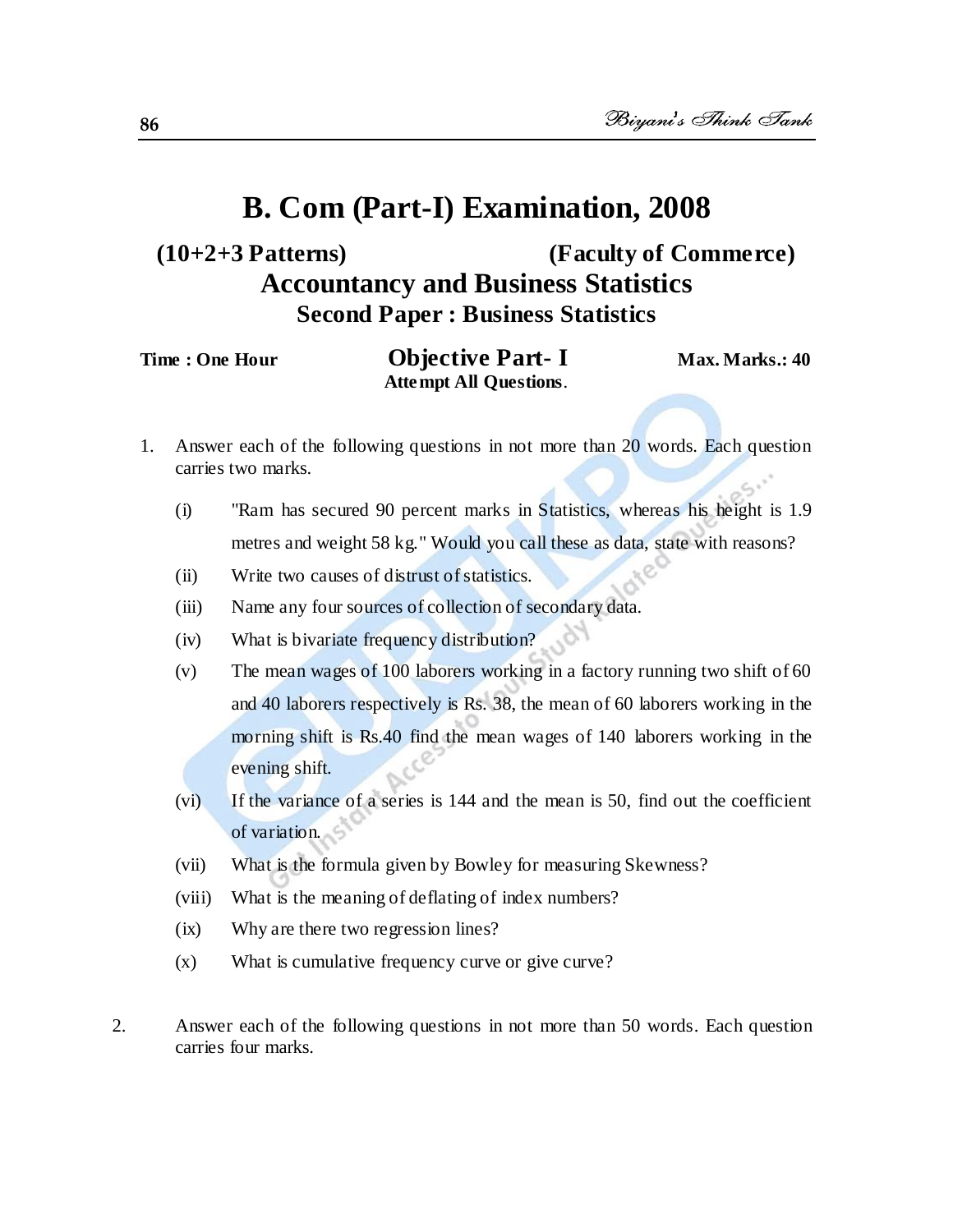# B. Com (Part-I) Examination, 2008

**(10+2+3 Patterns)** **(Faculty of Commerce)**

## Accountancy and Business Statistics

### Second Paper : Business Statistics

**Time : One Hour** **Objective Part- I** **Max. Marks.: 40**

**Attempt All Questions**.

1. Answer each of the following questions in not more than 20 words. Each question carries two marks.

   (i) "Ram has secured 90 percent marks in Statistics, whereas his height is 1.9 metres and weight 58 kg." Would you call these as data, state with reasons?

   (ii) Write two causes of distrust of statistics.

   (iii) Name any four sources of collection of secondary data.

   (iv) What is bivariate frequency distribution?

   (v) The mean wages of 100 laborers working in a factory running two shift of 60 and 40 laborers respectively is Rs. 38, the mean of 60 laborers working in the morning shift is Rs.40 find the mean wages of 140 laborers working in the evening shift.

   (vi) If the variance of a series is 144 and the mean is 50, find out the coefficient of variation.

   (vii) What is the formula given by Bowley for measuring Skewness?

   (viii) What is the meaning of deflating of index numbers?

   (ix) Why are there two regression lines?

   (x) What is cumulative frequency curve or give curve?

2. Answer each of the following questions in not more than 50 words. Each question carries four marks.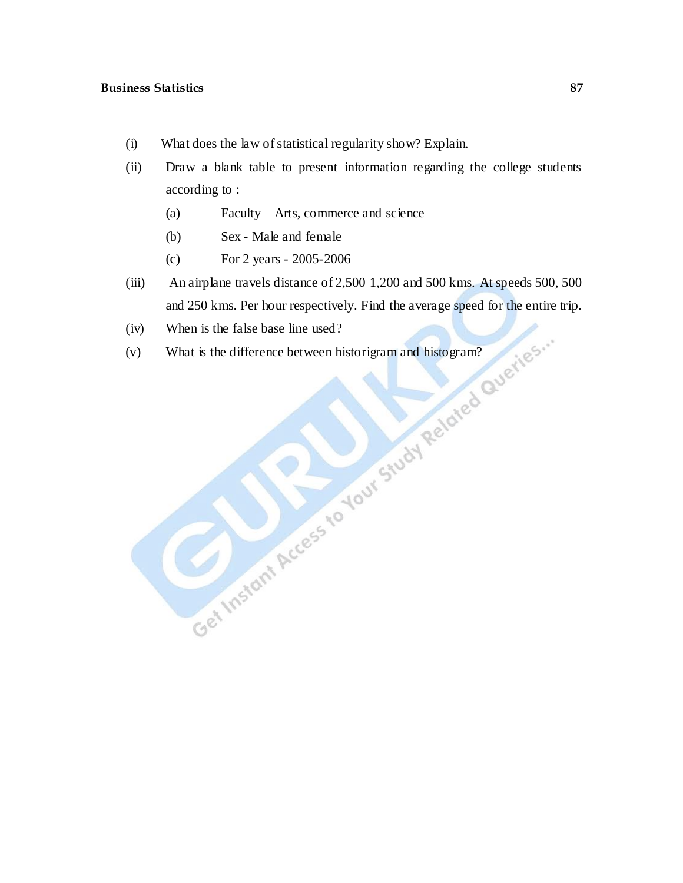(i) What does the law of statistical regularity show? Explain.

(ii) Draw a blank table to present information regarding the college students according to :

  (a) Faculty – Arts, commerce and science

  (b) Sex - Male and female

  (c) For 2 years - 2005-2006

(iii) An airplane travels distance of 2,500 1,200 and 500 kms. At speeds 500, 500 and 250 kms. Per hour respectively. Find the average speed for the entire trip.

(iv) When is the false base line used?

(v) What is the difference between historigram and histogram?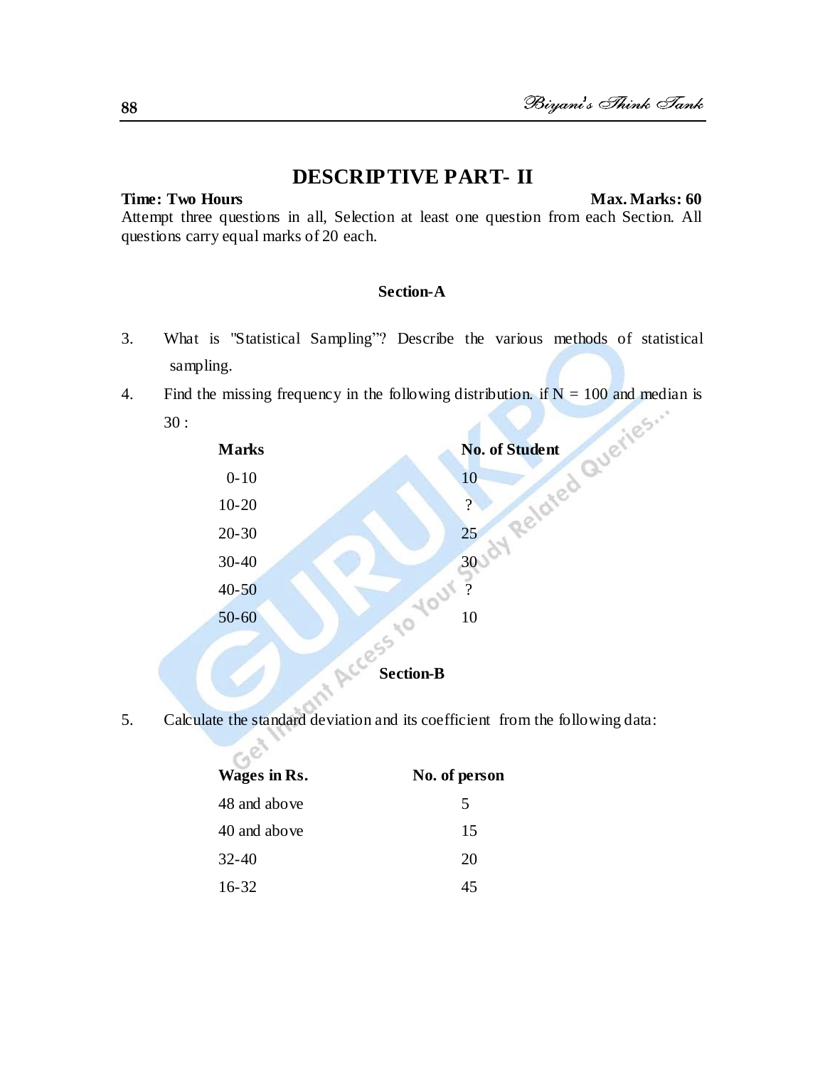# DESCRIPTIVE PART- II

**Time: Two Hours** **Max. Marks: 60**

Attempt three questions in all, Selection at least one question from each Section. All questions carry equal marks of 20 each.

### Section-A

3. What is "Statistical Sampling"? Describe the various methods of statistical sampling.

4. Find the missing frequency in the following distribution. if N = 100 and median is 30 :

| Marks | No. of Student |
|---|---|
| 0-10 | 10 |
| 10-20 | ? |
| 20-30 | 25 |
| 30-40 | 30 |
| 40-50 | ? |
| 50-60 | 10 |

### Section-B

5. Calculate the standard deviation and its coefficient from the following data:

| Wages in Rs. | No. of person |
|---|---|
| 48 and above | 5 |
| 40 and above | 15 |
| 32-40 | 20 |
| 16-32 | 45 |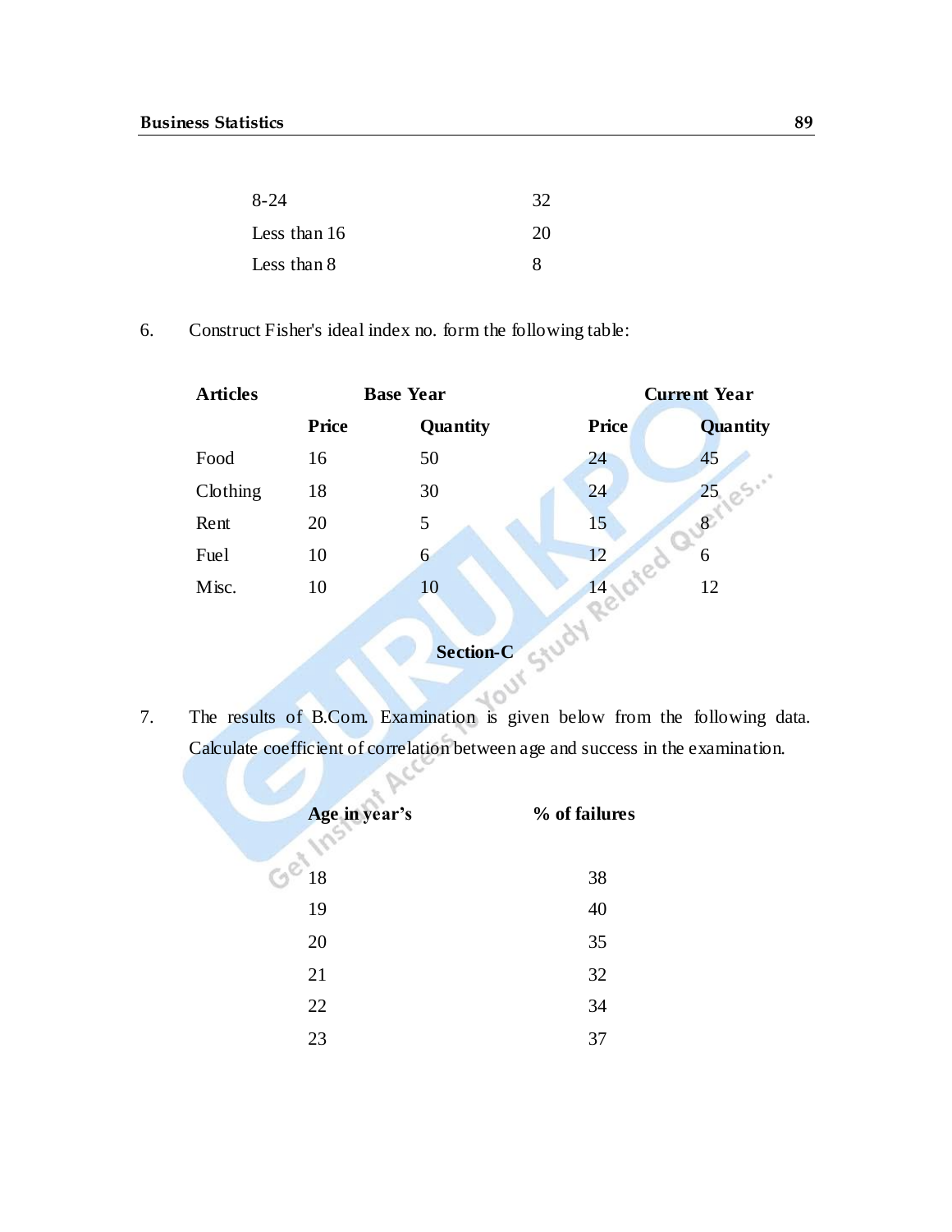| | |
|---|---|
| 8-24 | 32 |
| Less than 16 | 20 |
| Less than 8 | 8 |

6. Construct Fisher's ideal index no. form the following table:

| **Articles** | **Base Year** | | **Current Year** | |
|---|---|---|---|---|
| | **Price** | **Quantity** | **Price** | **Quantity** |
| Food | 16 | 50 | 24 | 45 |
| Clothing | 18 | 30 | 24 | 25 |
| Rent | 20 | 5 | 15 | 8 |
| Fuel | 10 | 6 | 12 | 6 |
| Misc. | 10 | 10 | 14 | 12 |

## Section-C

7. The results of B.Com. Examination is given below from the following data. Calculate coefficient of correlation between age and success in the examination.

| **Age in year's** | **% of failures** |
|---|---|
| 18 | 38 |
| 19 | 40 |
| 20 | 35 |
| 21 | 32 |
| 22 | 34 |
| 23 | 37 |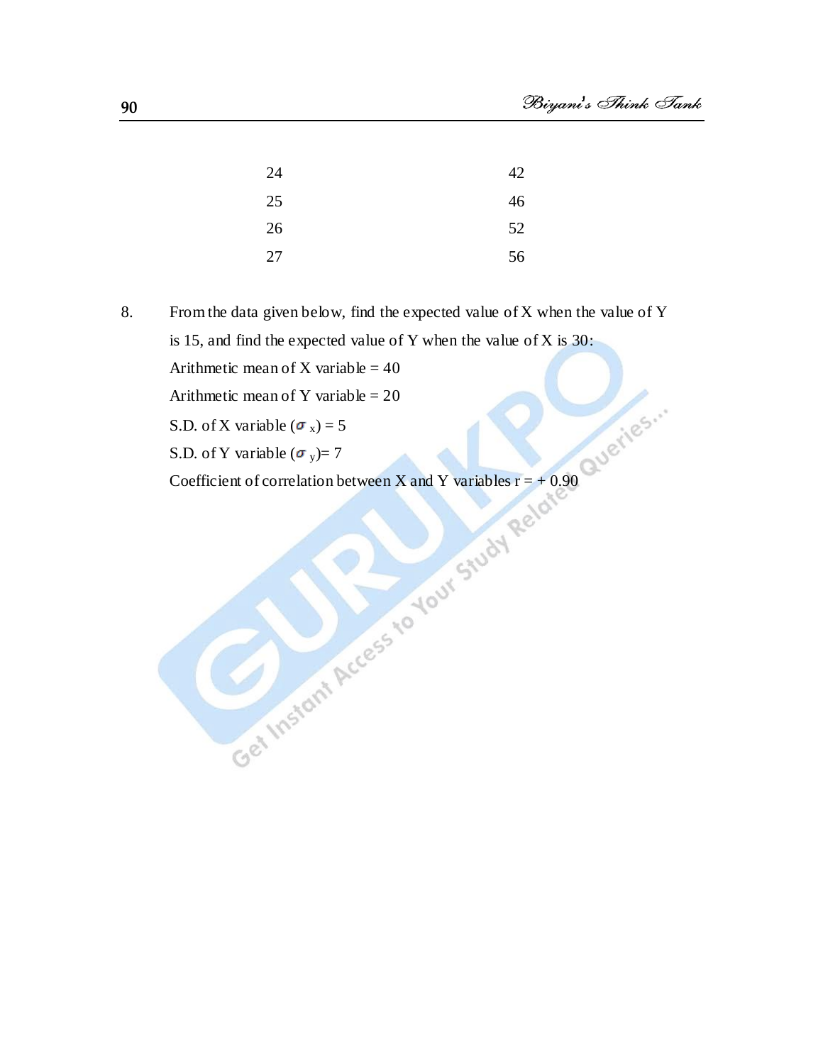| | |
|---|---|
| 24 | 42 |
| 25 | 46 |
| 26 | 52 |
| 27 | 56 |

8. From the data given below, find the expected value of X when the value of Y is 15, and find the expected value of Y when the value of X is 30:

   Arithmetic mean of X variable = 40

   Arithmetic mean of Y variable = 20

   S.D. of X variable ($\sigma_x$) = 5

   S.D. of Y variable ($\sigma_y$)= 7

   Coefficient of correlation between X and Y variables r = + 0.90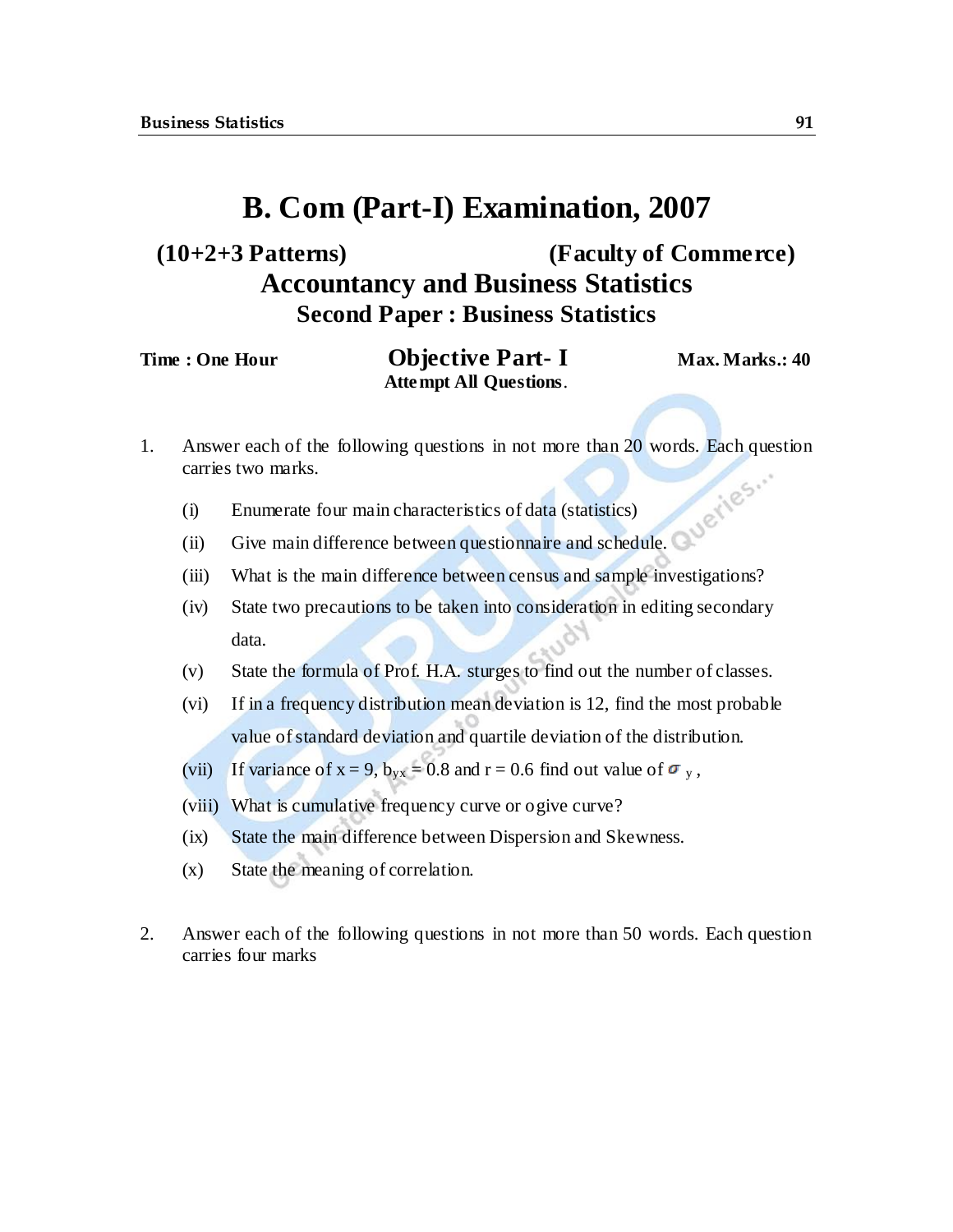# B. Com (Part-I) Examination, 2007

**(10+2+3 Patterns)** **(Faculty of Commerce)**

## Accountancy and Business Statistics

### Second Paper : Business Statistics

**Time : One Hour** 

## Objective Part- I

**Max. Marks.: 40**

**Attempt All Questions**.

1. Answer each of the following questions in not more than 20 words. Each question carries two marks.

   (i) Enumerate four main characteristics of data (statistics)

   (ii) Give main difference between questionnaire and schedule.

   (iii) What is the main difference between census and sample investigations?

   (iv) State two precautions to be taken into consideration in editing secondary data.

   (v) State the formula of Prof. H.A. sturges to find out the number of classes.

   (vi) If in a frequency distribution mean deviation is 12, find the most probable value of standard deviation and quartile deviation of the distribution.

   (vii) If variance of x = 9, $b_{yx}$ = 0.8 and r = 0.6 find out value of $\sigma_y$,

   (viii) What is cumulative frequency curve or ogive curve?

   (ix) State the main difference between Dispersion and Skewness.

   (x) State the meaning of correlation.

2. Answer each of the following questions in not more than 50 words. Each question carries four marks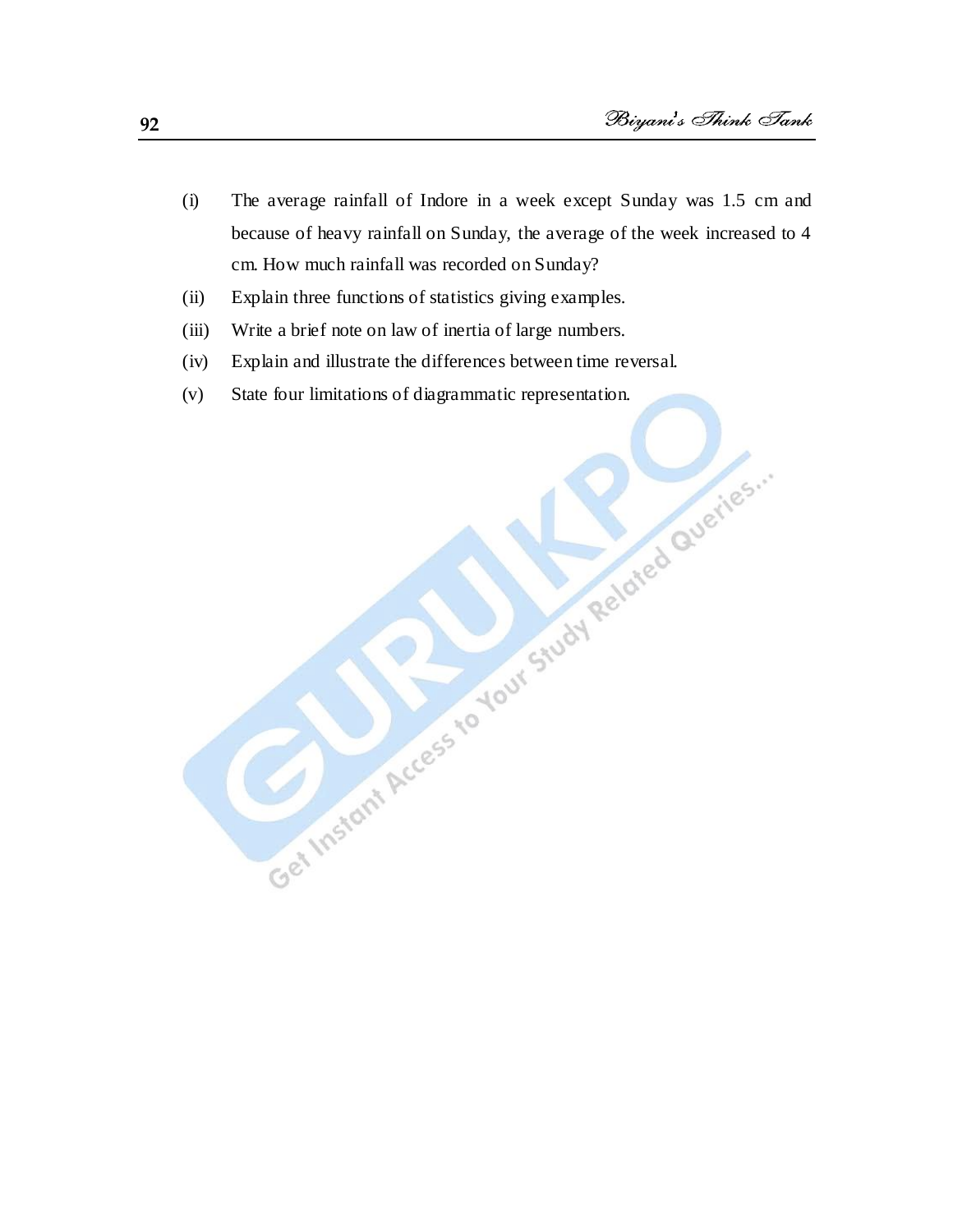(i) The average rainfall of Indore in a week except Sunday was 1.5 cm and because of heavy rainfall on Sunday, the average of the week increased to 4 cm. How much rainfall was recorded on Sunday?

(ii) Explain three functions of statistics giving examples.

(iii) Write a brief note on law of inertia of large numbers.

(iv) Explain and illustrate the differences between time reversal.

(v) State four limitations of diagrammatic representation.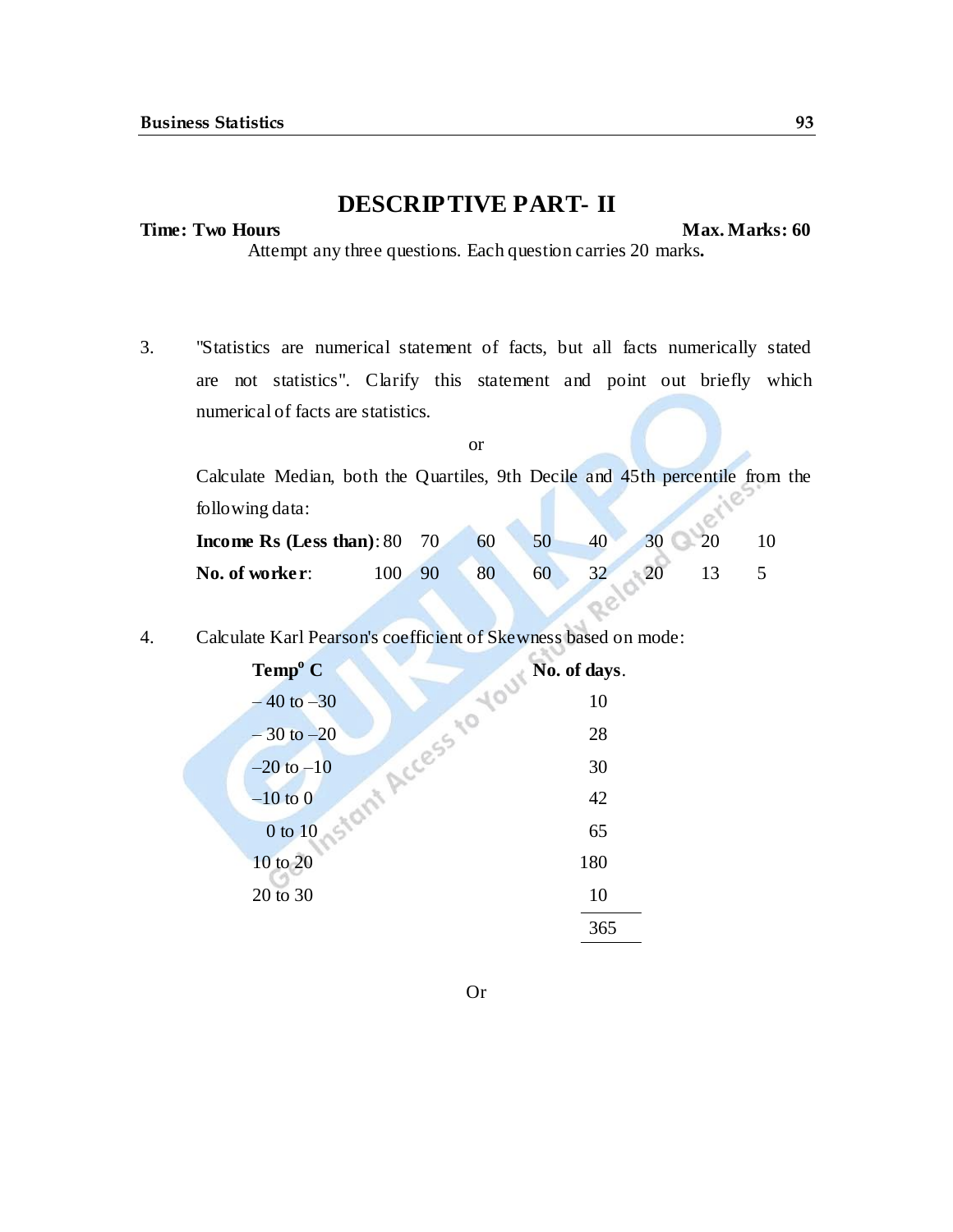# DESCRIPTIVE PART- II

**Time: Two Hours** **Max. Marks: 60**

Attempt any three questions. Each question carries 20 marks**.**

3. "Statistics are numerical statement of facts, but all facts numerically stated are not statistics". Clarify this statement and point out briefly which numerical of facts are statistics.

or

Calculate Median, both the Quartiles, 9th Decile and 45th percentile from the following data:

| **Income Rs (Less than)**: | 80 | 70 | 60 | 50 | 40 | 30 | 20 | 10 |
|---|---|---|---|---|---|---|---|---|
| **No. of worker**: | 100 | 90 | 80 | 60 | 32 | 20 | 13 | 5 |

4. Calculate Karl Pearson's coefficient of Skewness based on mode:

| **Temp$^o$ C** | **No. of days**. |
|---|---|
| – 40 to –30 | 10 |
| – 30 to –20 | 28 |
| –20 to –10 | 30 |
| –10 to 0 | 42 |
| 0 to 10 | 65 |
| 10 to 20 | 180 |
| 20 to 30 | 10 |
| | 365 |

Or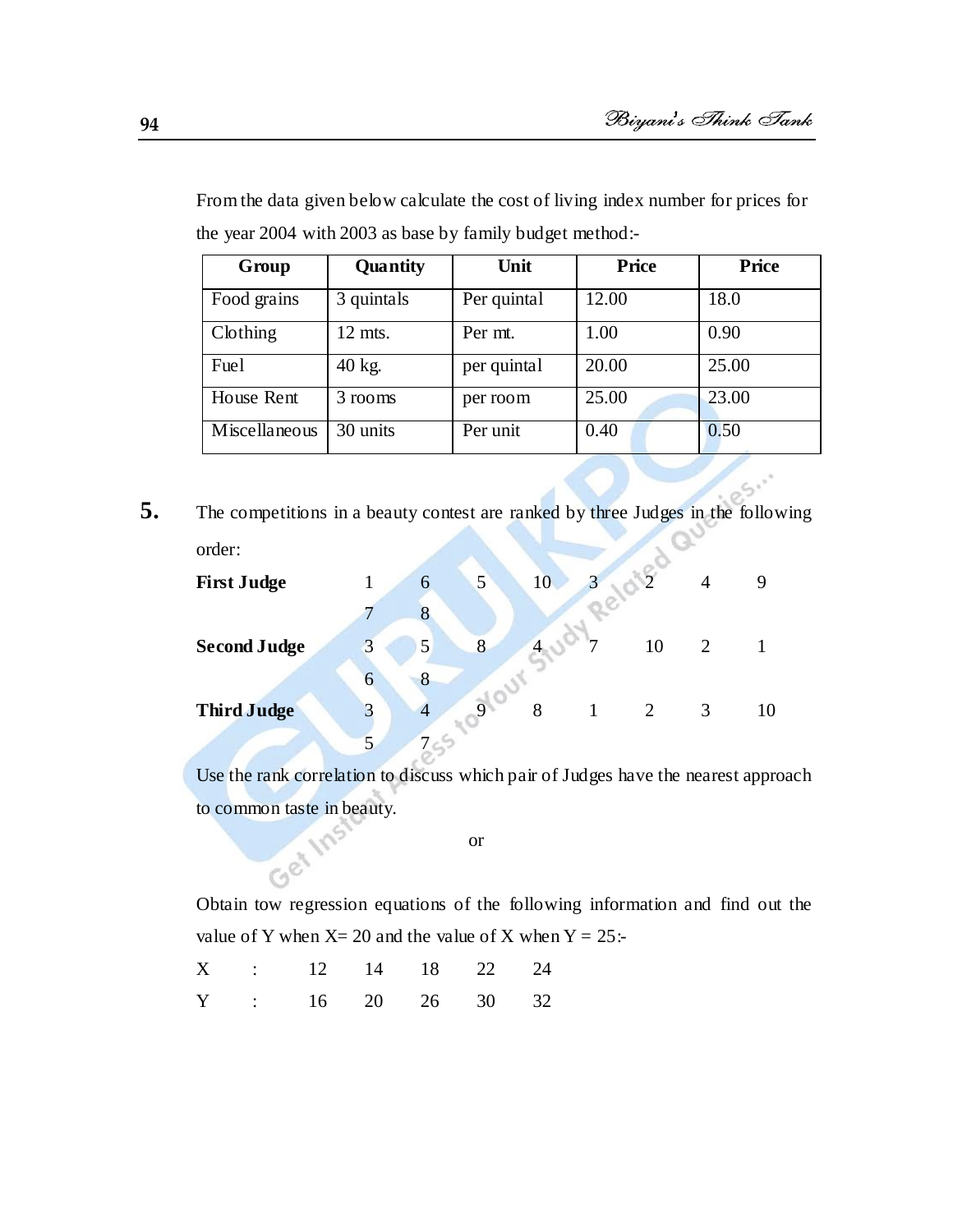From the data given below calculate the cost of living index number for prices for the year 2004 with 2003 as base by family budget method:-

| Group | Quantity | Unit | Price | Price |
|---|---|---|---|---|
| Food grains | 3 quintals | Per quintal | 12.00 | 18.0 |
| Clothing | 12 mts. | Per mt. | 1.00 | 0.90 |
| Fuel | 40 kg. | per quintal | 20.00 | 25.00 |
| House Rent | 3 rooms | per room | 25.00 | 23.00 |
| Miscellaneous | 30 units | Per unit | 0.40 | 0.50 |

**5.** The competitions in a beauty contest are ranked by three Judges in the following order:

| | | | | | | | | | | |
|---|---|---|---|---|---|---|---|---|---|---|
| **First Judge** | 1 | 6 | 5 | 10 | 3 | 2 | 4 | 9 | 7 | 8 |
| **Second Judge** | 3 | 5 | 8 | 4 | 7 | 10 | 2 | 1 | 6 | 8 |
| **Third Judge** | 3 | 4 | 9 | 8 | 1 | 2 | 3 | 10 | 5 | 7 |

Use the rank correlation to discuss which pair of Judges have the nearest approach to common taste in beauty.

or

Obtain tow regression equations of the following information and find out the value of Y when X= 20 and the value of X when Y = 25:-

| | | | | | |
|---|---|---|---|---|---|
| X : | 12 | 14 | 18 | 22 | 24 |
| Y : | 16 | 20 | 26 | 30 | 32 |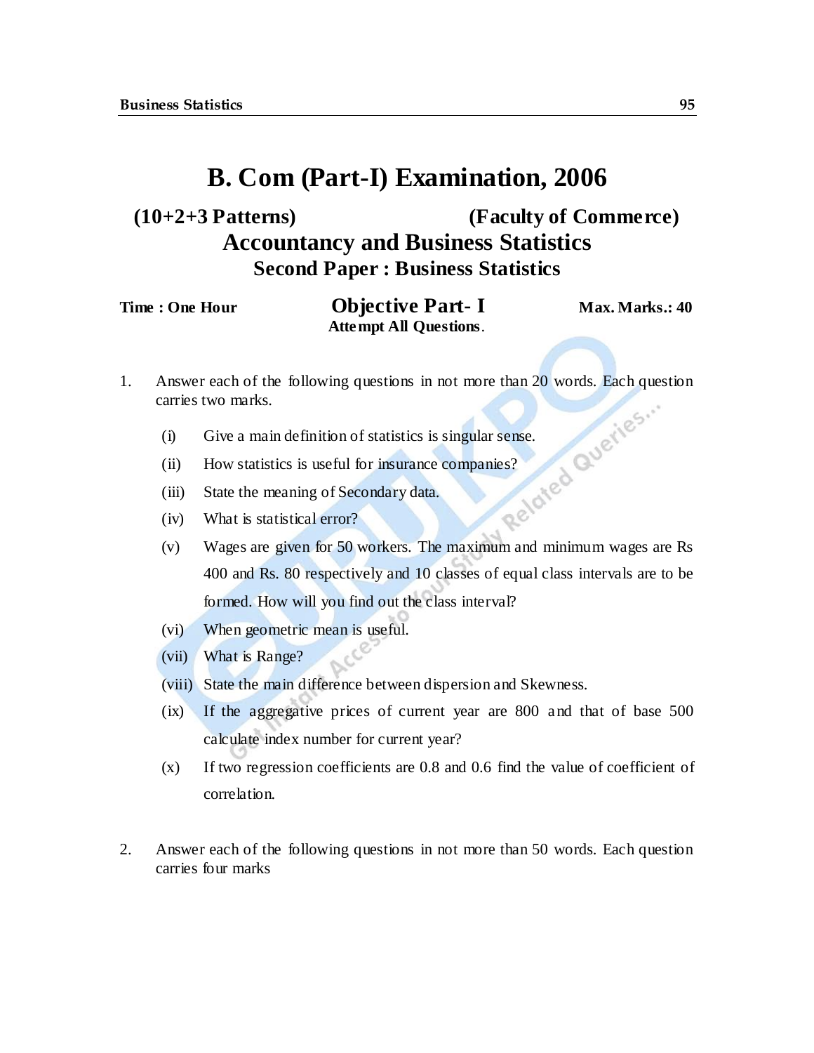# B. Com (Part-I) Examination, 2006

**(10+2+3 Patterns)** **(Faculty of Commerce)**

## Accountancy and Business Statistics

### Second Paper : Business Statistics

**Time : One Hour** **Objective Part- I** **Max. Marks.: 40**

**Attempt All Questions**.

1. Answer each of the following questions in not more than 20 words. Each question carries two marks.

   (i) Give a main definition of statistics is singular sense.

   (ii) How statistics is useful for insurance companies?

   (iii) State the meaning of Secondary data.

   (iv) What is statistical error?

   (v) Wages are given for 50 workers. The maximum and minimum wages are Rs 400 and Rs. 80 respectively and 10 classes of equal class intervals are to be formed. How will you find out the class interval?

   (vi) When geometric mean is useful.

   (vii) What is Range?

   (viii) State the main difference between dispersion and Skewness.

   (ix) If the aggregative prices of current year are 800 and that of base 500 calculate index number for current year?

   (x) If two regression coefficients are 0.8 and 0.6 find the value of coefficient of correlation.

2. Answer each of the following questions in not more than 50 words. Each question carries four marks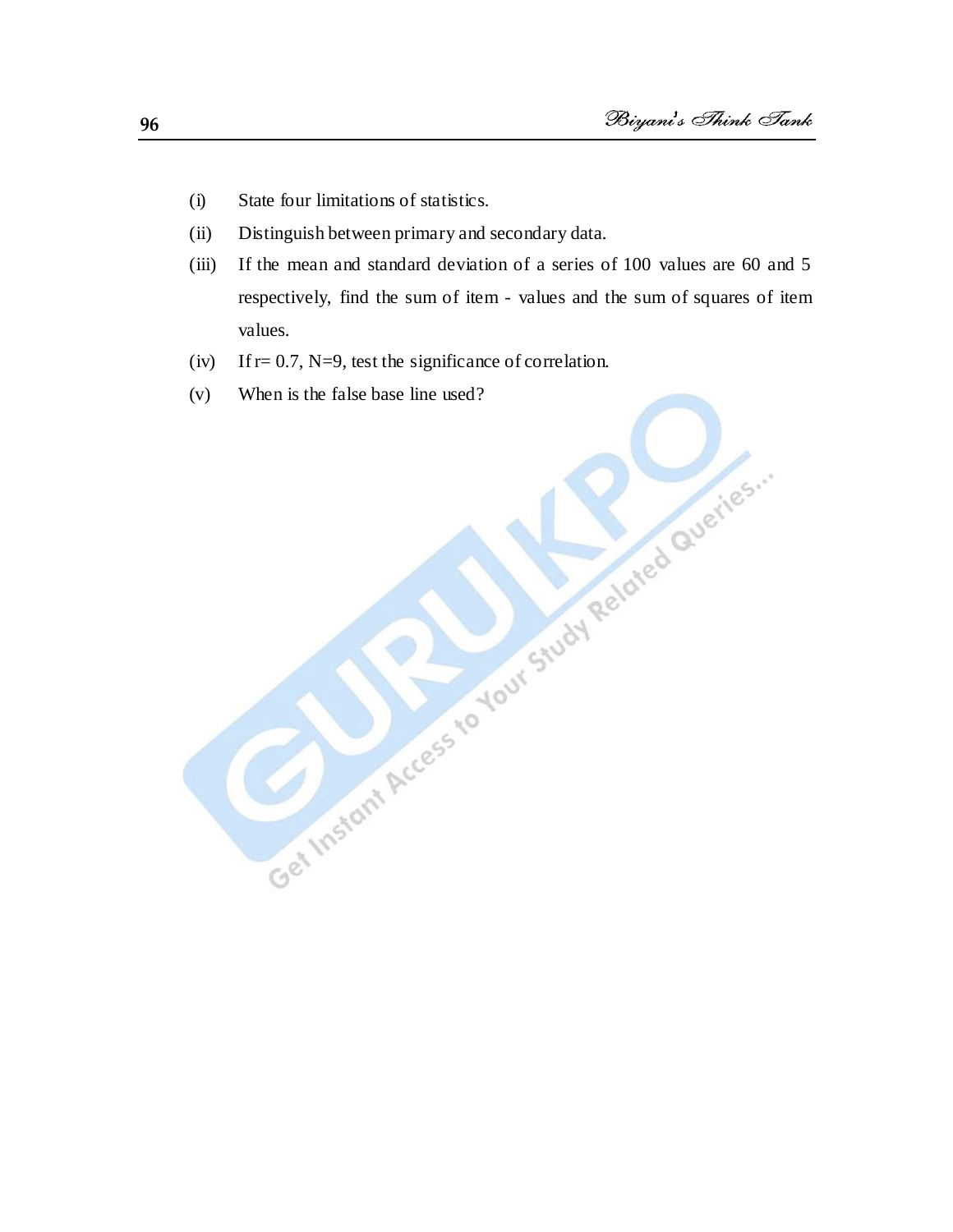(i) State four limitations of statistics.

(ii) Distinguish between primary and secondary data.

(iii) If the mean and standard deviation of a series of 100 values are 60 and 5 respectively, find the sum of item - values and the sum of squares of item values.

(iv) If r= 0.7, N=9, test the significance of correlation.

(v) When is the false base line used?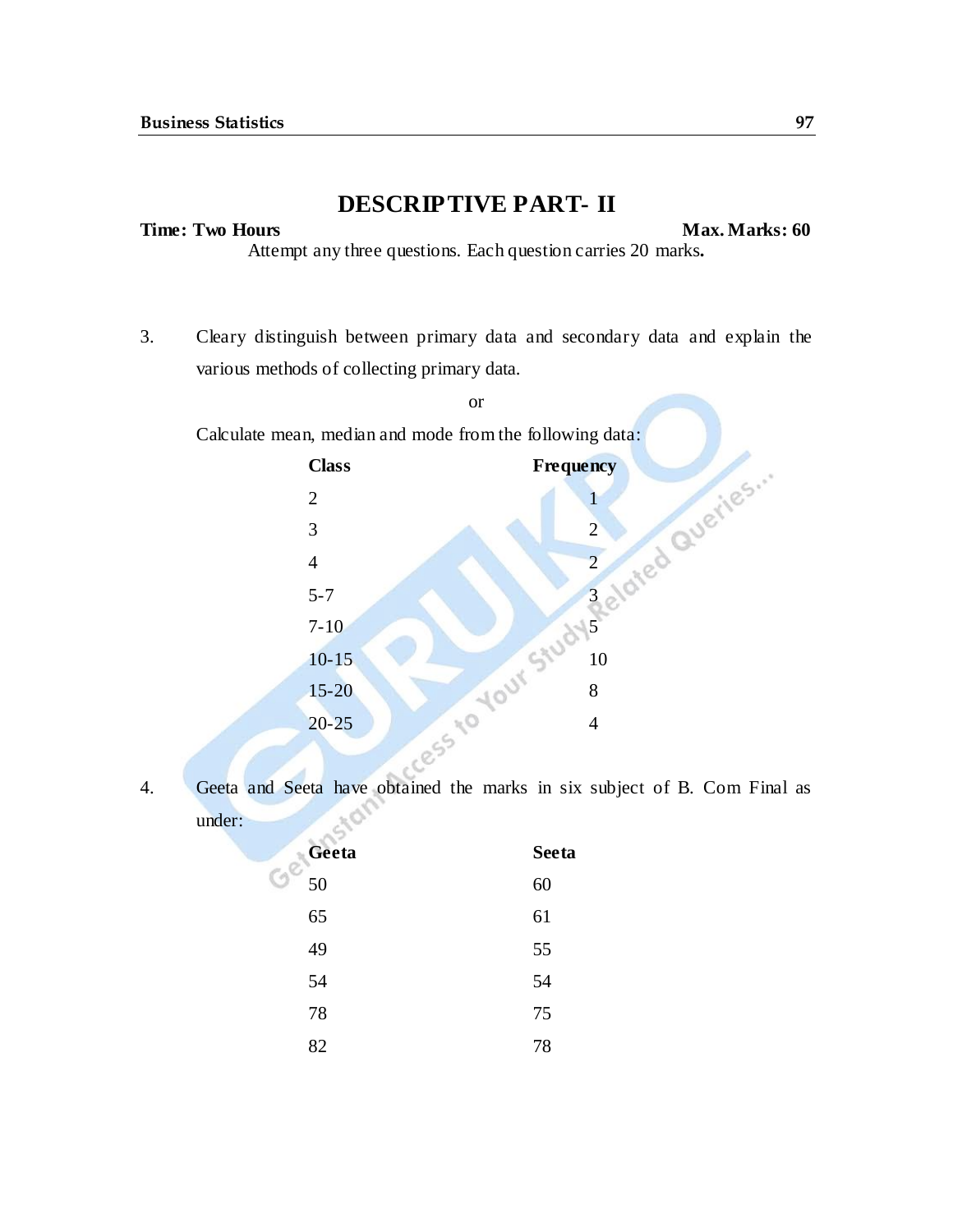# DESCRIPTIVE PART- II

**Time: Two Hours** **Max. Marks: 60**

Attempt any three questions. Each question carries 20 marks**.**

3. Cleary distinguish between primary data and secondary data and explain the various methods of collecting primary data.

or

Calculate mean, median and mode from the following data:

| Class | Frequency |
|---|---|
| 2 | 1 |
| 3 | 2 |
| 4 | 2 |
| 5-7 | 3 |
| 7-10 | 5 |
| 10-15 | 10 |
| 15-20 | 8 |
| 20-25 | 4 |

4. Geeta and Seeta have obtained the marks in six subject of B. Com Final as under:

| Geeta | Seeta |
|---|---|
| 50 | 60 |
| 65 | 61 |
| 49 | 55 |
| 54 | 54 |
| 78 | 75 |
| 82 | 78 |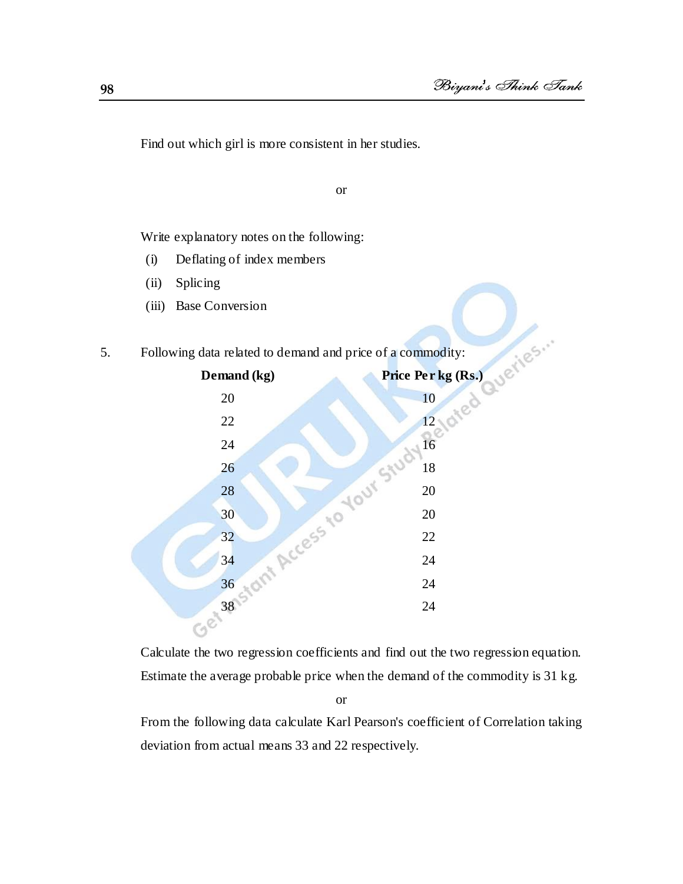Find out which girl is more consistent in her studies.

or

Write explanatory notes on the following:

- (i) Deflating of index members
- (ii) Splicing
- (iii) Base Conversion

5. Following data related to demand and price of a commodity:

| **Demand (kg)** | **Price Per kg (Rs.)** |
|---|---|
| 20 | 10 |
| 22 | 12 |
| 24 | 16 |
| 26 | 18 |
| 28 | 20 |
| 30 | 20 |
| 32 | 22 |
| 34 | 24 |
| 36 | 24 |
| 38 | 24 |

Calculate the two regression coefficients and find out the two regression equation. Estimate the average probable price when the demand of the commodity is 31 kg.

or

From the following data calculate Karl Pearson's coefficient of Correlation taking deviation from actual means 33 and 22 respectively.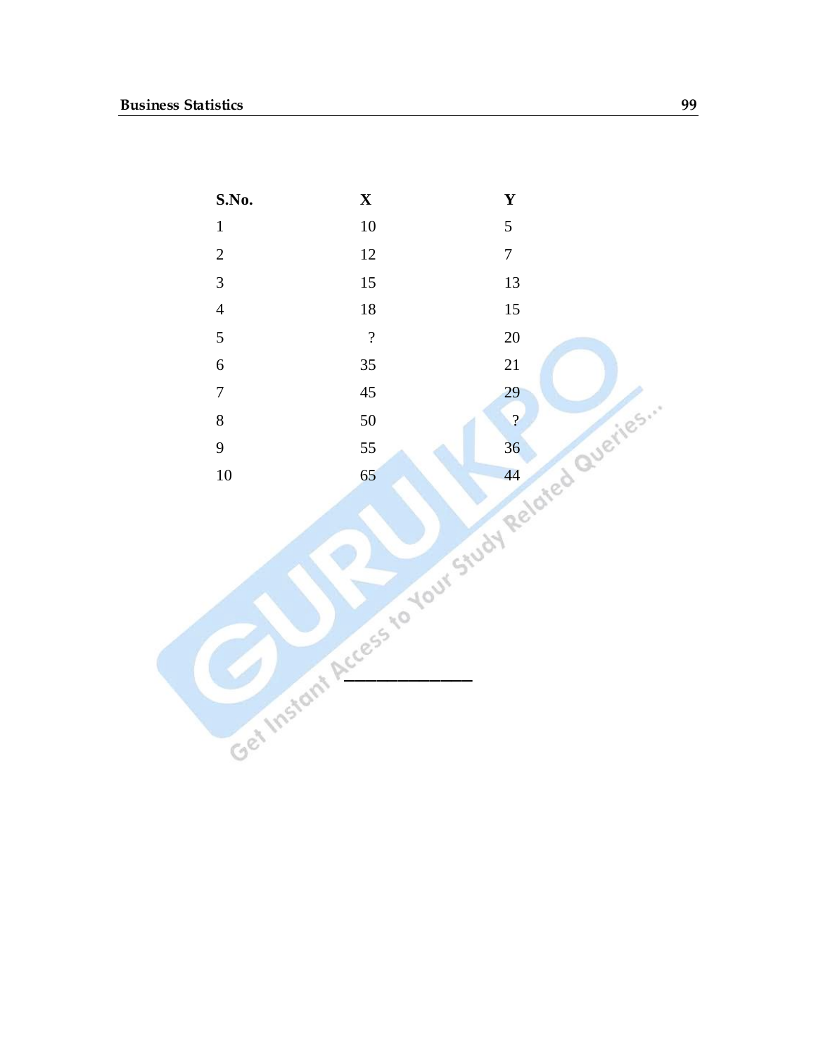| S.No. | X | Y |
|---|---|---|
| 1 | 10 | 5 |
| 2 | 12 | 7 |
| 3 | 15 | 13 |
| 4 | 18 | 15 |
| 5 | ? | 20 |
| 6 | 35 | 21 |
| 7 | 45 | 29 |
| 8 | 50 | ? |
| 9 | 55 | 36 |
| 10 | 65 | 44 |

---